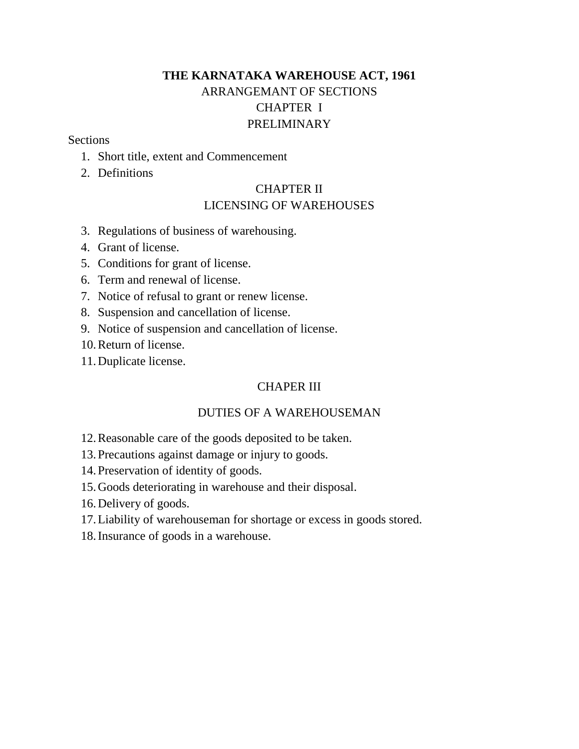# THE KARNATAKA WAREHOUSE ACT, 1961

ARRANGEMANT OF SECTIONS

## CHAPTER I

## PRELIMINARY

Sections

1. Short title, extent and Commencement
2. Definitions

## CHAPTER II

## LICENSING OF WAREHOUSES

3. Regulations of business of warehousing.
4. Grant of license.
5. Conditions for grant of license.
6. Term and renewal of license.
7. Notice of refusal to grant or renew license.
8. Suspension and cancellation of license.
9. Notice of suspension and cancellation of license.
10. Return of license.
11. Duplicate license.

## CHAPER III

## DUTIES OF A WAREHOUSEMAN

12. Reasonable care of the goods deposited to be taken.
13. Precautions against damage or injury to goods.
14. Preservation of identity of goods.
15. Goods deteriorating in warehouse and their disposal.
16. Delivery of goods.
17. Liability of warehouseman for shortage or excess in goods stored.
18. Insurance of goods in a warehouse.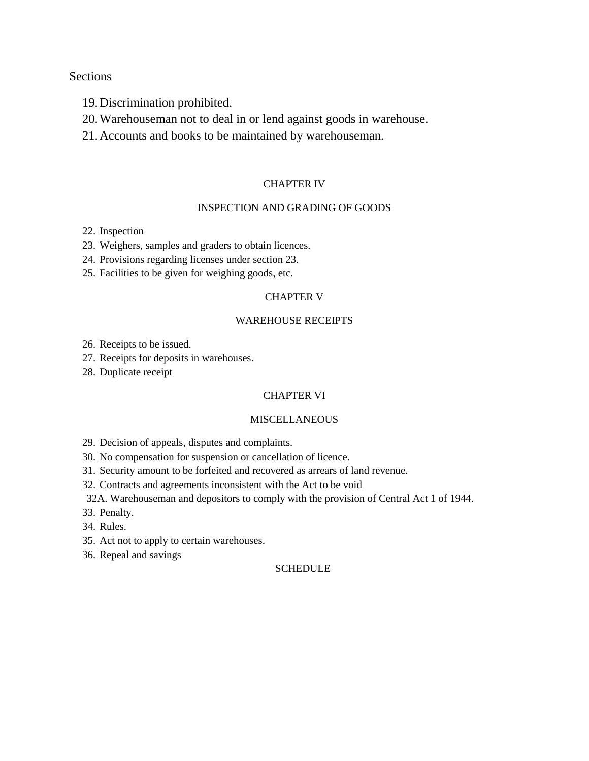Sections

19. Discrimination prohibited.
20. Warehouseman not to deal in or lend against goods in warehouse.
21. Accounts and books to be maintained by warehouseman.

CHAPTER IV

INSPECTION AND GRADING OF GOODS

22. Inspection
23. Weighers, samples and graders to obtain licences.
24. Provisions regarding licenses under section 23.
25. Facilities to be given for weighing goods, etc.

CHAPTER V

WAREHOUSE RECEIPTS

26. Receipts to be issued.
27. Receipts for deposits in warehouses.
28. Duplicate receipt

CHAPTER VI

MISCELLANEOUS

29. Decision of appeals, disputes and complaints.
30. No compensation for suspension or cancellation of licence.
31. Security amount to be forfeited and recovered as arrears of land revenue.
32. Contracts and agreements inconsistent with the Act to be void

32A. Warehouseman and depositors to comply with the provision of Central Act 1 of 1944.

33. Penalty.
34. Rules.
35. Act not to apply to certain warehouses.
36. Repeal and savings

SCHEDULE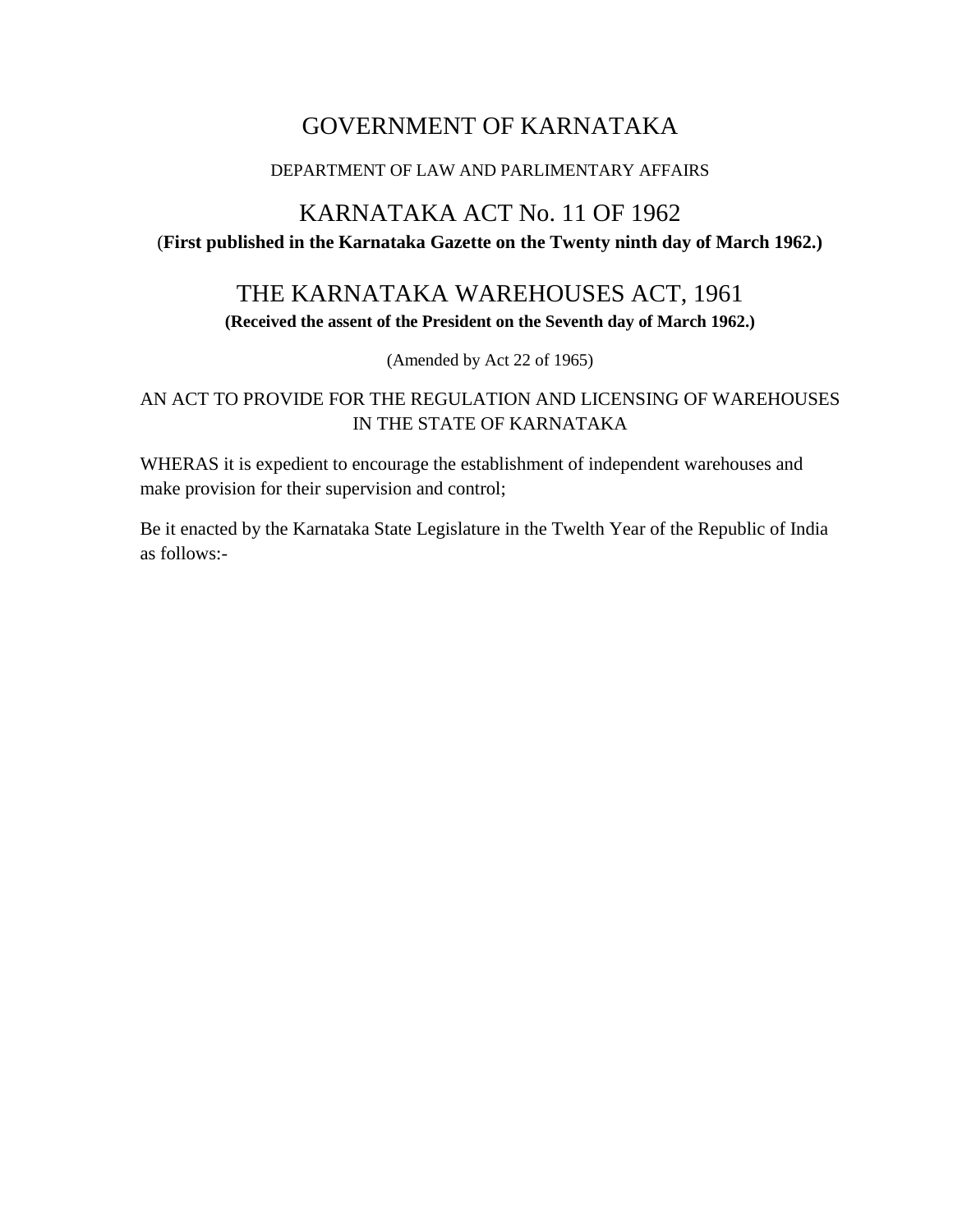# GOVERNMENT OF KARNATAKA

DEPARTMENT OF LAW AND PARLIMENTARY AFFAIRS

## KARNATAKA ACT No. 11 OF 1962

(**First published in the Karnataka Gazette on the Twenty ninth day of March 1962.)**

## THE KARNATAKA WAREHOUSES ACT, 1961

**(Received the assent of the President on the Seventh day of March 1962.)**

(Amended by Act 22 of 1965)

AN ACT TO PROVIDE FOR THE REGULATION AND LICENSING OF WAREHOUSES IN THE STATE OF KARNATAKA

WHERAS it is expedient to encourage the establishment of independent warehouses and make provision for their supervision and control;

Be it enacted by the Karnataka State Legislature in the Twelth Year of the Republic of India as follows:-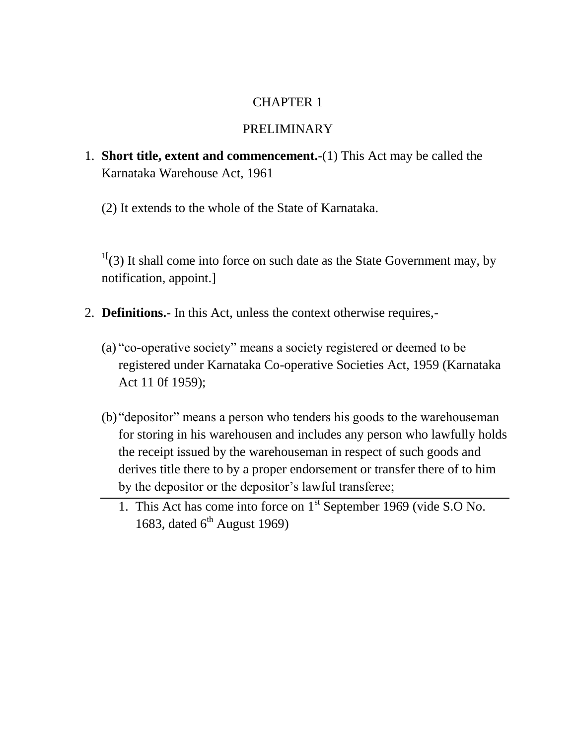# CHAPTER 1

## PRELIMINARY

1. **Short title, extent and commencement.**-(1) This Act may be called the Karnataka Warehouse Act, 1961

   (2) It extends to the whole of the State of Karnataka.

   [1][(3) It shall come into force on such date as the State Government may, by notification, appoint.]

2. **Definitions.-** In this Act, unless the context otherwise requires,-

   (a) "co-operative society" means a society registered or deemed to be registered under Karnataka Co-operative Societies Act, 1959 (Karnataka Act 11 0f 1959);

   (b) "depositor" means a person who tenders his goods to the warehouseman for storing in his warehousen and includes any person who lawfully holds the receipt issued by the warehouseman in respect of such goods and derives title there to by a proper endorsement or transfer there of to him by the depositor or the depositor's lawful transferee;

---

1. This Act has come into force on 1st September 1969 (vide S.O No. 1683, dated 6th August 1969)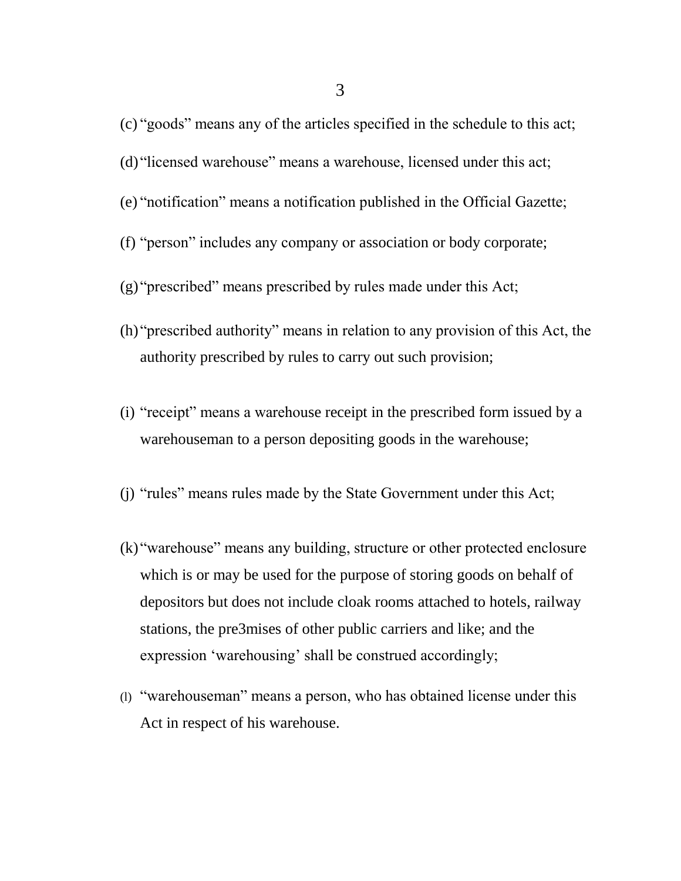(c) "goods" means any of the articles specified in the schedule to this act;

(d) "licensed warehouse" means a warehouse, licensed under this act;

(e) "notification" means a notification published in the Official Gazette;

(f) "person" includes any company or association or body corporate;

(g) "prescribed" means prescribed by rules made under this Act;

(h) "prescribed authority" means in relation to any provision of this Act, the authority prescribed by rules to carry out such provision;

(i) "receipt" means a warehouse receipt in the prescribed form issued by a warehouseman to a person depositing goods in the warehouse;

(j) "rules" means rules made by the State Government under this Act;

(k) "warehouse" means any building, structure or other protected enclosure which is or may be used for the purpose of storing goods on behalf of depositors but does not include cloak rooms attached to hotels, railway stations, the pre3mises of other public carriers and like; and the expression 'warehousing' shall be construed accordingly;

(l) "warehouseman" means a person, who has obtained license under this Act in respect of his warehouse.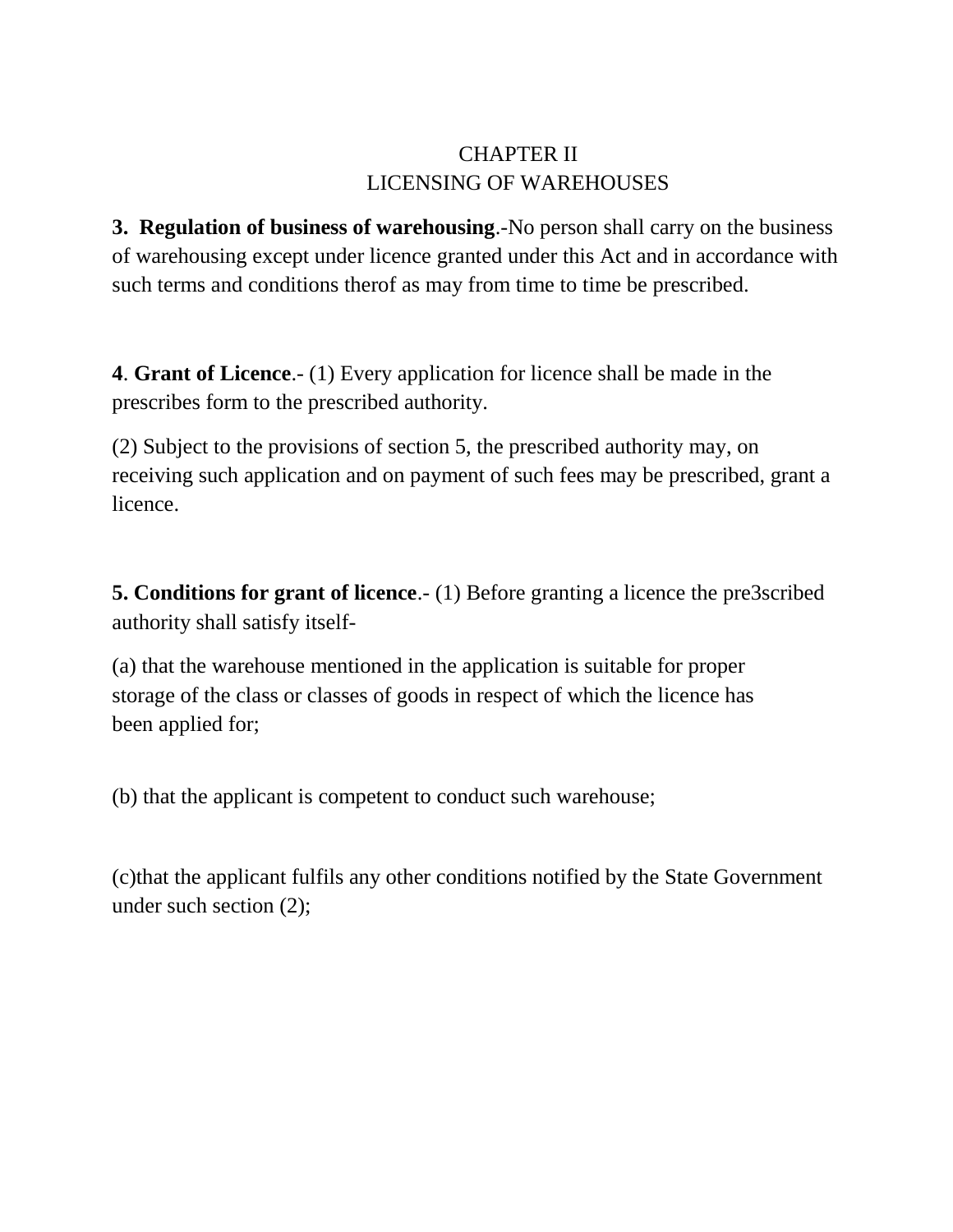## CHAPTER II
## LICENSING OF WAREHOUSES

**3. Regulation of business of warehousing**.-No person shall carry on the business of warehousing except under licence granted under this Act and in accordance with such terms and conditions therof as may from time to time be prescribed.

**4**. **Grant of Licence**.- (1) Every application for licence shall be made in the prescribes form to the prescribed authority.

(2) Subject to the provisions of section 5, the prescribed authority may, on receiving such application and on payment of such fees may be prescribed, grant a licence.

**5. Conditions for grant of licence**.- (1) Before granting a licence the pre3scribed authority shall satisfy itself-

(a) that the warehouse mentioned in the application is suitable for proper storage of the class or classes of goods in respect of which the licence has been applied for;

(b) that the applicant is competent to conduct such warehouse;

(c)that the applicant fulfils any other conditions notified by the State Government under such section (2);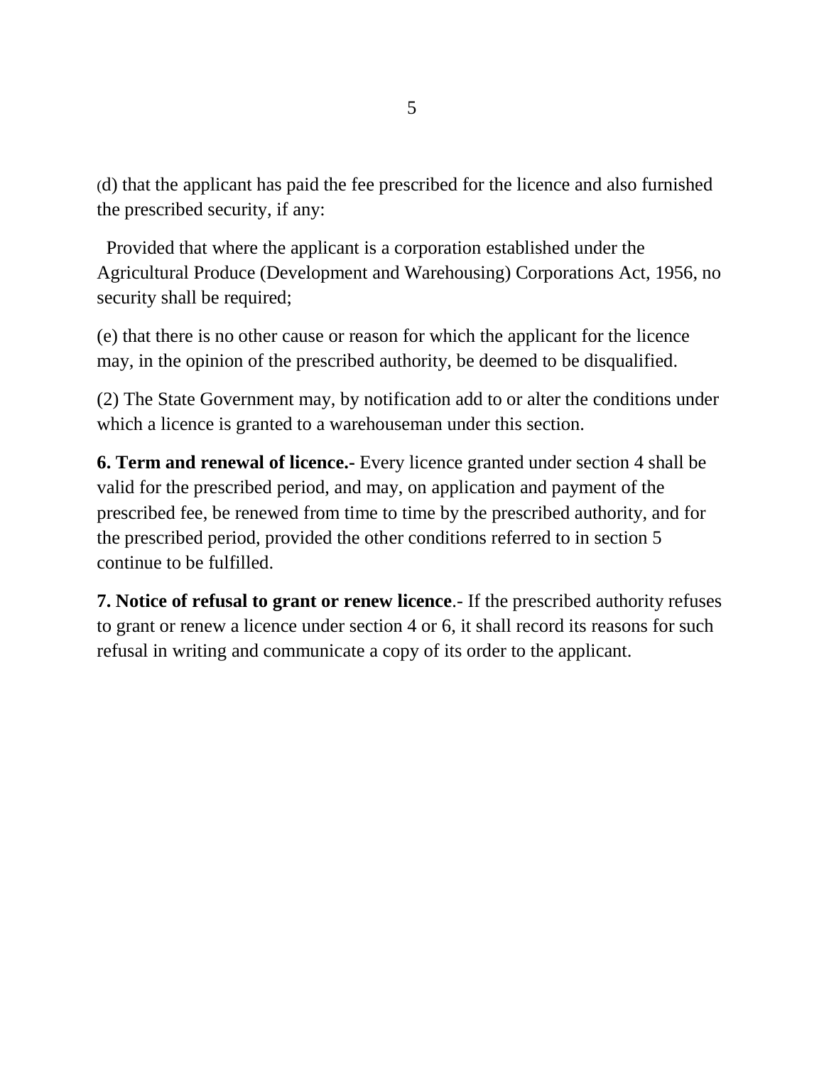(d) that the applicant has paid the fee prescribed for the licence and also furnished the prescribed security, if any:

Provided that where the applicant is a corporation established under the Agricultural Produce (Development and Warehousing) Corporations Act, 1956, no security shall be required;

(e) that there is no other cause or reason for which the applicant for the licence may, in the opinion of the prescribed authority, be deemed to be disqualified.

(2) The State Government may, by notification add to or alter the conditions under which a licence is granted to a warehouseman under this section.

**6. Term and renewal of licence.-** Every licence granted under section 4 shall be valid for the prescribed period, and may, on application and payment of the prescribed fee, be renewed from time to time by the prescribed authority, and for the prescribed period, provided the other conditions referred to in section 5 continue to be fulfilled.

**7. Notice of refusal to grant or renew licence**.- If the prescribed authority refuses to grant or renew a licence under section 4 or 6, it shall record its reasons for such refusal in writing and communicate a copy of its order to the applicant.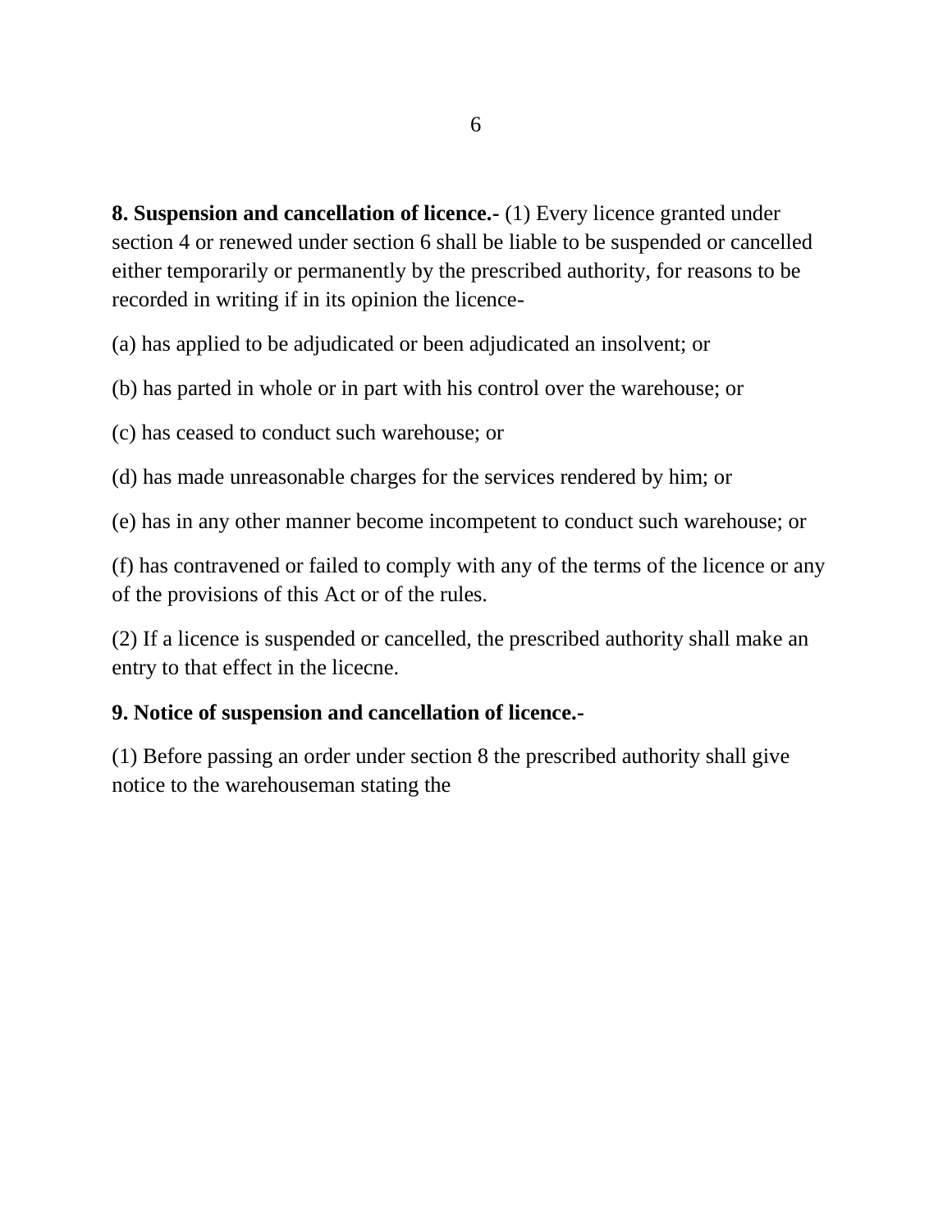**8. Suspension and cancellation of licence.-** (1) Every licence granted under section 4 or renewed under section 6 shall be liable to be suspended or cancelled either temporarily or permanently by the prescribed authority, for reasons to be recorded in writing if in its opinion the licence-

(a) has applied to be adjudicated or been adjudicated an insolvent; or

(b) has parted in whole or in part with his control over the warehouse; or

(c) has ceased to conduct such warehouse; or

(d) has made unreasonable charges for the services rendered by him; or

(e) has in any other manner become incompetent to conduct such warehouse; or

(f) has contravened or failed to comply with any of the terms of the licence or any of the provisions of this Act or of the rules.

(2) If a licence is suspended or cancelled, the prescribed authority shall make an entry to that effect in the licecne.

**9. Notice of suspension and cancellation of licence.-**

(1) Before passing an order under section 8 the prescribed authority shall give notice to the warehouseman stating the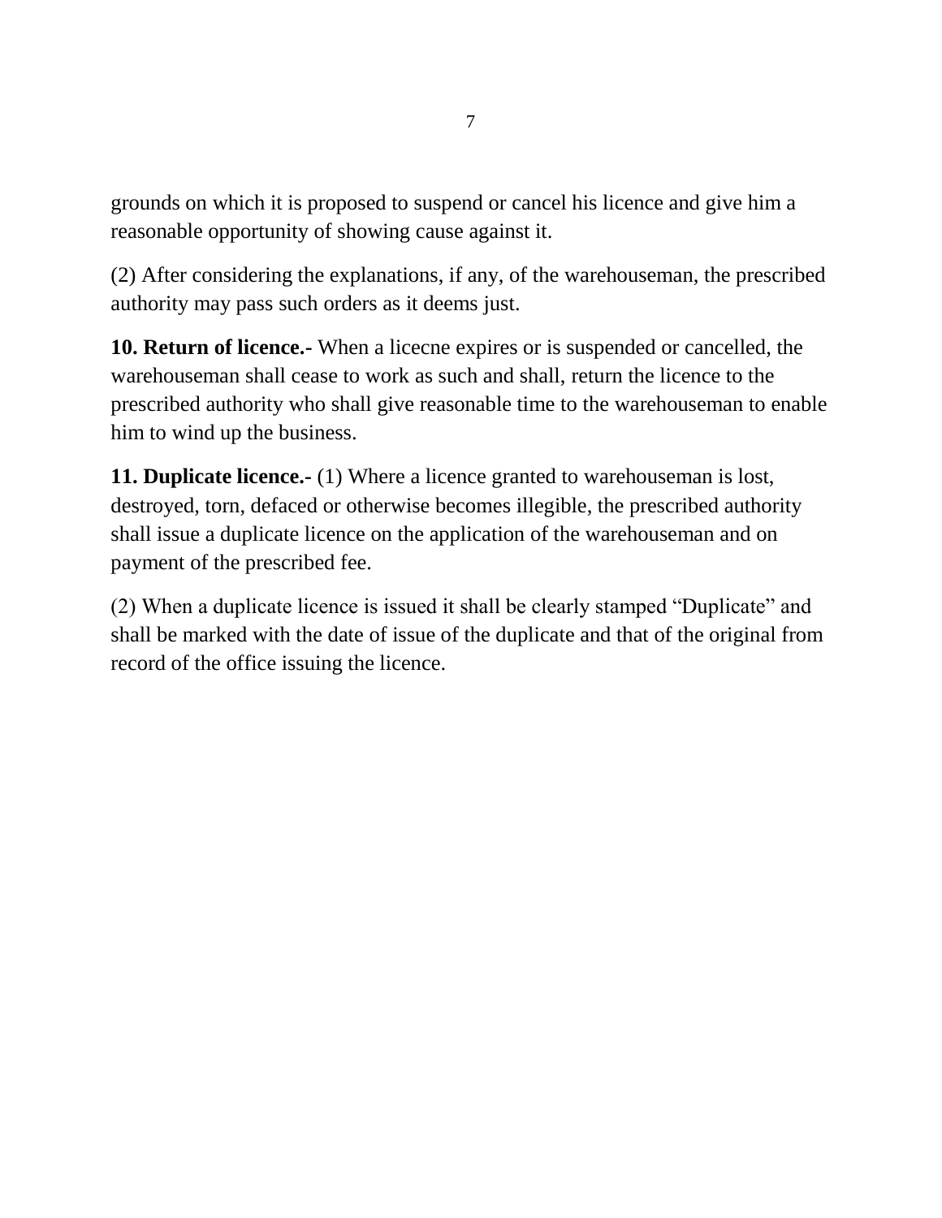grounds on which it is proposed to suspend or cancel his licence and give him a reasonable opportunity of showing cause against it.

(2) After considering the explanations, if any, of the warehouseman, the prescribed authority may pass such orders as it deems just.

**10. Return of licence.-** When a licecne expires or is suspended or cancelled, the warehouseman shall cease to work as such and shall, return the licence to the prescribed authority who shall give reasonable time to the warehouseman to enable him to wind up the business.

**11. Duplicate licence.-** (1) Where a licence granted to warehouseman is lost, destroyed, torn, defaced or otherwise becomes illegible, the prescribed authority shall issue a duplicate licence on the application of the warehouseman and on payment of the prescribed fee.

(2) When a duplicate licence is issued it shall be clearly stamped "Duplicate" and shall be marked with the date of issue of the duplicate and that of the original from record of the office issuing the licence.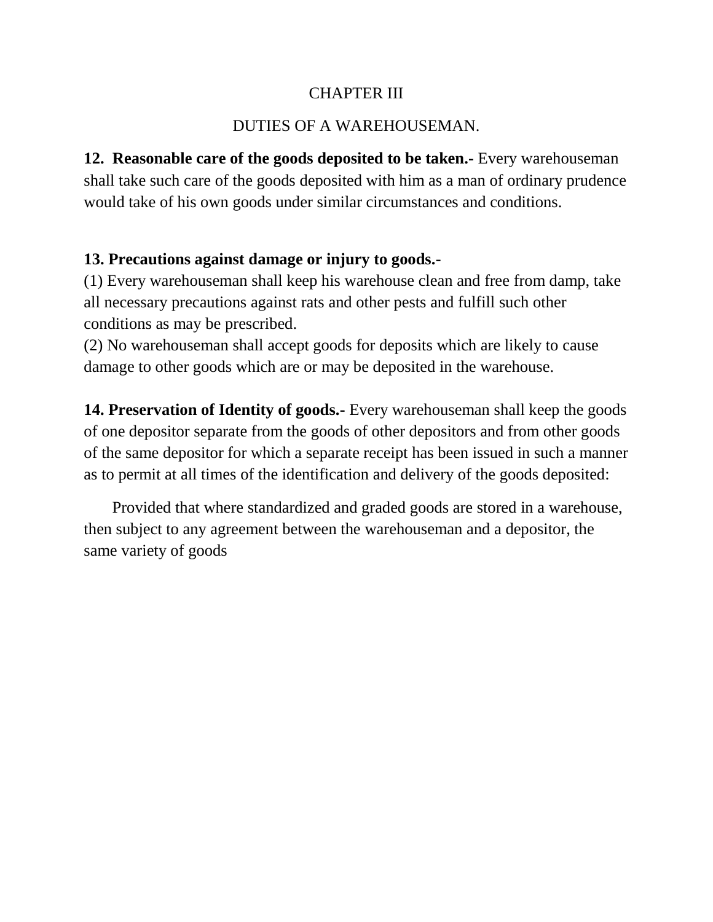# CHAPTER III

## DUTIES OF A WAREHOUSEMAN.

**12. Reasonable care of the goods deposited to be taken.-** Every warehouseman shall take such care of the goods deposited with him as a man of ordinary prudence would take of his own goods under similar circumstances and conditions.

**13. Precautions against damage or injury to goods.-**
(1) Every warehouseman shall keep his warehouse clean and free from damp, take all necessary precautions against rats and other pests and fulfill such other conditions as may be prescribed.
(2) No warehouseman shall accept goods for deposits which are likely to cause damage to other goods which are or may be deposited in the warehouse.

**14. Preservation of Identity of goods.-** Every warehouseman shall keep the goods of one depositor separate from the goods of other depositors and from other goods of the same depositor for which a separate receipt has been issued in such a manner as to permit at all times of the identification and delivery of the goods deposited:

Provided that where standardized and graded goods are stored in a warehouse, then subject to any agreement between the warehouseman and a depositor, the same variety of goods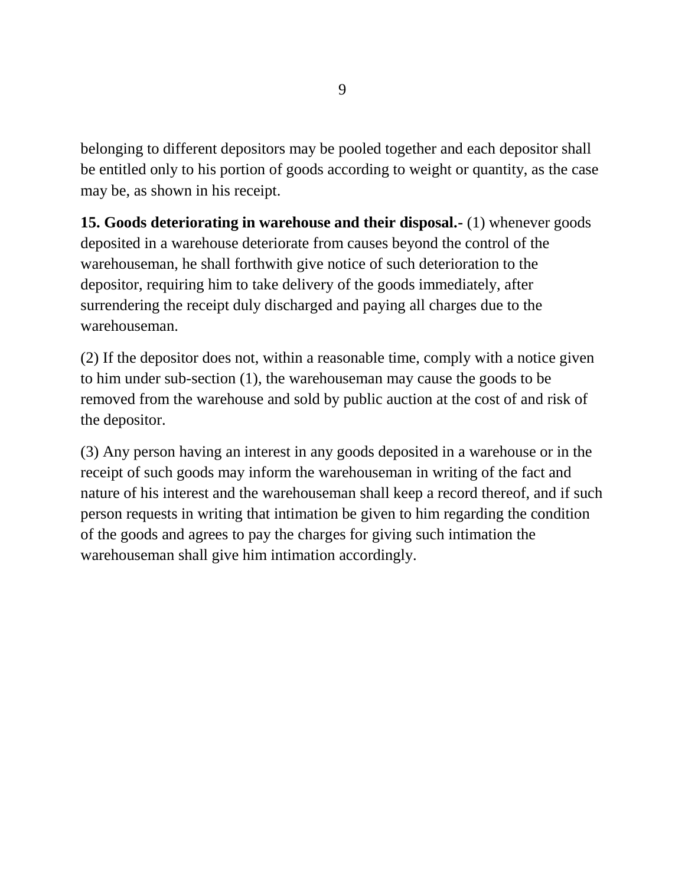belonging to different depositors may be pooled together and each depositor shall be entitled only to his portion of goods according to weight or quantity, as the case may be, as shown in his receipt.

**15. Goods deteriorating in warehouse and their disposal.-** (1) whenever goods deposited in a warehouse deteriorate from causes beyond the control of the warehouseman, he shall forthwith give notice of such deterioration to the depositor, requiring him to take delivery of the goods immediately, after surrendering the receipt duly discharged and paying all charges due to the warehouseman.

(2) If the depositor does not, within a reasonable time, comply with a notice given to him under sub-section (1), the warehouseman may cause the goods to be removed from the warehouse and sold by public auction at the cost of and risk of the depositor.

(3) Any person having an interest in any goods deposited in a warehouse or in the receipt of such goods may inform the warehouseman in writing of the fact and nature of his interest and the warehouseman shall keep a record thereof, and if such person requests in writing that intimation be given to him regarding the condition of the goods and agrees to pay the charges for giving such intimation the warehouseman shall give him intimation accordingly.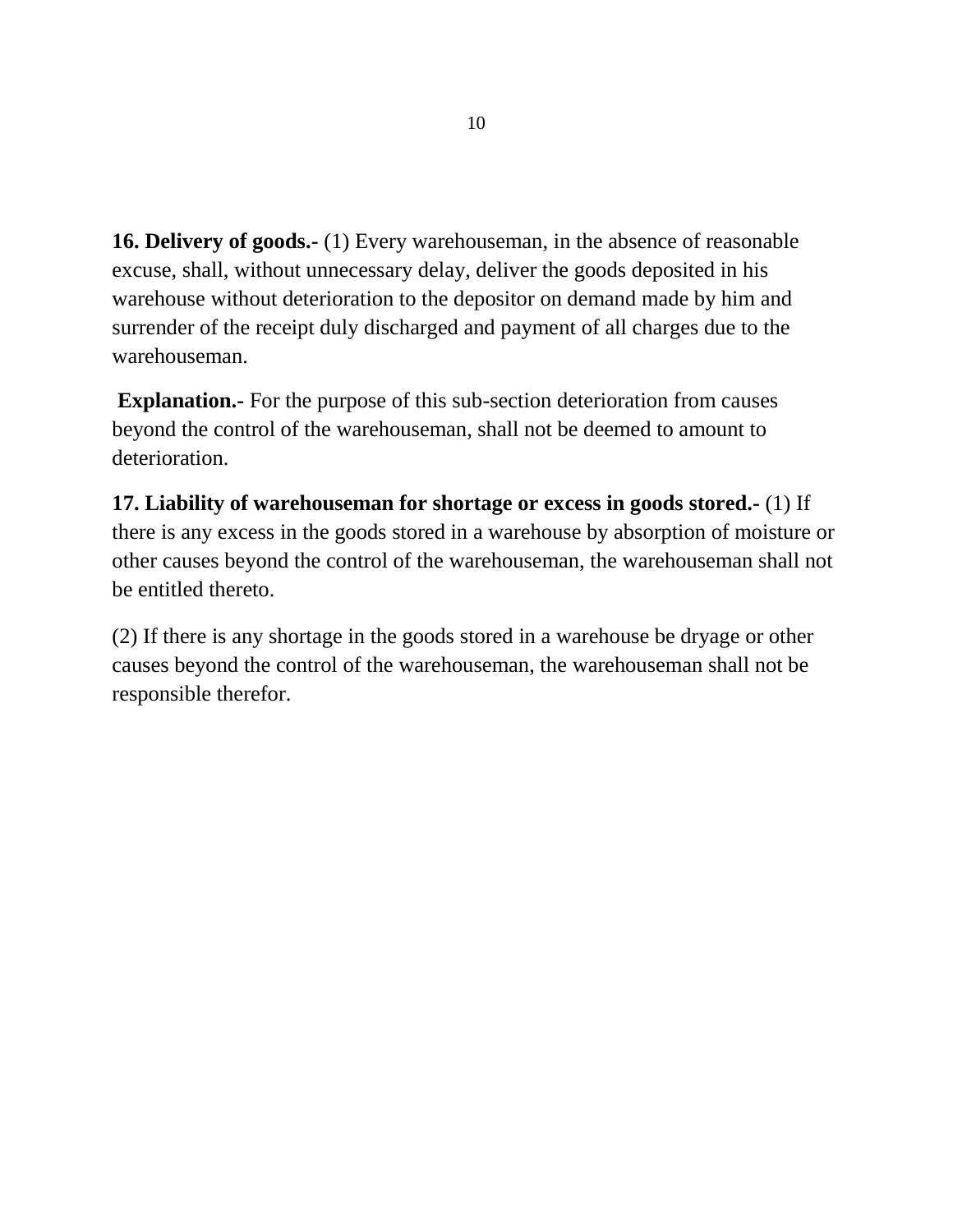**16. Delivery of goods.-** (1) Every warehouseman, in the absence of reasonable excuse, shall, without unnecessary delay, deliver the goods deposited in his warehouse without deterioration to the depositor on demand made by him and surrender of the receipt duly discharged and payment of all charges due to the warehouseman.

**Explanation.-** For the purpose of this sub-section deterioration from causes beyond the control of the warehouseman, shall not be deemed to amount to deterioration.

**17. Liability of warehouseman for shortage or excess in goods stored.-** (1) If there is any excess in the goods stored in a warehouse by absorption of moisture or other causes beyond the control of the warehouseman, the warehouseman shall not be entitled thereto.

(2) If there is any shortage in the goods stored in a warehouse be dryage or other causes beyond the control of the warehouseman, the warehouseman shall not be responsible therefor.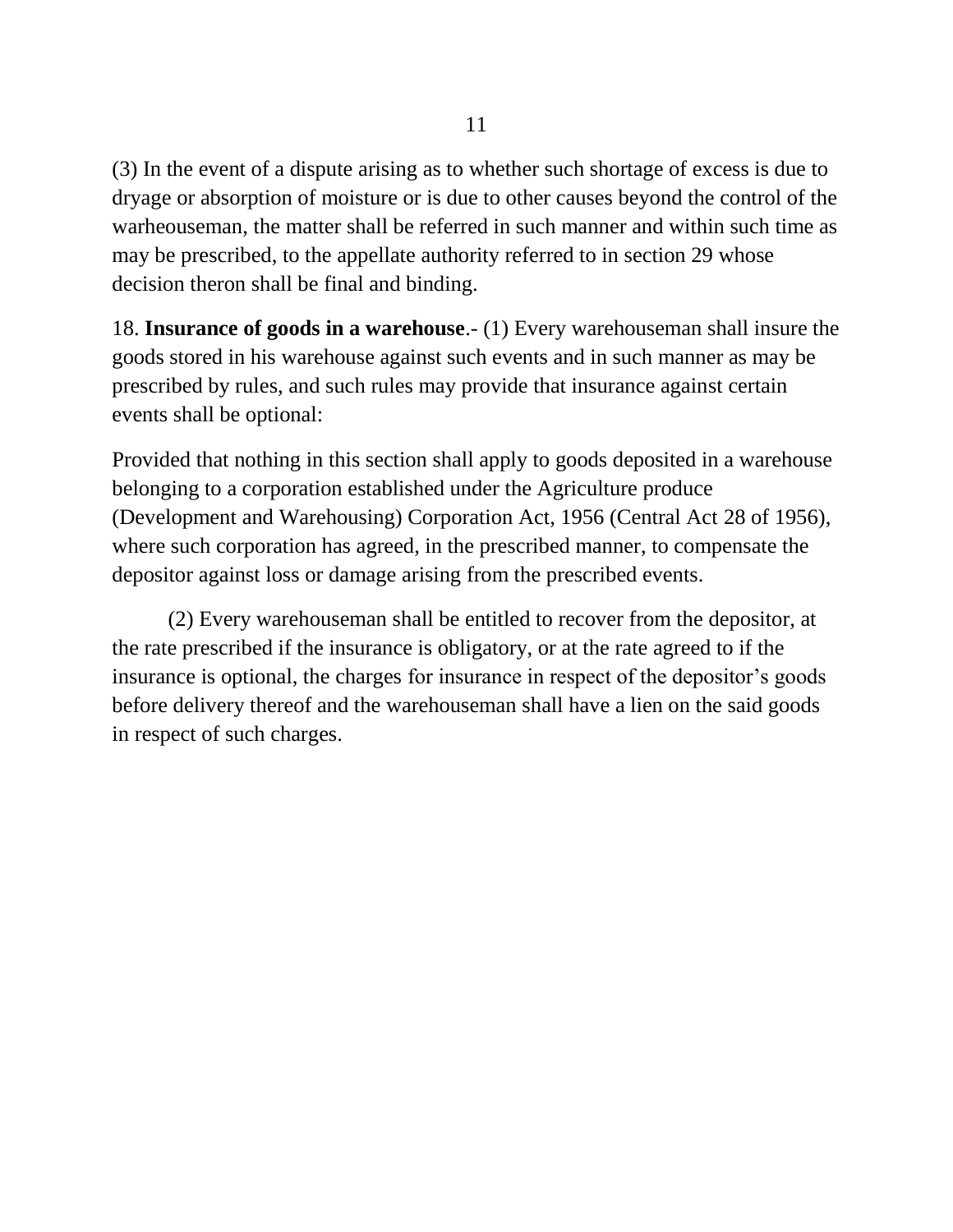(3) In the event of a dispute arising as to whether such shortage of excess is due to dryage or absorption of moisture or is due to other causes beyond the control of the warheouseman, the matter shall be referred in such manner and within such time as may be prescribed, to the appellate authority referred to in section 29 whose decision theron shall be final and binding.

18. **Insurance of goods in a warehouse**.- (1) Every warehouseman shall insure the goods stored in his warehouse against such events and in such manner as may be prescribed by rules, and such rules may provide that insurance against certain events shall be optional:

Provided that nothing in this section shall apply to goods deposited in a warehouse belonging to a corporation established under the Agriculture produce (Development and Warehousing) Corporation Act, 1956 (Central Act 28 of 1956), where such corporation has agreed, in the prescribed manner, to compensate the depositor against loss or damage arising from the prescribed events.

(2) Every warehouseman shall be entitled to recover from the depositor, at the rate prescribed if the insurance is obligatory, or at the rate agreed to if the insurance is optional, the charges for insurance in respect of the depositor's goods before delivery thereof and the warehouseman shall have a lien on the said goods in respect of such charges.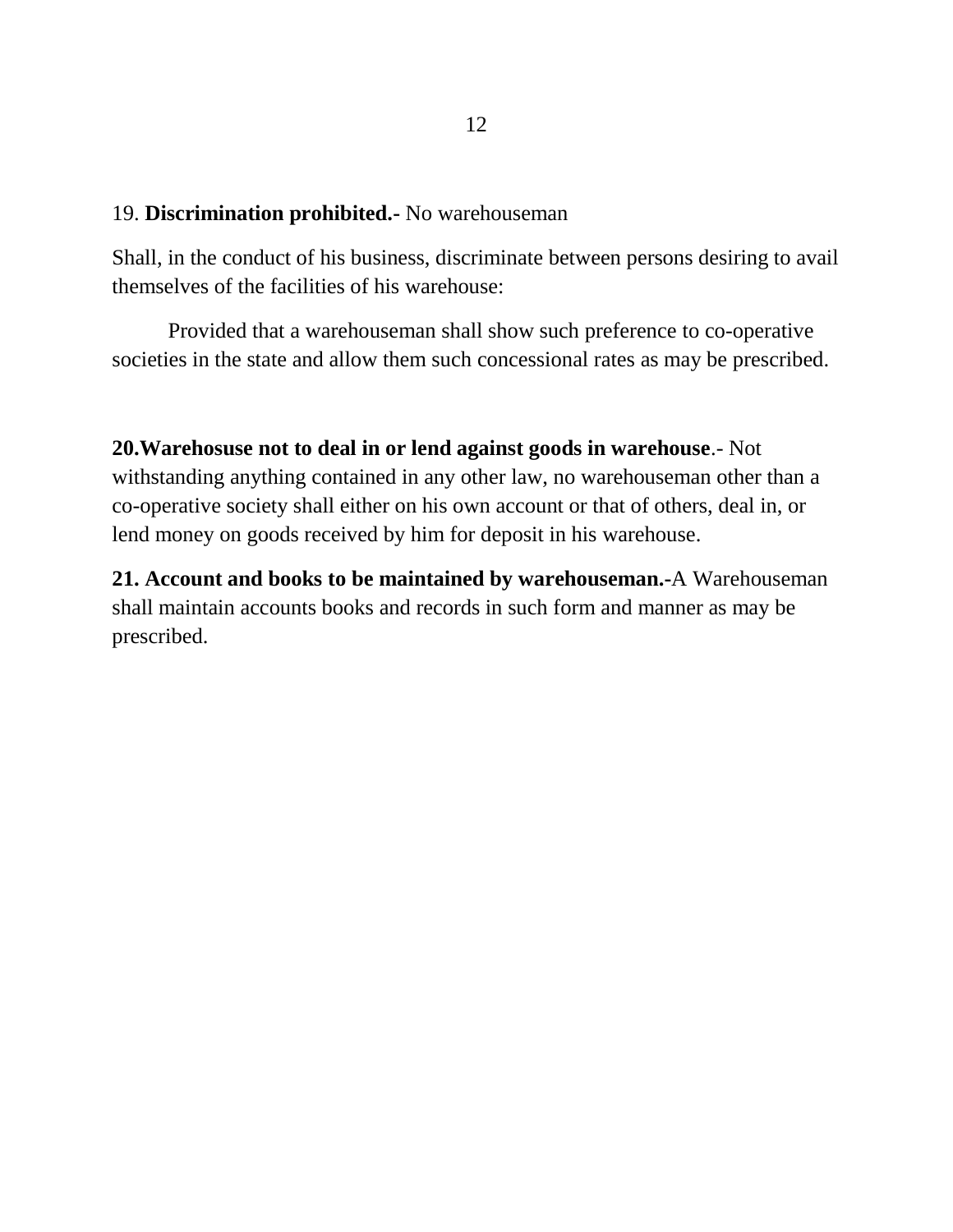19. **Discrimination prohibited.-** No warehouseman

Shall, in the conduct of his business, discriminate between persons desiring to avail themselves of the facilities of his warehouse:

Provided that a warehouseman shall show such preference to co-operative societies in the state and allow them such concessional rates as may be prescribed.

**20.Warehosuse not to deal in or lend against goods in warehouse**.- Not withstanding anything contained in any other law, no warehouseman other than a co-operative society shall either on his own account or that of others, deal in, or lend money on goods received by him for deposit in his warehouse.

**21. Account and books to be maintained by warehouseman.-**A Warehouseman shall maintain accounts books and records in such form and manner as may be prescribed.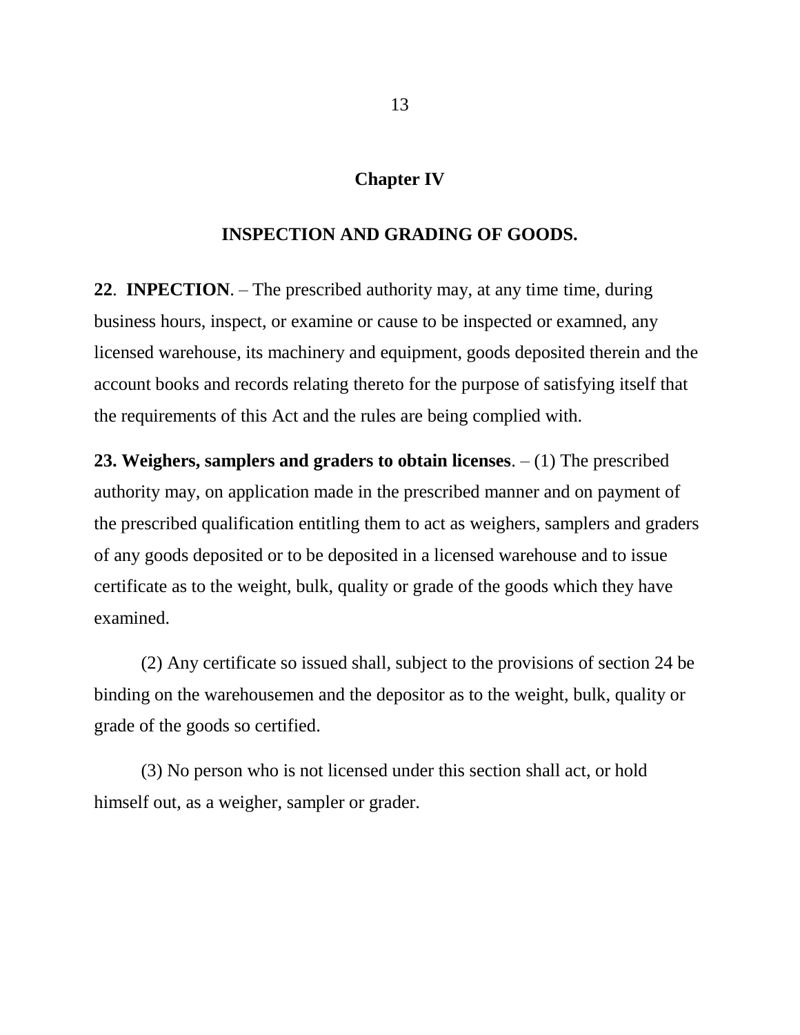## Chapter IV

## INSPECTION AND GRADING OF GOODS.

**22**. **INPECTION**. – The prescribed authority may, at any time time, during business hours, inspect, or examine or cause to be inspected or examned, any licensed warehouse, its machinery and equipment, goods deposited therein and the account books and records relating thereto for the purpose of satisfying itself that the requirements of this Act and the rules are being complied with.

**23. Weighers, samplers and graders to obtain licenses**. – (1) The prescribed authority may, on application made in the prescribed manner and on payment of the prescribed qualification entitling them to act as weighers, samplers and graders of any goods deposited or to be deposited in a licensed warehouse and to issue certificate as to the weight, bulk, quality or grade of the goods which they have examined.

(2) Any certificate so issued shall, subject to the provisions of section 24 be binding on the warehousemen and the depositor as to the weight, bulk, quality or grade of the goods so certified.

(3) No person who is not licensed under this section shall act, or hold himself out, as a weigher, sampler or grader.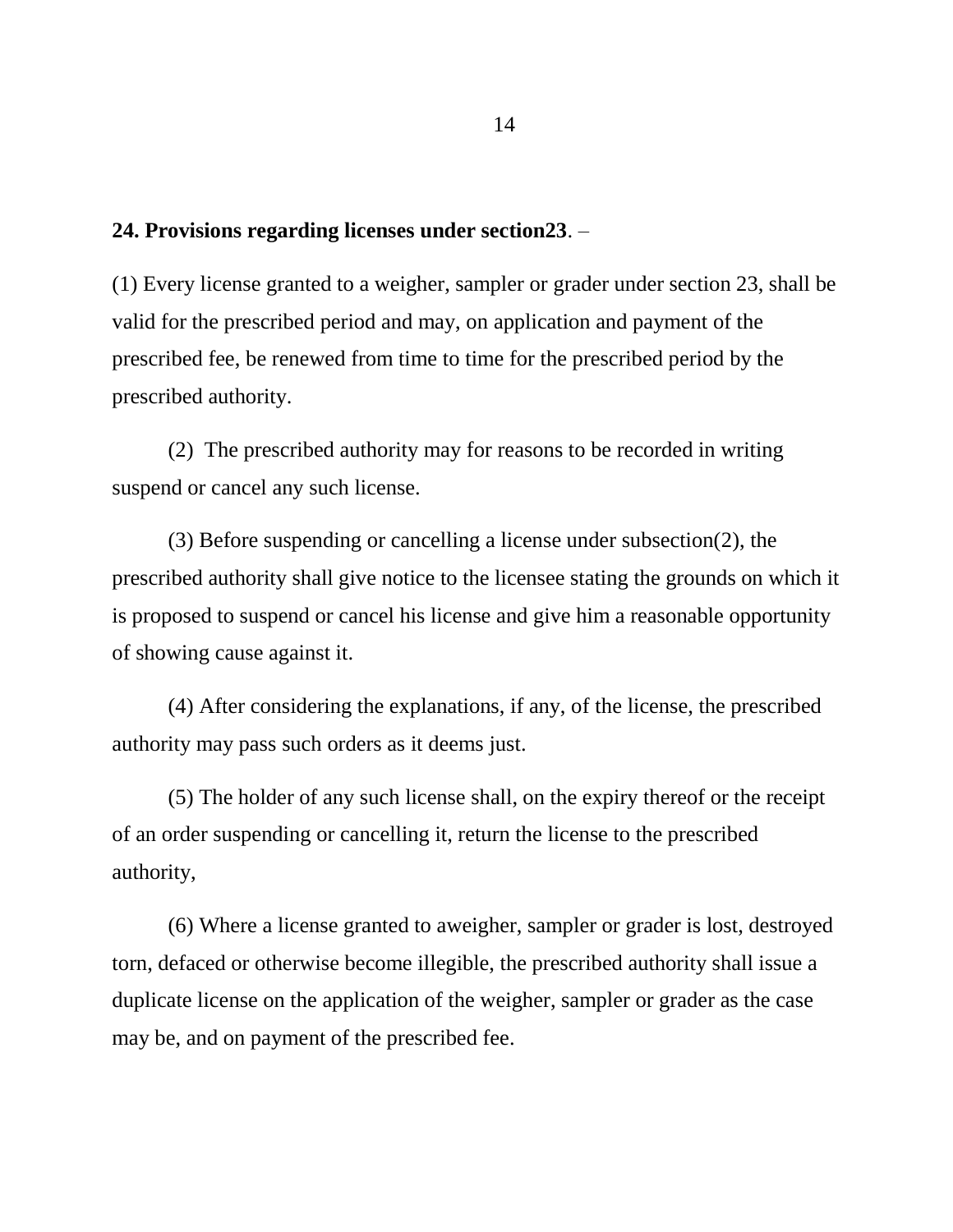**24. Provisions regarding licenses under section23**. –

(1) Every license granted to a weigher, sampler or grader under section 23, shall be valid for the prescribed period and may, on application and payment of the prescribed fee, be renewed from time to time for the prescribed period by the prescribed authority.

(2) The prescribed authority may for reasons to be recorded in writing suspend or cancel any such license.

(3) Before suspending or cancelling a license under subsection(2), the prescribed authority shall give notice to the licensee stating the grounds on which it is proposed to suspend or cancel his license and give him a reasonable opportunity of showing cause against it.

(4) After considering the explanations, if any, of the license, the prescribed authority may pass such orders as it deems just.

(5) The holder of any such license shall, on the expiry thereof or the receipt of an order suspending or cancelling it, return the license to the prescribed authority,

(6) Where a license granted to aweigher, sampler or grader is lost, destroyed torn, defaced or otherwise become illegible, the prescribed authority shall issue a duplicate license on the application of the weigher, sampler or grader as the case may be, and on payment of the prescribed fee.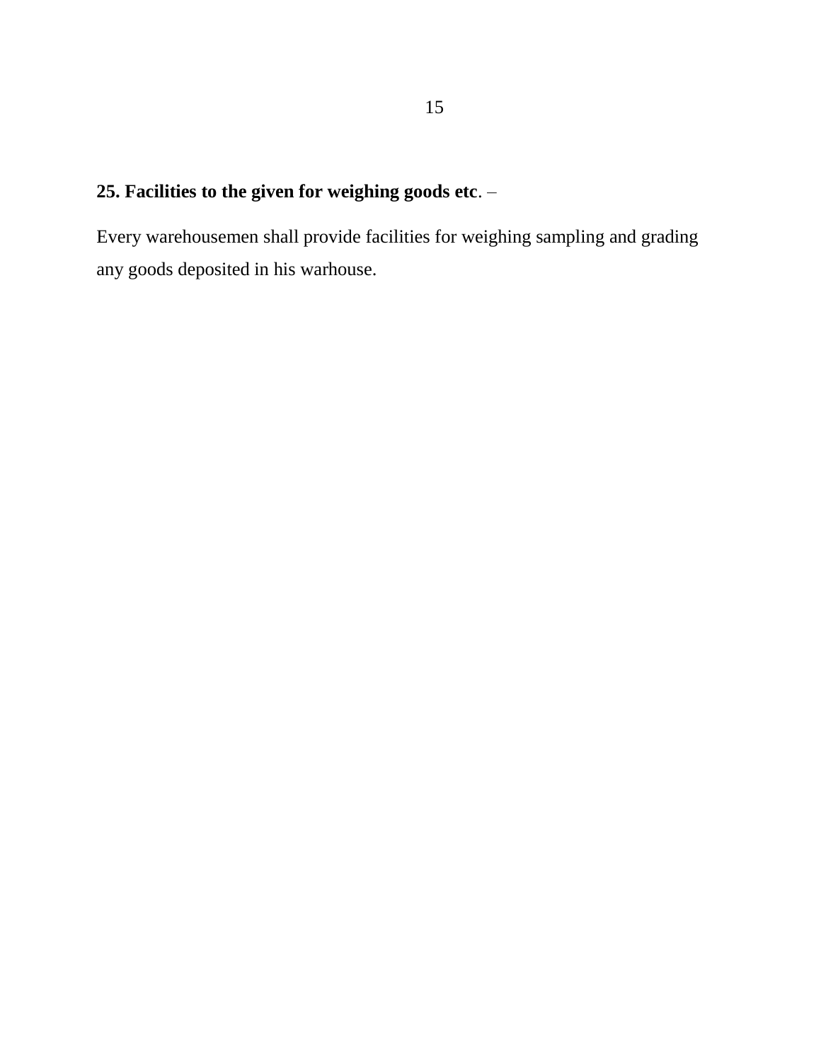**25. Facilities to the given for weighing goods etc**. –

Every warehousemen shall provide facilities for weighing sampling and grading any goods deposited in his warhouse.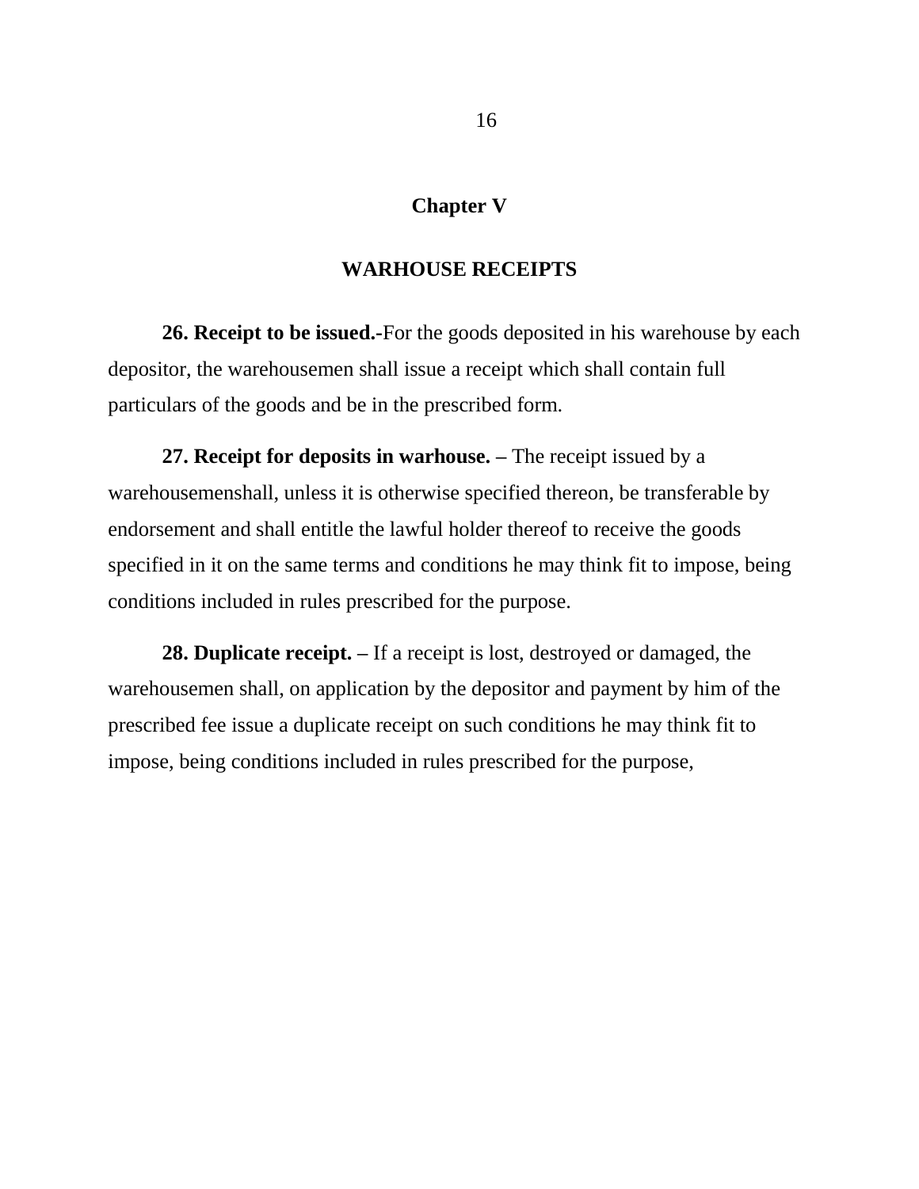## Chapter V

## WARHOUSE RECEIPTS

**26. Receipt to be issued.-**For the goods deposited in his warehouse by each depositor, the warehousemen shall issue a receipt which shall contain full particulars of the goods and be in the prescribed form.

**27. Receipt for deposits in warhouse. –** The receipt issued by a warehousemenshall, unless it is otherwise specified thereon, be transferable by endorsement and shall entitle the lawful holder thereof to receive the goods specified in it on the same terms and conditions he may think fit to impose, being conditions included in rules prescribed for the purpose.

**28. Duplicate receipt. –** If a receipt is lost, destroyed or damaged, the warehousemen shall, on application by the depositor and payment by him of the prescribed fee issue a duplicate receipt on such conditions he may think fit to impose, being conditions included in rules prescribed for the purpose,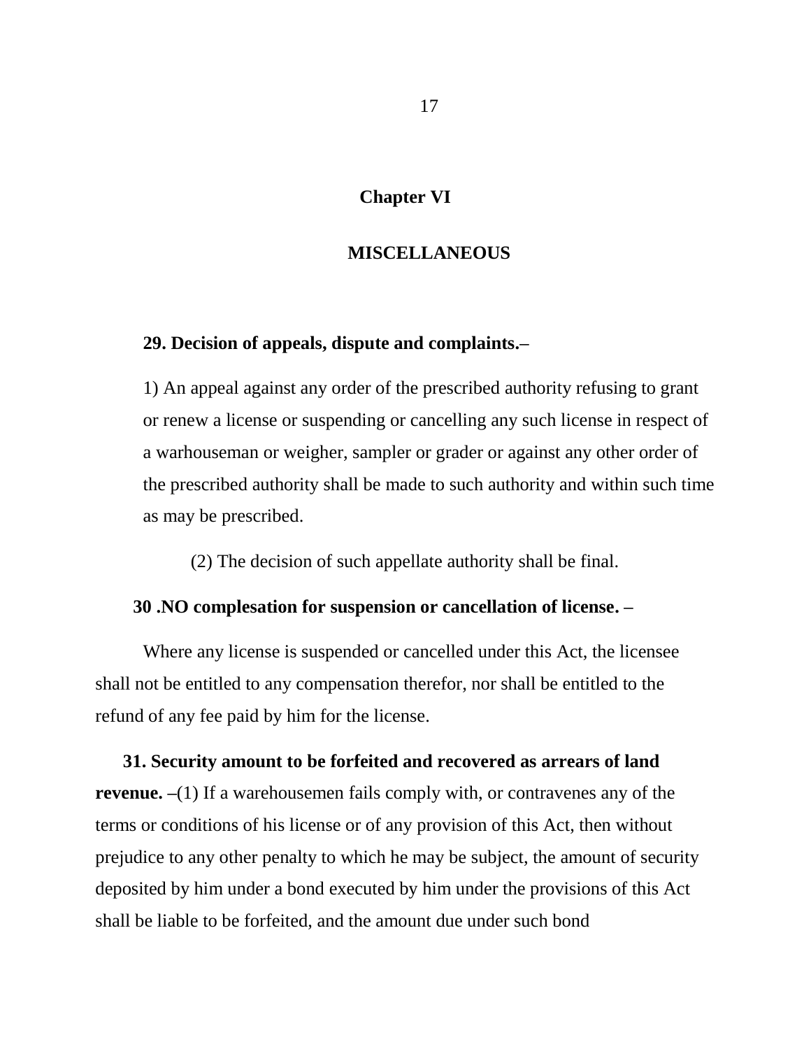## Chapter VI

## MISCELLANEOUS

**29. Decision of appeals, dispute and complaints.–**

1) An appeal against any order of the prescribed authority refusing to grant or renew a license or suspending or cancelling any such license in respect of a warhouseman or weigher, sampler or grader or against any other order of the prescribed authority shall be made to such authority and within such time as may be prescribed.

(2) The decision of such appellate authority shall be final.

**30 .NO complesation for suspension or cancellation of license. –**

Where any license is suspended or cancelled under this Act, the licensee shall not be entitled to any compensation therefor, nor shall be entitled to the refund of any fee paid by him for the license.

**31. Security amount to be forfeited and recovered as arrears of land revenue. –**(1) If a warehousemen fails comply with, or contravenes any of the terms or conditions of his license or of any provision of this Act, then without prejudice to any other penalty to which he may be subject, the amount of security deposited by him under a bond executed by him under the provisions of this Act shall be liable to be forfeited, and the amount due under such bond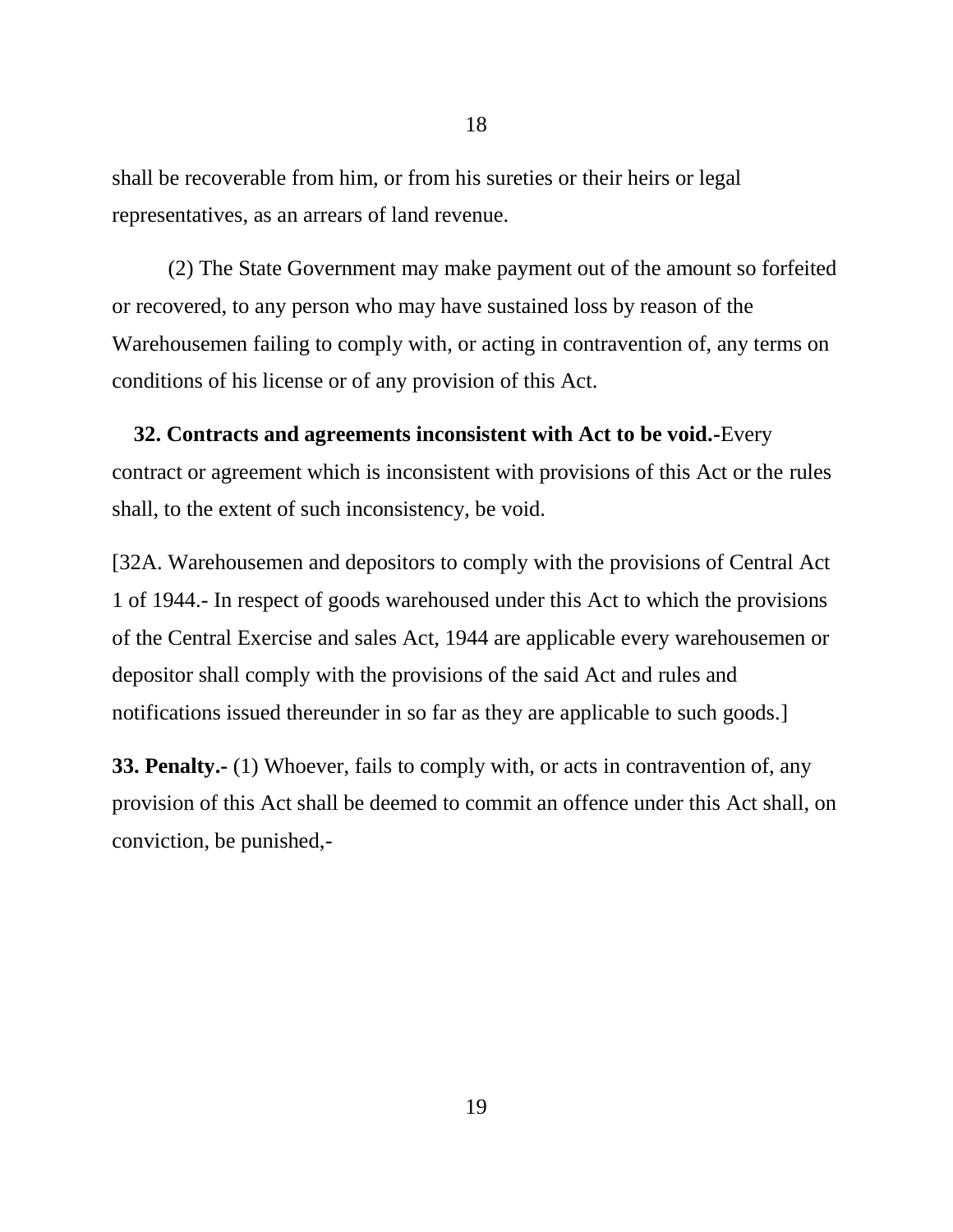shall be recoverable from him, or from his sureties or their heirs or legal representatives, as an arrears of land revenue.

(2) The State Government may make payment out of the amount so forfeited or recovered, to any person who may have sustained loss by reason of the Warehousemen failing to comply with, or acting in contravention of, any terms on conditions of his license or of any provision of this Act.

**32. Contracts and agreements inconsistent with Act to be void.-**Every contract or agreement which is inconsistent with provisions of this Act or the rules shall, to the extent of such inconsistency, be void.

[32A. Warehousemen and depositors to comply with the provisions of Central Act 1 of 1944.- In respect of goods warehoused under this Act to which the provisions of the Central Exercise and sales Act, 1944 are applicable every warehousemen or depositor shall comply with the provisions of the said Act and rules and notifications issued thereunder in so far as they are applicable to such goods.]

**33. Penalty.-** (1) Whoever, fails to comply with, or acts in contravention of, any provision of this Act shall be deemed to commit an offence under this Act shall, on conviction, be punished,-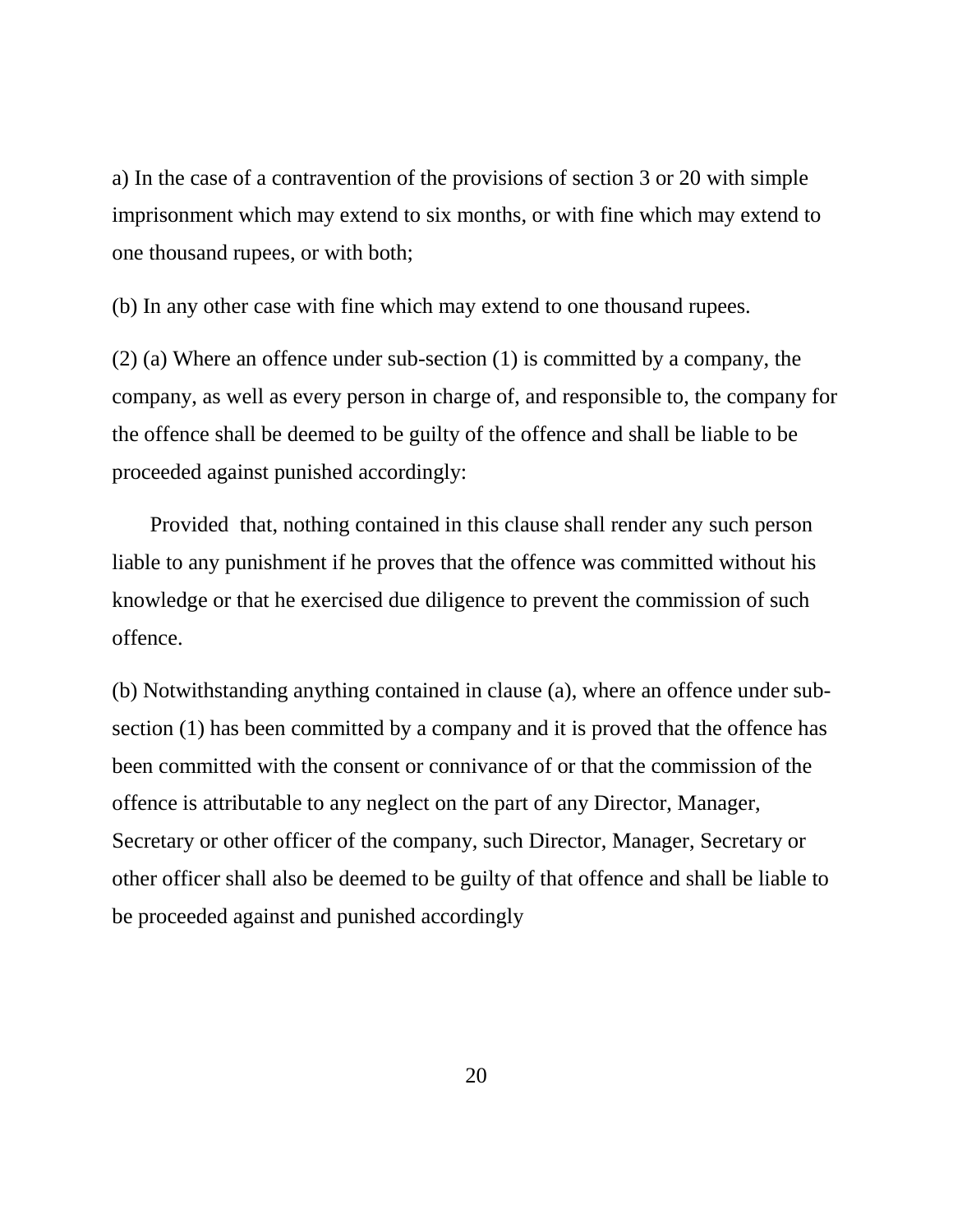a) In the case of a contravention of the provisions of section 3 or 20 with simple imprisonment which may extend to six months, or with fine which may extend to one thousand rupees, or with both;

(b) In any other case with fine which may extend to one thousand rupees.

(2) (a) Where an offence under sub-section (1) is committed by a company, the company, as well as every person in charge of, and responsible to, the company for the offence shall be deemed to be guilty of the offence and shall be liable to be proceeded against punished accordingly:

Provided that, nothing contained in this clause shall render any such person liable to any punishment if he proves that the offence was committed without his knowledge or that he exercised due diligence to prevent the commission of such offence.

(b) Notwithstanding anything contained in clause (a), where an offence under sub-section (1) has been committed by a company and it is proved that the offence has been committed with the consent or connivance of or that the commission of the offence is attributable to any neglect on the part of any Director, Manager, Secretary or other officer of the company, such Director, Manager, Secretary or other officer shall also be deemed to be guilty of that offence and shall be liable to be proceeded against and punished accordingly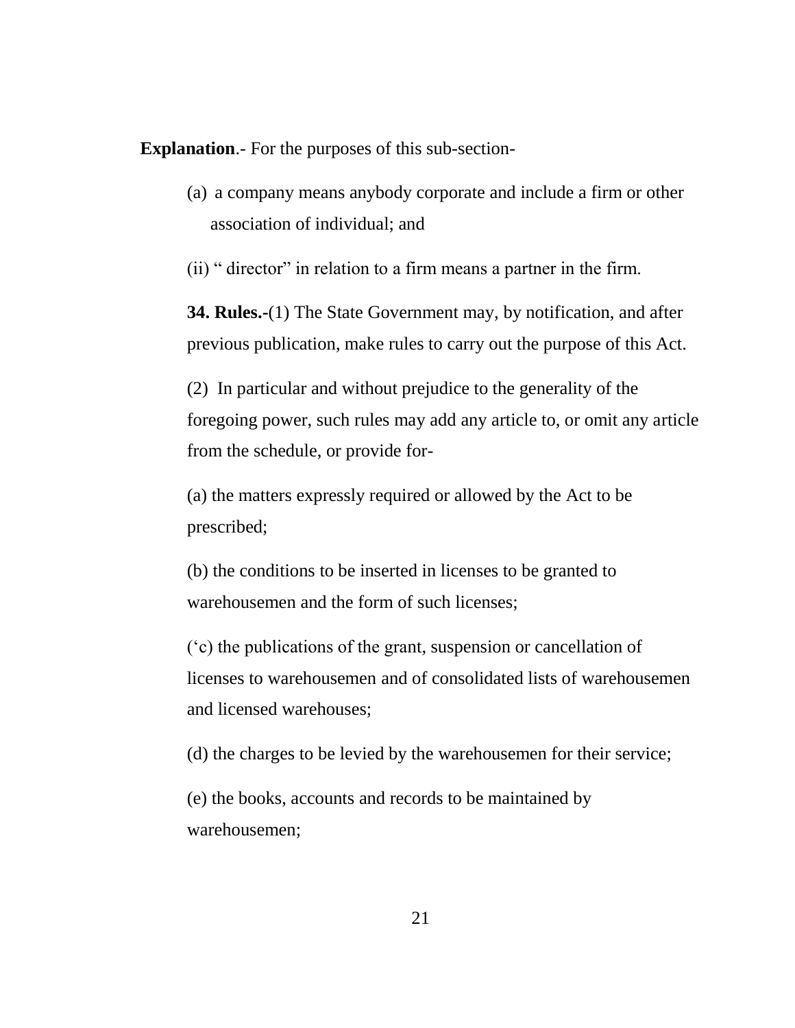**Explanation**.- For the purposes of this sub-section-

(a) a company means anybody corporate and include a firm or other association of individual; and

(ii) " director" in relation to a firm means a partner in the firm.

**34. Rules.-**(1) The State Government may, by notification, and after previous publication, make rules to carry out the purpose of this Act.

(2) In particular and without prejudice to the generality of the foregoing power, such rules may add any article to, or omit any article from the schedule, or provide for-

(a) the matters expressly required or allowed by the Act to be prescribed;

(b) the conditions to be inserted in licenses to be granted to warehousemen and the form of such licenses;

('c) the publications of the grant, suspension or cancellation of licenses to warehousemen and of consolidated lists of warehousemen and licensed warehouses;

(d) the charges to be levied by the warehousemen for their service;

(e) the books, accounts and records to be maintained by warehousemen;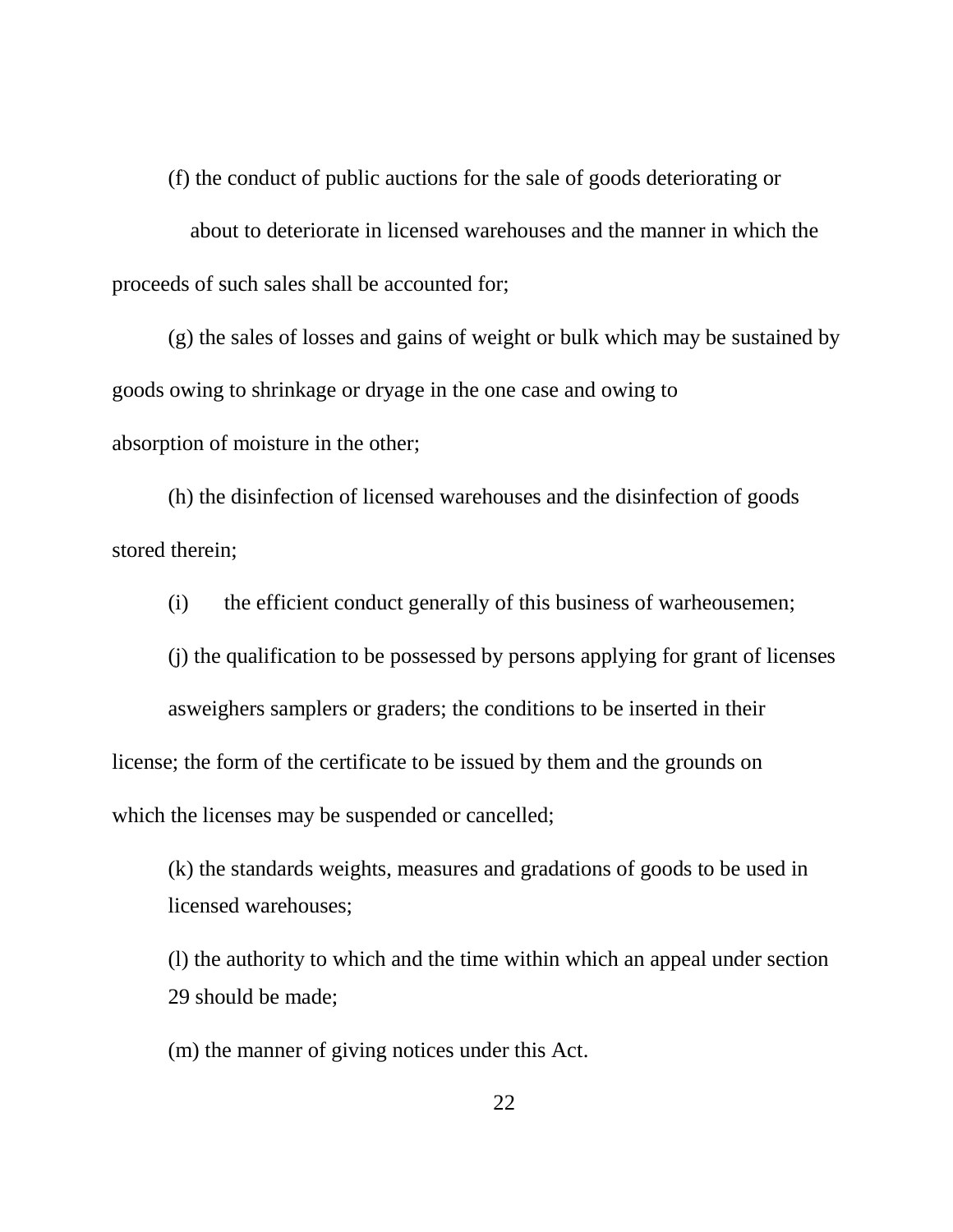(f) the conduct of public auctions for the sale of goods deteriorating or about to deteriorate in licensed warehouses and the manner in which the proceeds of such sales shall be accounted for;

(g) the sales of losses and gains of weight or bulk which may be sustained by goods owing to shrinkage or dryage in the one case and owing to absorption of moisture in the other;

(h) the disinfection of licensed warehouses and the disinfection of goods stored therein;

(i) the efficient conduct generally of this business of warheousemen;

(j) the qualification to be possessed by persons applying for grant of licenses asweighers samplers or graders; the conditions to be inserted in their license; the form of the certificate to be issued by them and the grounds on which the licenses may be suspended or cancelled;

(k) the standards weights, measures and gradations of goods to be used in licensed warehouses;

(l) the authority to which and the time within which an appeal under section 29 should be made;

(m) the manner of giving notices under this Act.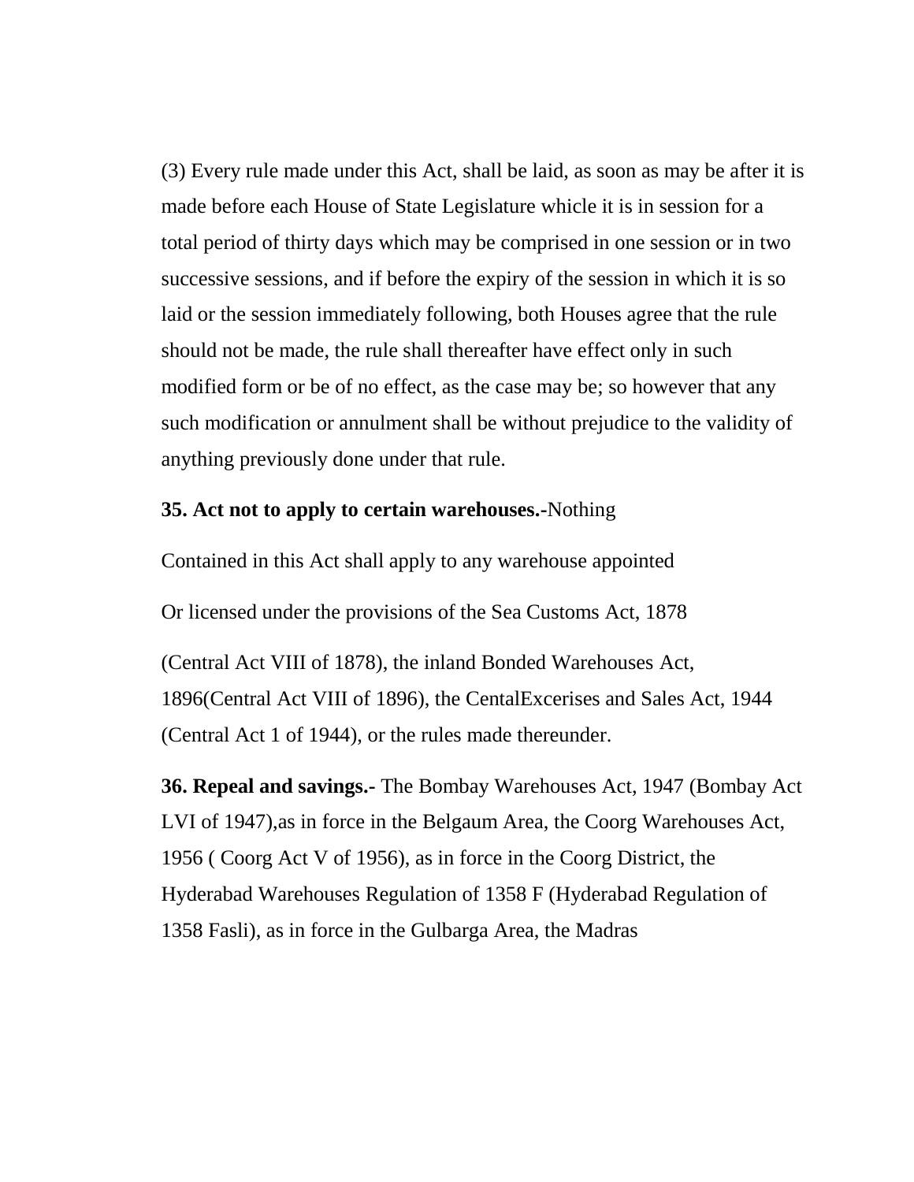(3) Every rule made under this Act, shall be laid, as soon as may be after it is made before each House of State Legislature whicle it is in session for a total period of thirty days which may be comprised in one session or in two successive sessions, and if before the expiry of the session in which it is so laid or the session immediately following, both Houses agree that the rule should not be made, the rule shall thereafter have effect only in such modified form or be of no effect, as the case may be; so however that any such modification or annulment shall be without prejudice to the validity of anything previously done under that rule.

**35. Act not to apply to certain warehouses.-**Nothing

Contained in this Act shall apply to any warehouse appointed

Or licensed under the provisions of the Sea Customs Act, 1878

(Central Act VIII of 1878), the inland Bonded Warehouses Act, 1896(Central Act VIII of 1896), the CentalExcerises and Sales Act, 1944 (Central Act 1 of 1944), or the rules made thereunder.

**36. Repeal and savings.-** The Bombay Warehouses Act, 1947 (Bombay Act LVI of 1947),as in force in the Belgaum Area, the Coorg Warehouses Act, 1956 ( Coorg Act V of 1956), as in force in the Coorg District, the Hyderabad Warehouses Regulation of 1358 F (Hyderabad Regulation of 1358 Fasli), as in force in the Gulbarga Area, the Madras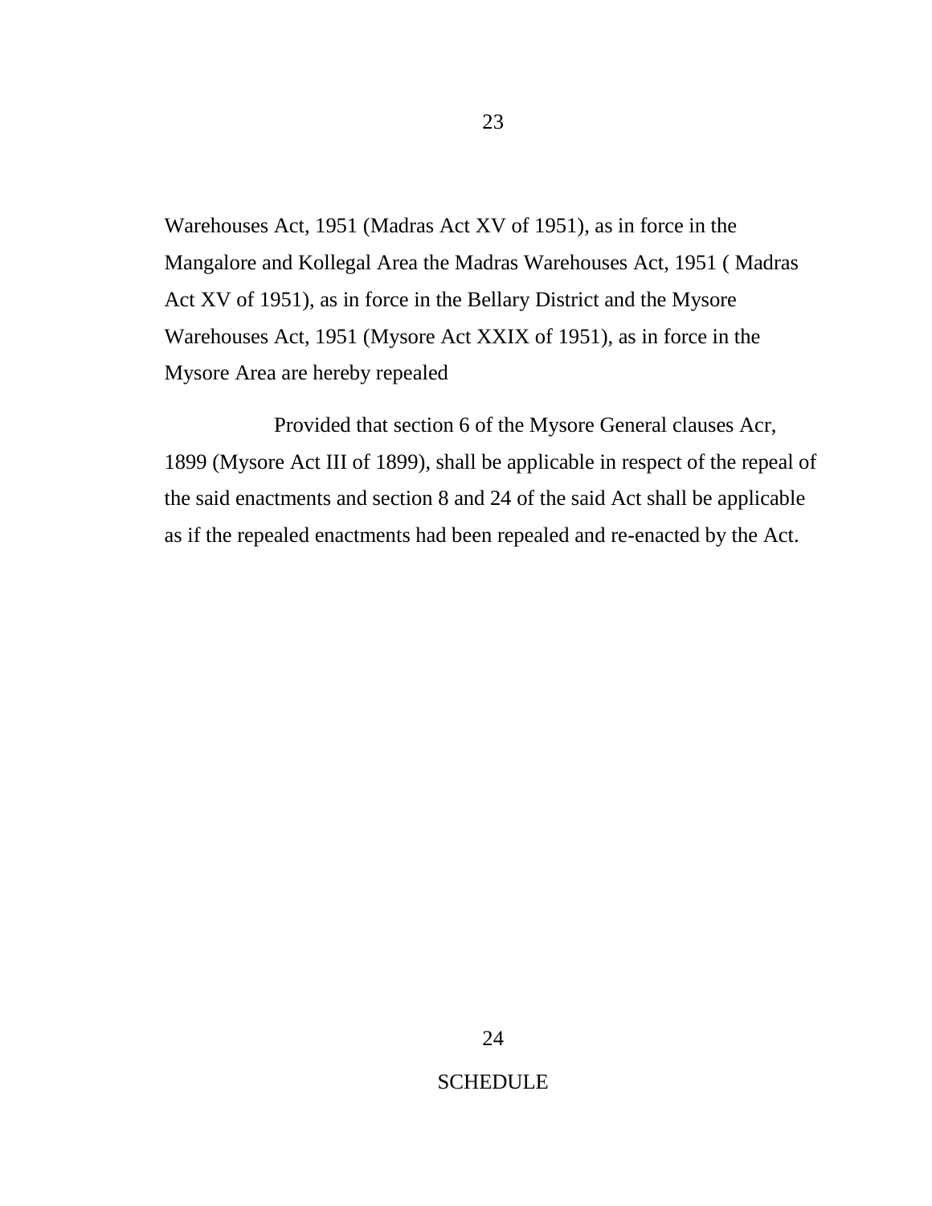Warehouses Act, 1951 (Madras Act XV of 1951), as in force in the Mangalore and Kollegal Area the Madras Warehouses Act, 1951 ( Madras Act XV of 1951), as in force in the Bellary District and the Mysore Warehouses Act, 1951 (Mysore Act XXIX of 1951), as in force in the Mysore Area are hereby repealed

Provided that section 6 of the Mysore General clauses Acr, 1899 (Mysore Act III of 1899), shall be applicable in respect of the repeal of the said enactments and section 8 and 24 of the said Act shall be applicable as if the repealed enactments had been repealed and re-enacted by the Act.

## SCHEDULE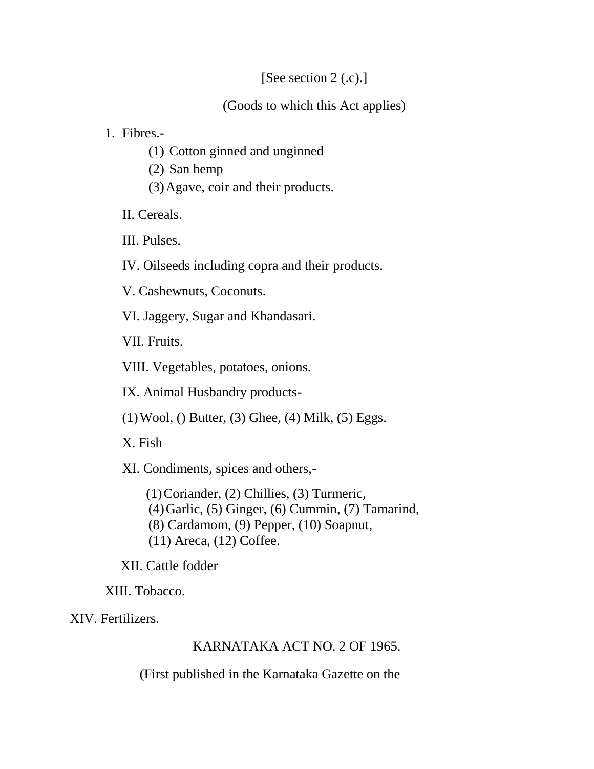[See section 2 (.c).]

(Goods to which this Act applies)

1. Fibres.-
   (1) Cotton ginned and unginned
   (2) San hemp
   (3) Agave, coir and their products.

II. Cereals.

III. Pulses.

IV. Oilseeds including copra and their products.

V. Cashewnuts, Coconuts.

VI. Jaggery, Sugar and Khandasari.

VII. Fruits.

VIII. Vegetables, potatoes, onions.

IX. Animal Husbandry products-

(1) Wool, () Butter, (3) Ghee, (4) Milk, (5) Eggs.

X. Fish

XI. Condiments, spices and others,-

(1) Coriander, (2) Chillies, (3) Turmeric,
(4) Garlic, (5) Ginger, (6) Cummin, (7) Tamarind,
(8) Cardamom, (9) Pepper, (10) Soapnut,
(11) Areca, (12) Coffee.

XII. Cattle fodder

XIII. Tobacco.

XIV. Fertilizers.

KARNATAKA ACT NO. 2 OF 1965.

(First published in the Karnataka Gazette on the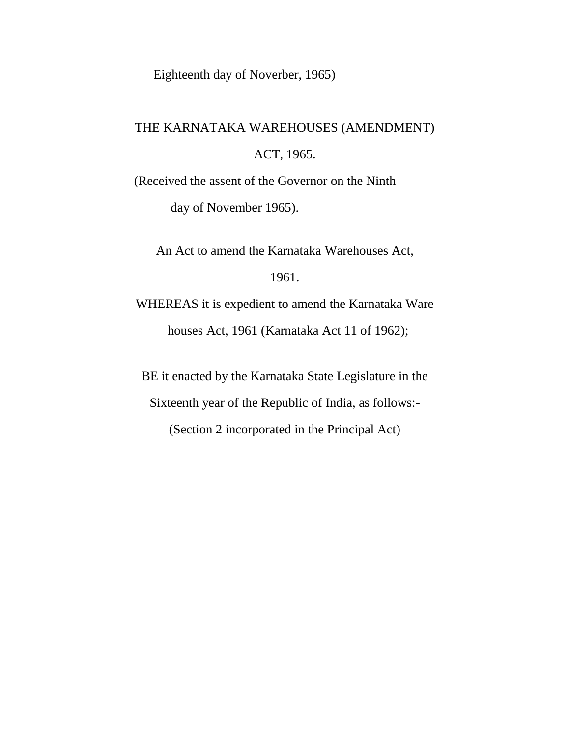Eighteenth day of Noverber, 1965)

# THE KARNATAKA WAREHOUSES (AMENDMENT) ACT, 1965.

(Received the assent of the Governor on the Ninth day of November 1965).

An Act to amend the Karnataka Warehouses Act, 1961.

WHEREAS it is expedient to amend the Karnataka Ware houses Act, 1961 (Karnataka Act 11 of 1962);

BE it enacted by the Karnataka State Legislature in the Sixteenth year of the Republic of India, as follows:-

(Section 2 incorporated in the Principal Act)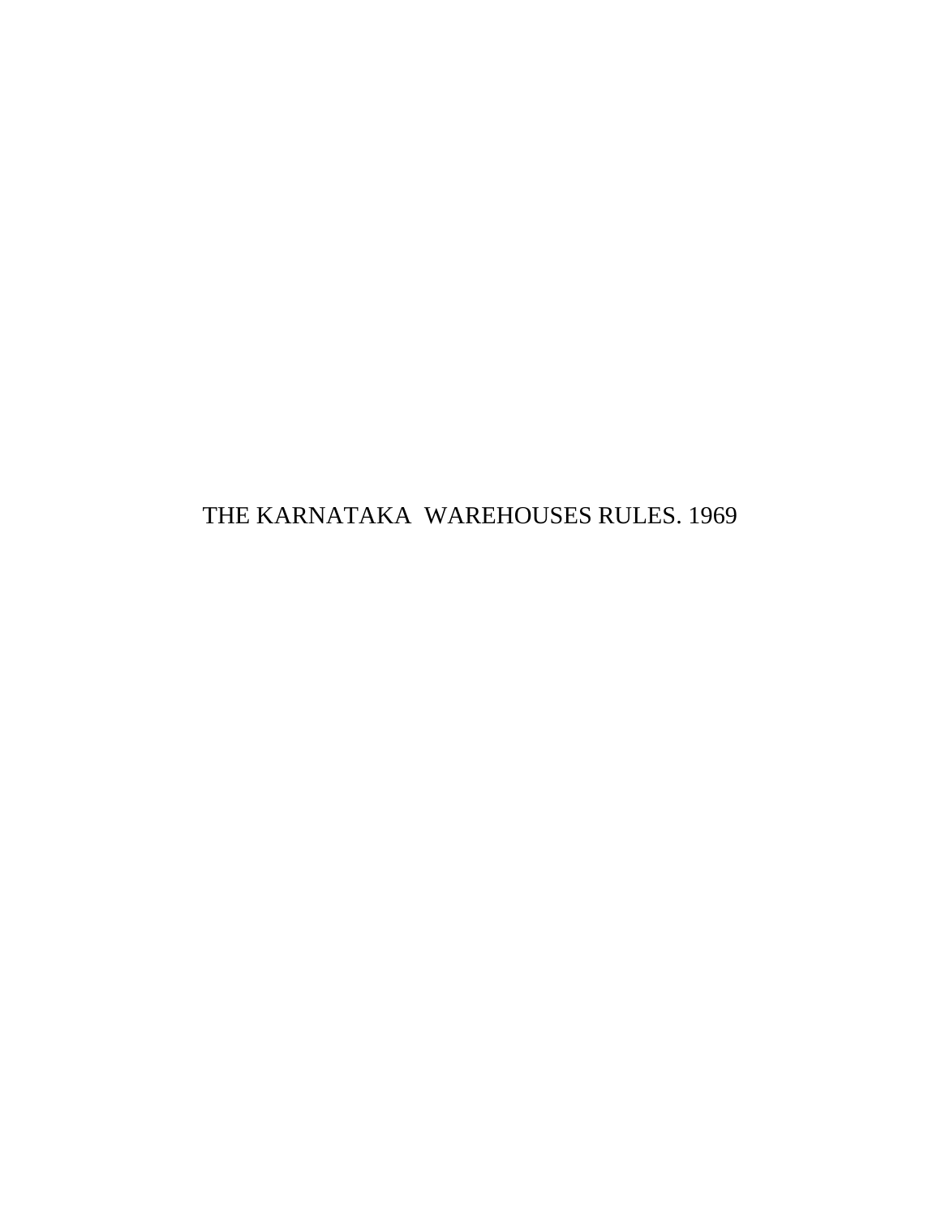# THE KARNATAKA WAREHOUSES RULES. 1969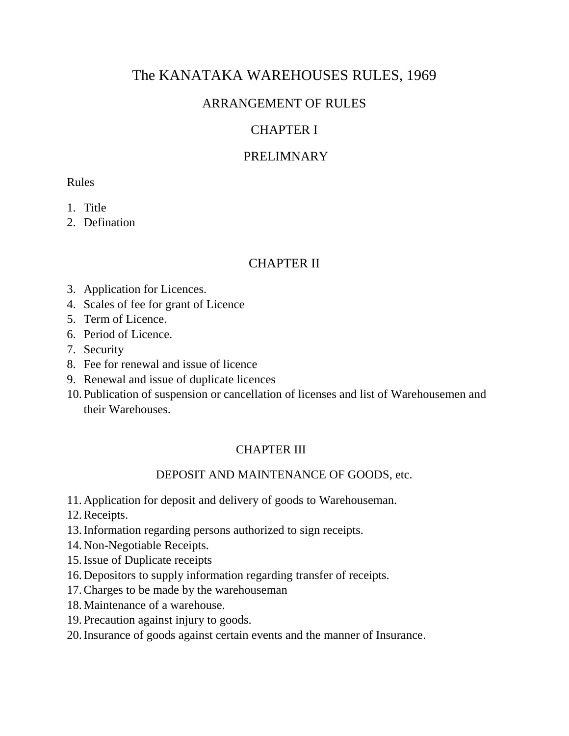# The KANATAKA WAREHOUSES RULES, 1969

## ARRANGEMENT OF RULES

## CHAPTER I

## PRELIMNARY

Rules

1. Title
2. Defination

## CHAPTER II

3. Application for Licences.
4. Scales of fee for grant of Licence
5. Term of Licence.
6. Period of Licence.
7. Security
8. Fee for renewal and issue of licence
9. Renewal and issue of duplicate licences
10. Publication of suspension or cancellation of licenses and list of Warehousemen and their Warehouses.

## CHAPTER III

### DEPOSIT AND MAINTENANCE OF GOODS, etc.

11. Application for deposit and delivery of goods to Warehouseman.
12. Receipts.
13. Information regarding persons authorized to sign receipts.
14. Non-Negotiable Receipts.
15. Issue of Duplicate receipts
16. Depositors to supply information regarding transfer of receipts.
17. Charges to be made by the warehouseman
18. Maintenance of a warehouse.
19. Precaution against injury to goods.
20. Insurance of goods against certain events and the manner of Insurance.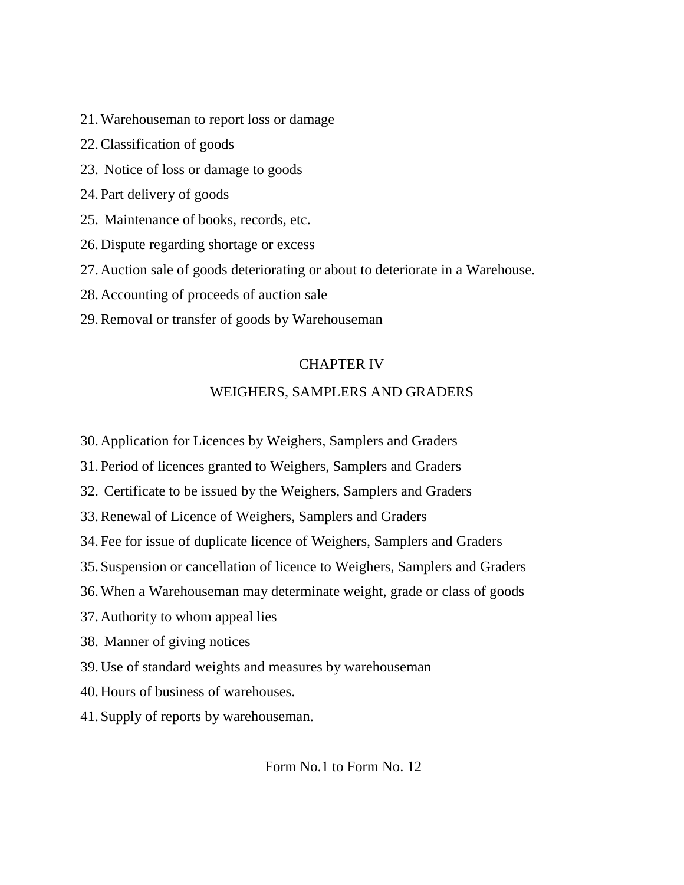21. Warehouseman to report loss or damage
22. Classification of goods
23. Notice of loss or damage to goods
24. Part delivery of goods
25. Maintenance of books, records, etc.
26. Dispute regarding shortage or excess
27. Auction sale of goods deteriorating or about to deteriorate in a Warehouse.
28. Accounting of proceeds of auction sale
29. Removal or transfer of goods by Warehouseman

## CHAPTER IV

## WEIGHERS, SAMPLERS AND GRADERS

30. Application for Licences by Weighers, Samplers and Graders
31. Period of licences granted to Weighers, Samplers and Graders
32. Certificate to be issued by the Weighers, Samplers and Graders
33. Renewal of Licence of Weighers, Samplers and Graders
34. Fee for issue of duplicate licence of Weighers, Samplers and Graders
35. Suspension or cancellation of licence to Weighers, Samplers and Graders
36. When a Warehouseman may determinate weight, grade or class of goods
37. Authority to whom appeal lies
38. Manner of giving notices
39. Use of standard weights and measures by warehouseman
40. Hours of business of warehouses.
41. Supply of reports by warehouseman.

Form No.1 to Form No. 12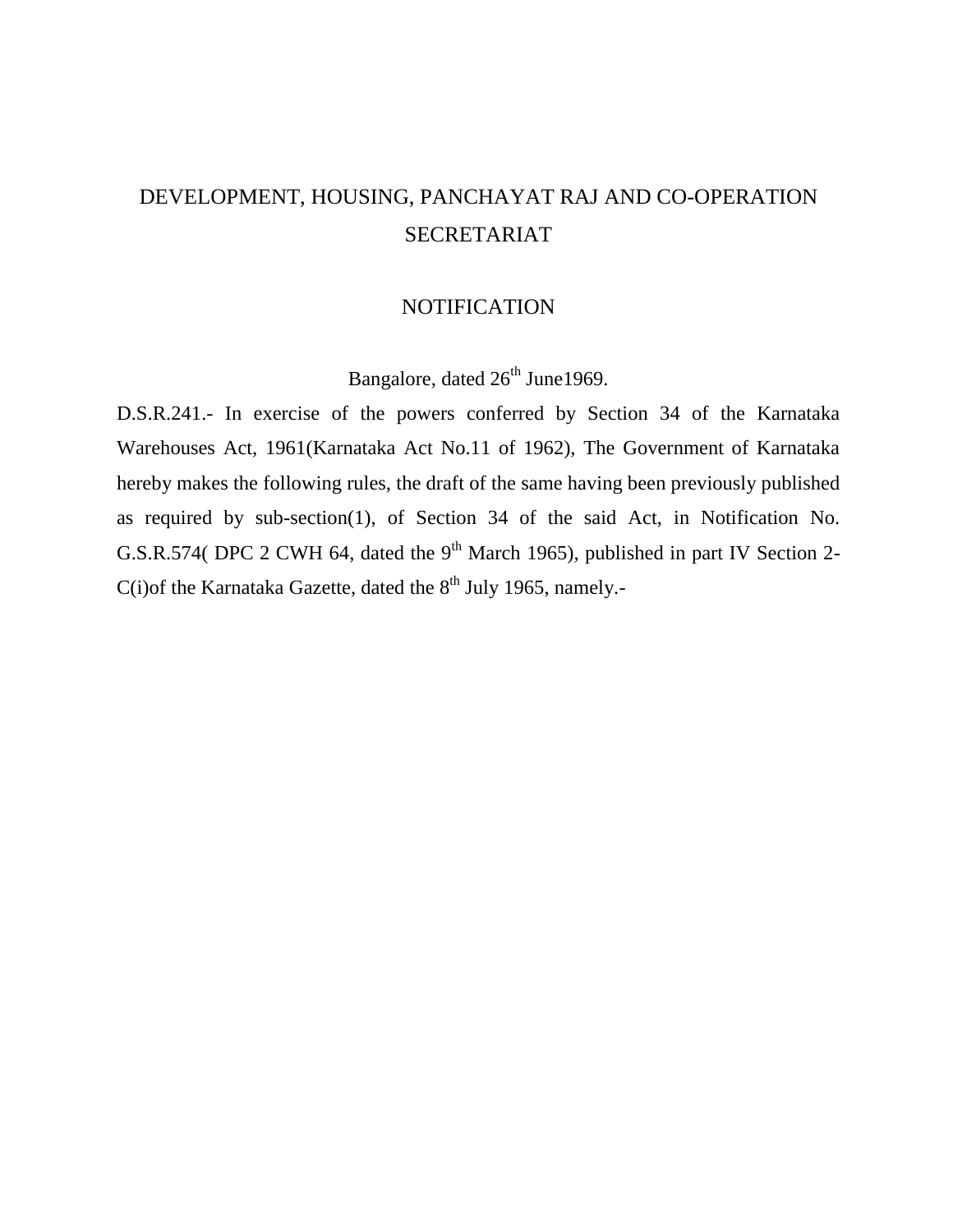# DEVELOPMENT, HOUSING, PANCHAYAT RAJ AND CO-OPERATION SECRETARIAT

## NOTIFICATION

Bangalore, dated 26th June1969.

D.S.R.241.- In exercise of the powers conferred by Section 34 of the Karnataka Warehouses Act, 1961(Karnataka Act No.11 of 1962), The Government of Karnataka hereby makes the following rules, the draft of the same having been previously published as required by sub-section(1), of Section 34 of the said Act, in Notification No. G.S.R.574( DPC 2 CWH 64, dated the 9th March 1965), published in part IV Section 2-C(i)of the Karnataka Gazette, dated the 8th July 1965, namely.-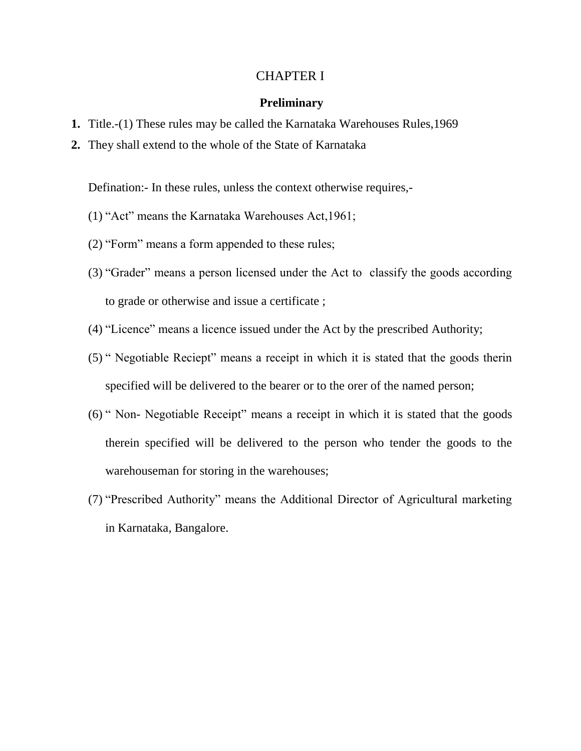# CHAPTER I

## Preliminary

1. Title.-(1) These rules may be called the Karnataka Warehouses Rules,1969
2. They shall extend to the whole of the State of Karnataka

Defination:- In these rules, unless the context otherwise requires,-

(1) "Act" means the Karnataka Warehouses Act,1961;

(2) "Form" means a form appended to these rules;

(3) "Grader" means a person licensed under the Act to classify the goods according to grade or otherwise and issue a certificate ;

(4) "Licence" means a licence issued under the Act by the prescribed Authority;

(5) " Negotiable Reciept" means a receipt in which it is stated that the goods therin specified will be delivered to the bearer or to the orer of the named person;

(6) " Non- Negotiable Receipt" means a receipt in which it is stated that the goods therein specified will be delivered to the person who tender the goods to the warehouseman for storing in the warehouses;

(7) "Prescribed Authority" means the Additional Director of Agricultural marketing in Karnataka, Bangalore.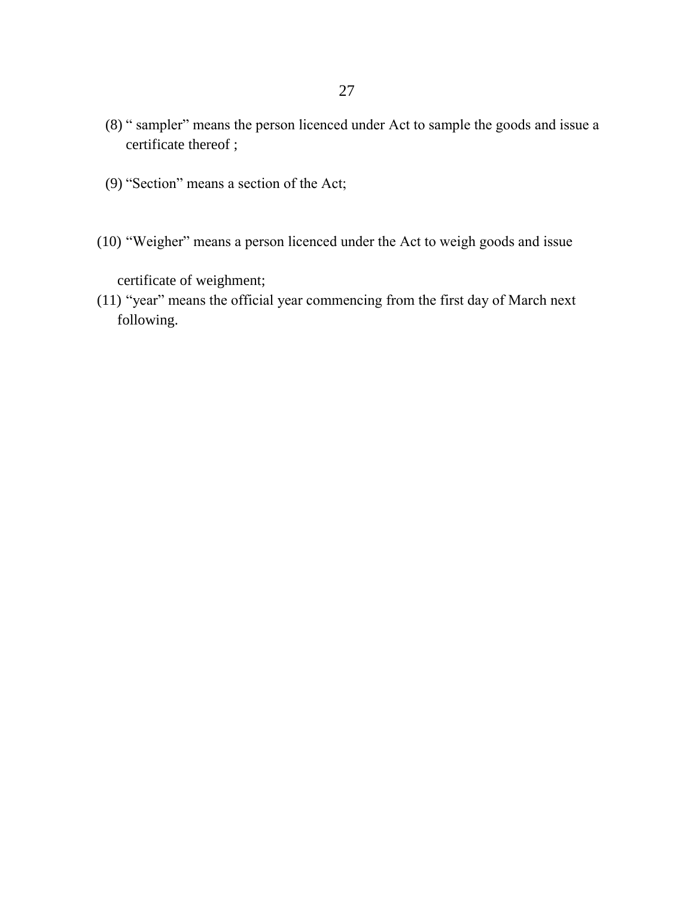(8) " sampler" means the person licenced under Act to sample the goods and issue a certificate thereof ;

(9) "Section" means a section of the Act;

(10) "Weigher" means a person licenced under the Act to weigh goods and issue certificate of weighment;

(11) "year" means the official year commencing from the first day of March next following.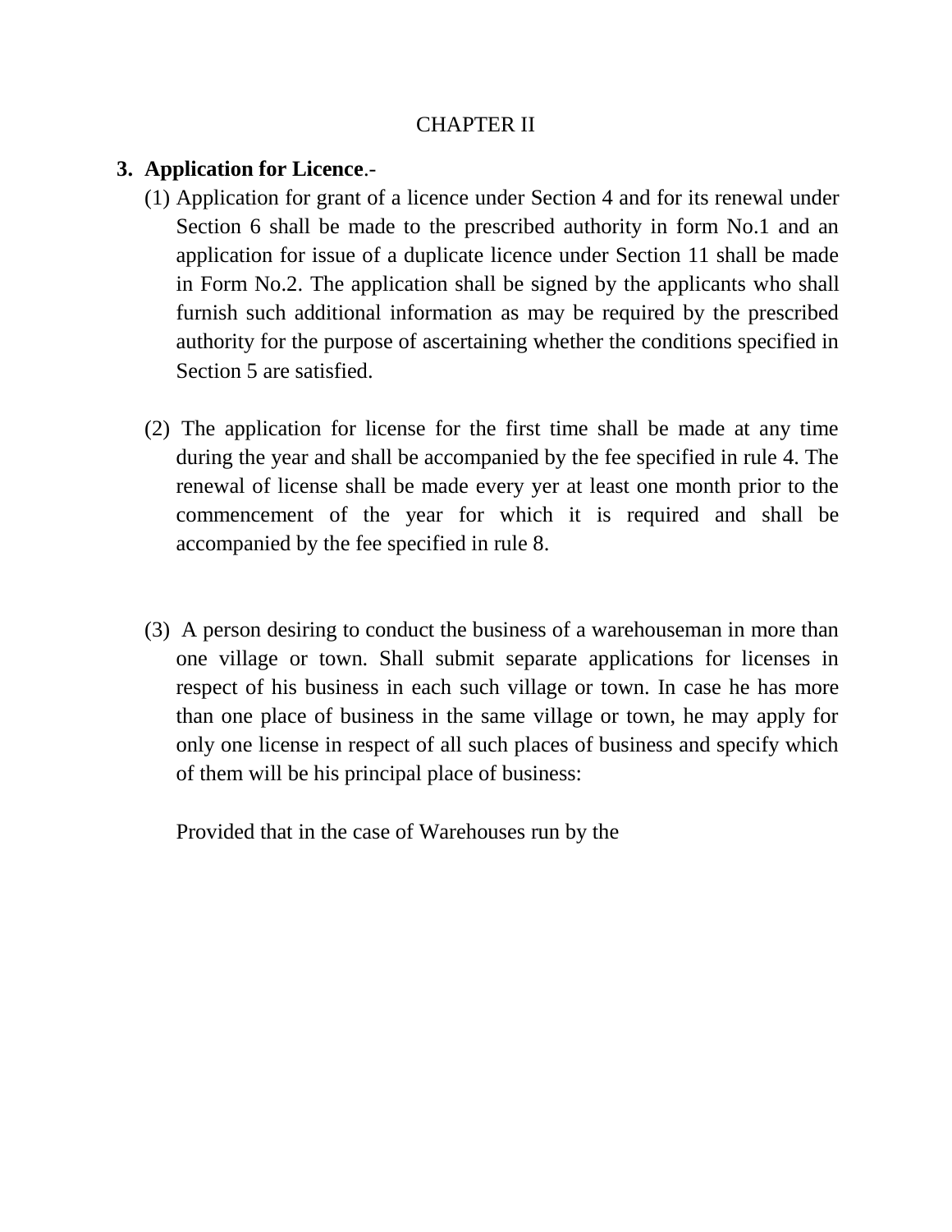CHAPTER II

**3. Application for Licence**.-

(1) Application for grant of a licence under Section 4 and for its renewal under Section 6 shall be made to the prescribed authority in form No.1 and an application for issue of a duplicate licence under Section 11 shall be made in Form No.2. The application shall be signed by the applicants who shall furnish such additional information as may be required by the prescribed authority for the purpose of ascertaining whether the conditions specified in Section 5 are satisfied.

(2) The application for license for the first time shall be made at any time during the year and shall be accompanied by the fee specified in rule 4. The renewal of license shall be made every yer at least one month prior to the commencement of the year for which it is required and shall be accompanied by the fee specified in rule 8.

(3) A person desiring to conduct the business of a warehouseman in more than one village or town. Shall submit separate applications for licenses in respect of his business in each such village or town. In case he has more than one place of business in the same village or town, he may apply for only one license in respect of all such places of business and specify which of them will be his principal place of business:

Provided that in the case of Warehouses run by the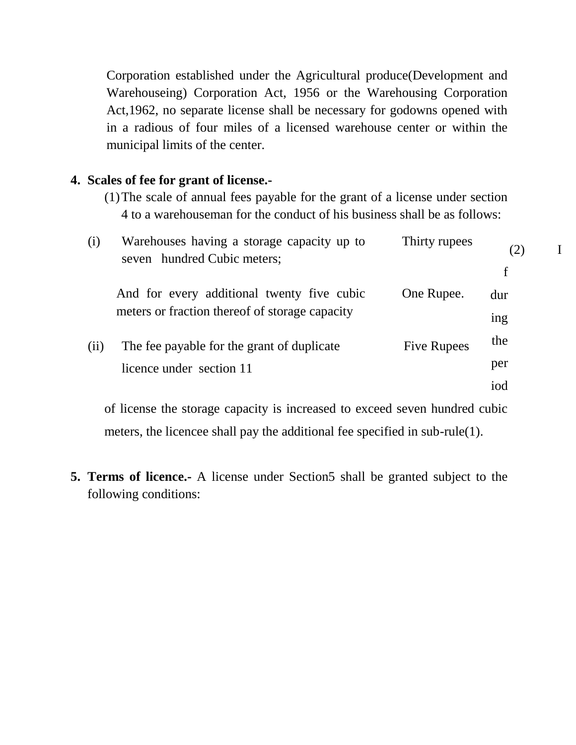Corporation established under the Agricultural produce(Development and Warehouseing) Corporation Act, 1956 or the Warehousing Corporation Act,1962, no separate license shall be necessary for godowns opened with in a radious of four miles of a licensed warehouse center or within the municipal limits of the center.

**4. Scales of fee for grant of license.-**

(1) The scale of annual fees payable for the grant of a license under section 4 to a warehouseman for the conduct of his business shall be as follows:

| | | |
|---|---|---|
| (i) | Warehouses having a storage capacity up to seven hundred Cubic meters; | Thirty rupees |
| | And for every additional twenty five cubic meters or fraction thereof of storage capacity | One Rupee. |
| (ii) | The fee payable for the grant of duplicate licence under section 11 | Five Rupees |

(2) If during the period of license the storage capacity is increased to exceed seven hundred cubic meters, the licencee shall pay the additional fee specified in sub-rule(1).

**5. Terms of licence.-** A license under Section5 shall be granted subject to the following conditions: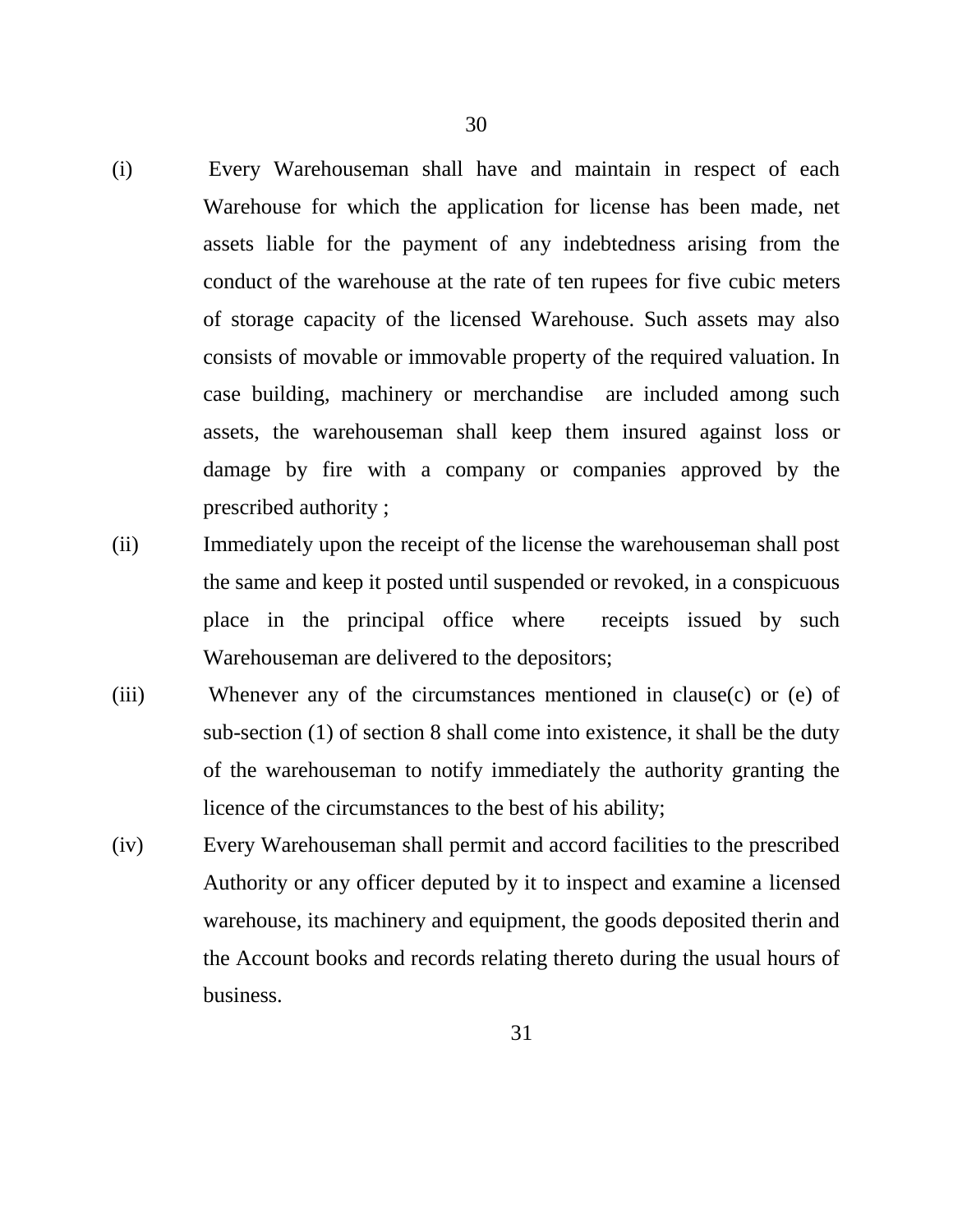(i) Every Warehouseman shall have and maintain in respect of each Warehouse for which the application for license has been made, net assets liable for the payment of any indebtedness arising from the conduct of the warehouse at the rate of ten rupees for five cubic meters of storage capacity of the licensed Warehouse. Such assets may also consists of movable or immovable property of the required valuation. In case building, machinery or merchandise are included among such assets, the warehouseman shall keep them insured against loss or damage by fire with a company or companies approved by the prescribed authority ;

(ii) Immediately upon the receipt of the license the warehouseman shall post the same and keep it posted until suspended or revoked, in a conspicuous place in the principal office where receipts issued by such Warehouseman are delivered to the depositors;

(iii) Whenever any of the circumstances mentioned in clause(c) or (e) of sub-section (1) of section 8 shall come into existence, it shall be the duty of the warehouseman to notify immediately the authority granting the licence of the circumstances to the best of his ability;

(iv) Every Warehouseman shall permit and accord facilities to the prescribed Authority or any officer deputed by it to inspect and examine a licensed warehouse, its machinery and equipment, the goods deposited therin and the Account books and records relating thereto during the usual hours of business.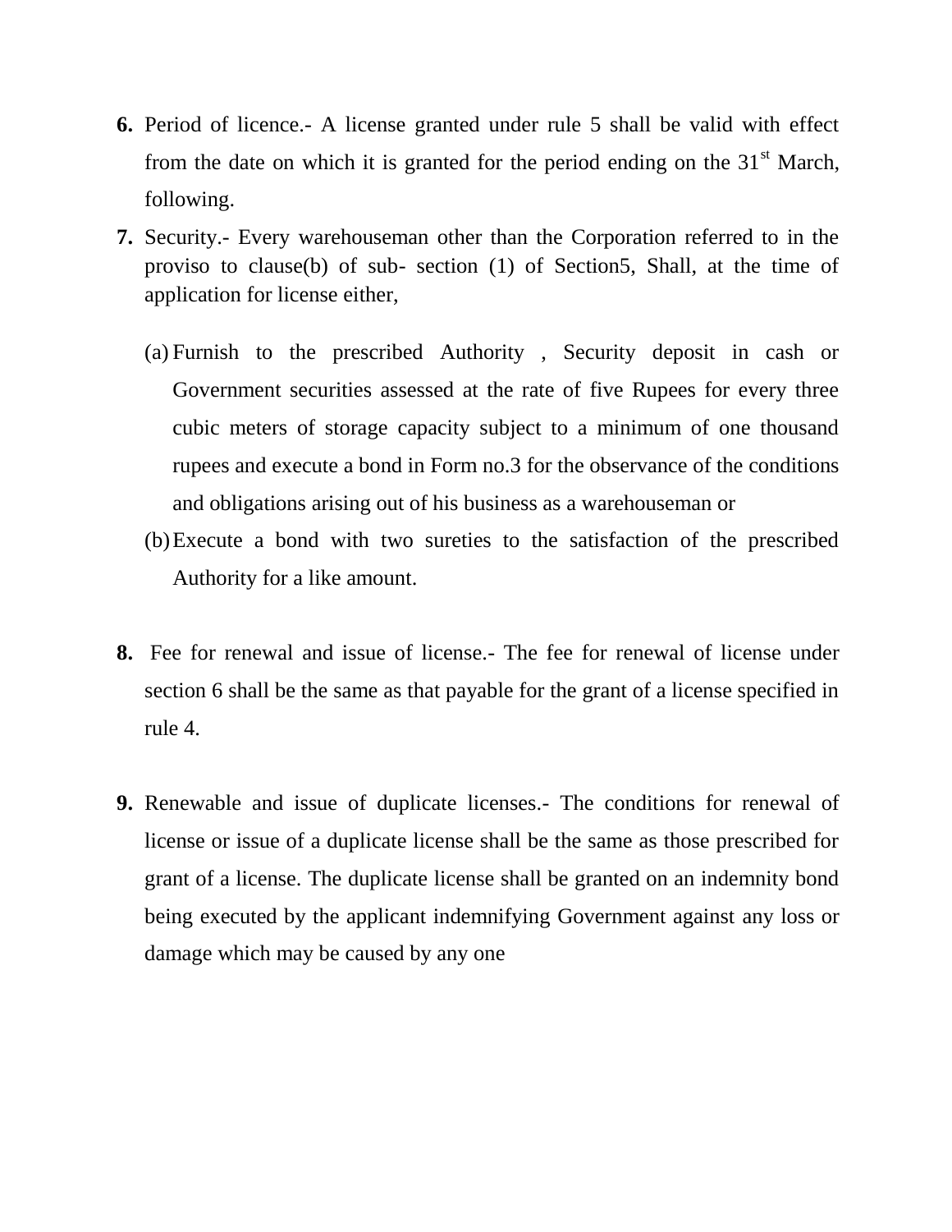**6.** Period of licence.- A license granted under rule 5 shall be valid with effect from the date on which it is granted for the period ending on the 31st March, following.

**7.** Security.- Every warehouseman other than the Corporation referred to in the proviso to clause(b) of sub- section (1) of Section5, Shall, at the time of application for license either,

(a) Furnish to the prescribed Authority , Security deposit in cash or Government securities assessed at the rate of five Rupees for every three cubic meters of storage capacity subject to a minimum of one thousand rupees and execute a bond in Form no.3 for the observance of the conditions and obligations arising out of his business as a warehouseman or

(b) Execute a bond with two sureties to the satisfaction of the prescribed Authority for a like amount.

**8.** Fee for renewal and issue of license.- The fee for renewal of license under section 6 shall be the same as that payable for the grant of a license specified in rule 4.

**9.** Renewable and issue of duplicate licenses.- The conditions for renewal of license or issue of a duplicate license shall be the same as those prescribed for grant of a license. The duplicate license shall be granted on an indemnity bond being executed by the applicant indemnifying Government against any loss or damage which may be caused by any one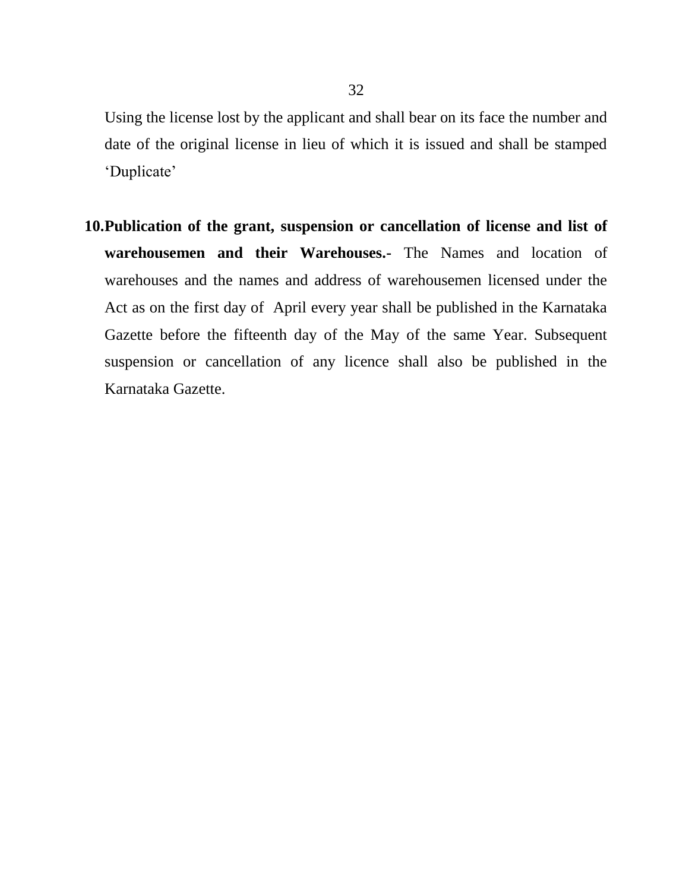Using the license lost by the applicant and shall bear on its face the number and date of the original license in lieu of which it is issued and shall be stamped 'Duplicate'

10. **Publication of the grant, suspension or cancellation of license and list of warehousemen and their Warehouses.-** The Names and location of warehouses and the names and address of warehousemen licensed under the Act as on the first day of April every year shall be published in the Karnataka Gazette before the fifteenth day of the May of the same Year. Subsequent suspension or cancellation of any licence shall also be published in the Karnataka Gazette.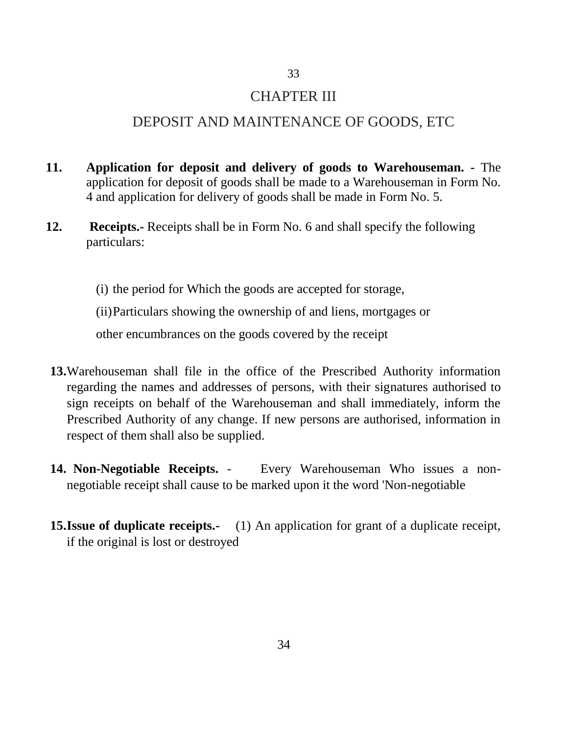# CHAPTER III

## DEPOSIT AND MAINTENANCE OF GOODS, ETC

**11. Application for deposit and delivery of goods to Warehouseman. -** The application for deposit of goods shall be made to a Warehouseman in Form No. 4 and application for delivery of goods shall be made in Form No. 5.

**12. Receipts.-** Receipts shall be in Form No. 6 and shall specify the following particulars:

(i) the period for Which the goods are accepted for storage,

(ii) Particulars showing the ownership of and liens, mortgages or other encumbrances on the goods covered by the receipt

**13.** Warehouseman shall file in the office of the Prescribed Authority information regarding the names and addresses of persons, with their signatures authorised to sign receipts on behalf of the Warehouseman and shall immediately, inform the Prescribed Authority of any change. If new persons are authorised, information in respect of them shall also be supplied.

**14. Non-Negotiable Receipts. -** Every Warehouseman Who issues a non-negotiable receipt shall cause to be marked upon it the word 'Non-negotiable

**15. Issue of duplicate receipts.-** (1) An application for grant of a duplicate receipt, if the original is lost or destroyed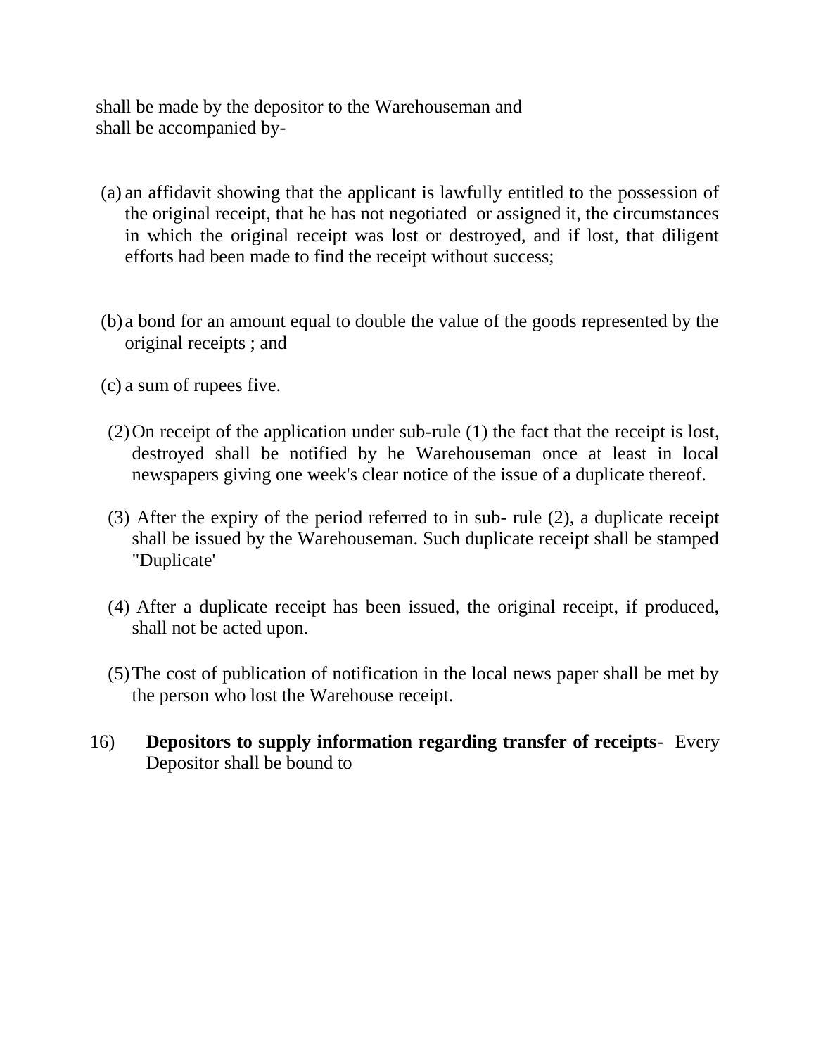shall be made by the depositor to the Warehouseman and shall be accompanied by-

(a) an affidavit showing that the applicant is lawfully entitled to the possession of the original receipt, that he has not negotiated or assigned it, the circumstances in which the original receipt was lost or destroyed, and if lost, that diligent efforts had been made to find the receipt without success;

(b) a bond for an amount equal to double the value of the goods represented by the original receipts ; and

(c) a sum of rupees five.

(2) On receipt of the application under sub-rule (1) the fact that the receipt is lost, destroyed shall be notified by he Warehouseman once at least in local newspapers giving one week's clear notice of the issue of a duplicate thereof.

(3) After the expiry of the period referred to in sub- rule (2), a duplicate receipt shall be issued by the Warehouseman. Such duplicate receipt shall be stamped "Duplicate'

(4) After a duplicate receipt has been issued, the original receipt, if produced, shall not be acted upon.

(5) The cost of publication of notification in the local news paper shall be met by the person who lost the Warehouse receipt.

16) **Depositors to supply information regarding transfer of receipts**- Every Depositor shall be bound to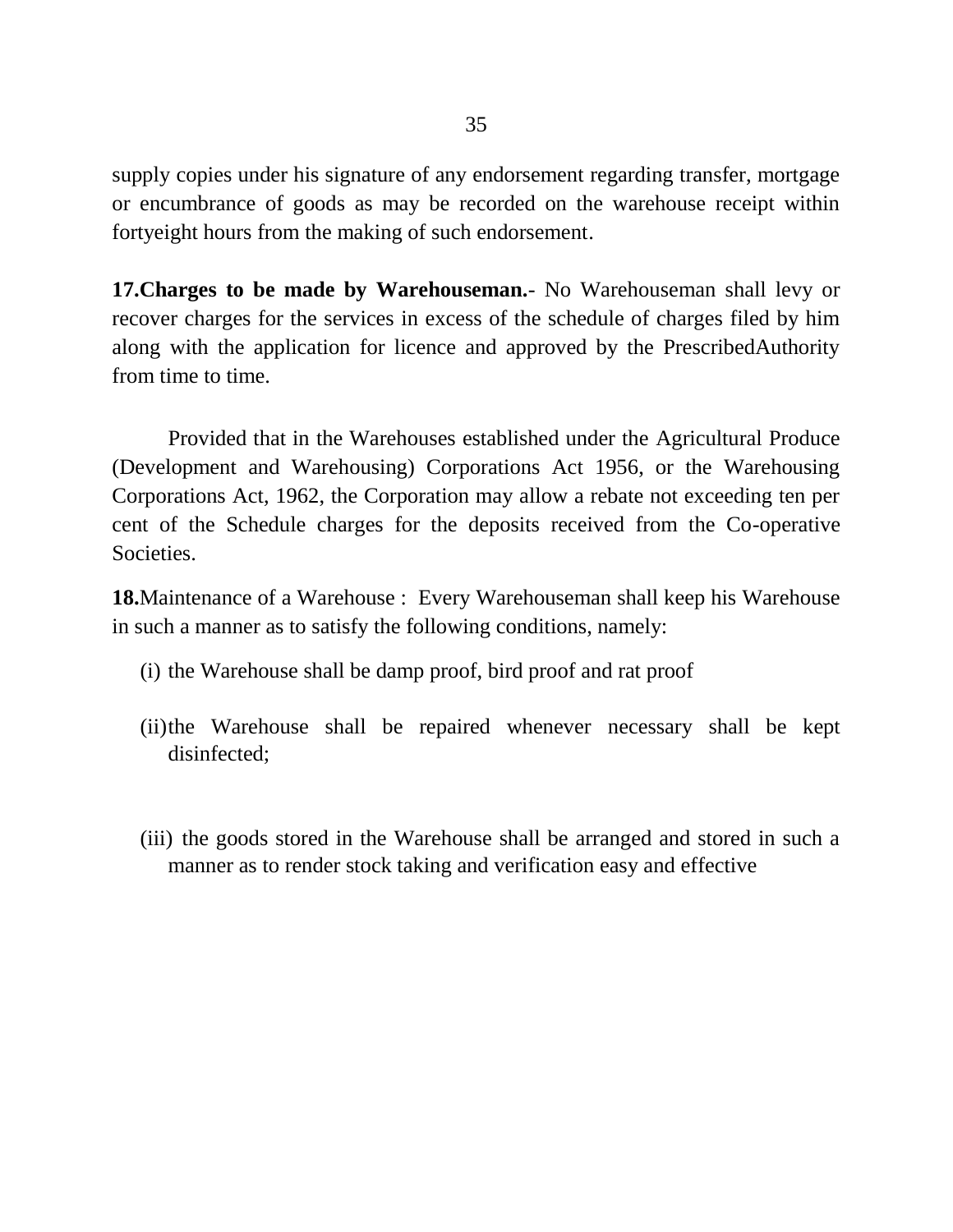supply copies under his signature of any endorsement regarding transfer, mortgage or encumbrance of goods as may be recorded on the warehouse receipt within fortyeight hours from the making of such endorsement.

**17.Charges to be made by Warehouseman.**- No Warehouseman shall levy or recover charges for the services in excess of the schedule of charges filed by him along with the application for licence and approved by the PrescribedAuthority from time to time.

Provided that in the Warehouses established under the Agricultural Produce (Development and Warehousing) Corporations Act 1956, or the Warehousing Corporations Act, 1962, the Corporation may allow a rebate not exceeding ten per cent of the Schedule charges for the deposits received from the Co-operative Societies.

**18.**Maintenance of a Warehouse : Every Warehouseman shall keep his Warehouse in such a manner as to satisfy the following conditions, namely:

(i) the Warehouse shall be damp proof, bird proof and rat proof

(ii) the Warehouse shall be repaired whenever necessary shall be kept disinfected;

(iii) the goods stored in the Warehouse shall be arranged and stored in such a manner as to render stock taking and verification easy and effective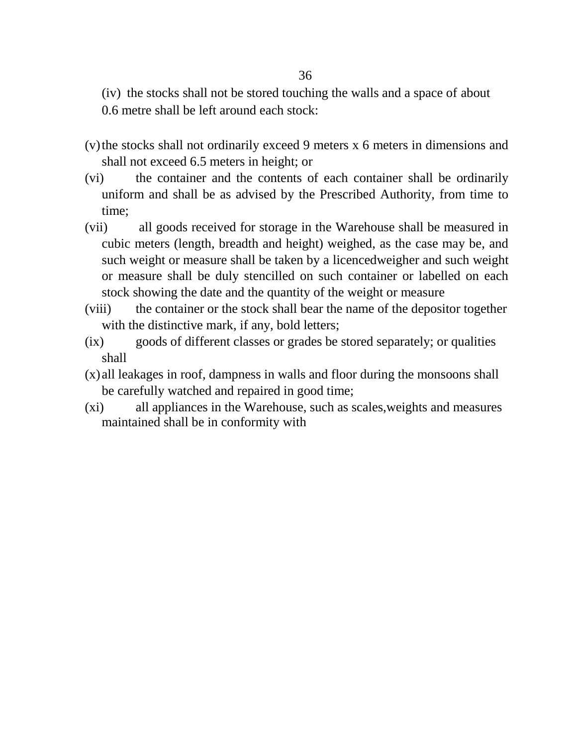(iv) the stocks shall not be stored touching the walls and a space of about 0.6 metre shall be left around each stock:

(v) the stocks shall not ordinarily exceed 9 meters x 6 meters in dimensions and shall not exceed 6.5 meters in height; or

(vi) the container and the contents of each container shall be ordinarily uniform and shall be as advised by the Prescribed Authority, from time to time;

(vii) all goods received for storage in the Warehouse shall be measured in cubic meters (length, breadth and height) weighed, as the case may be, and such weight or measure shall be taken by a licencedweigher and such weight or measure shall be duly stencilled on such container or labelled on each stock showing the date and the quantity of the weight or measure

(viii) the container or the stock shall bear the name of the depositor together with the distinctive mark, if any, bold letters;

(ix) goods of different classes or grades be stored separately; or qualities shall

(x) all leakages in roof, dampness in walls and floor during the monsoons shall be carefully watched and repaired in good time;

(xi) all appliances in the Warehouse, such as scales,weights and measures maintained shall be in conformity with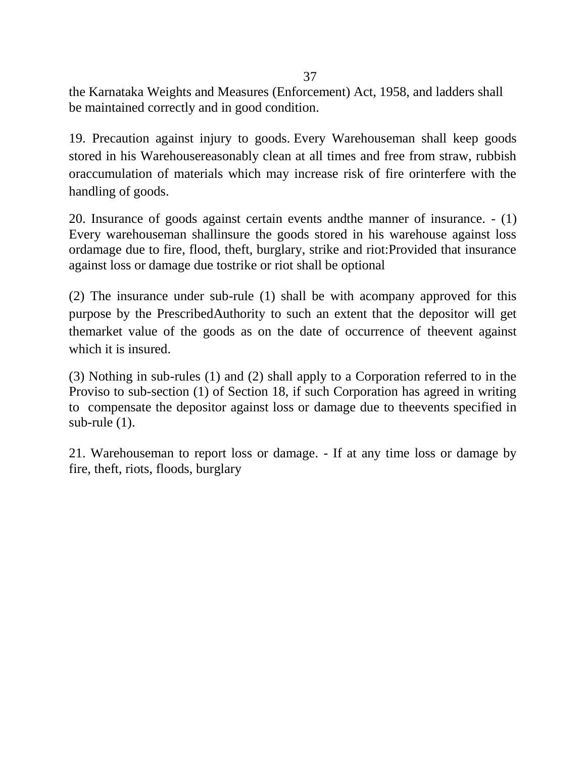the Karnataka Weights and Measures (Enforcement) Act, 1958, and ladders shall be maintained correctly and in good condition.

19. Precaution against injury to goods. Every Warehouseman shall keep goods stored in his Warehousereasonably clean at all times and free from straw, rubbish oraccumulation of materials which may increase risk of fire orinterfere with the handling of goods.

20. Insurance of goods against certain events andthe manner of insurance. - (1) Every warehouseman shallinsure the goods stored in his warehouse against loss ordamage due to fire, flood, theft, burglary, strike and riot:Provided that insurance against loss or damage due tostrike or riot shall be optional

(2) The insurance under sub-rule (1) shall be with acompany approved for this purpose by the PrescribedAuthority to such an extent that the depositor will get themarket value of the goods as on the date of occurrence of theevent against which it is insured.

(3) Nothing in sub-rules (1) and (2) shall apply to a Corporation referred to in the Proviso to sub-section (1) of Section 18, if such Corporation has agreed in writing to compensate the depositor against loss or damage due to theevents specified in sub-rule (1).

21. Warehouseman to report loss or damage. - If at any time loss or damage by fire, theft, riots, floods, burglary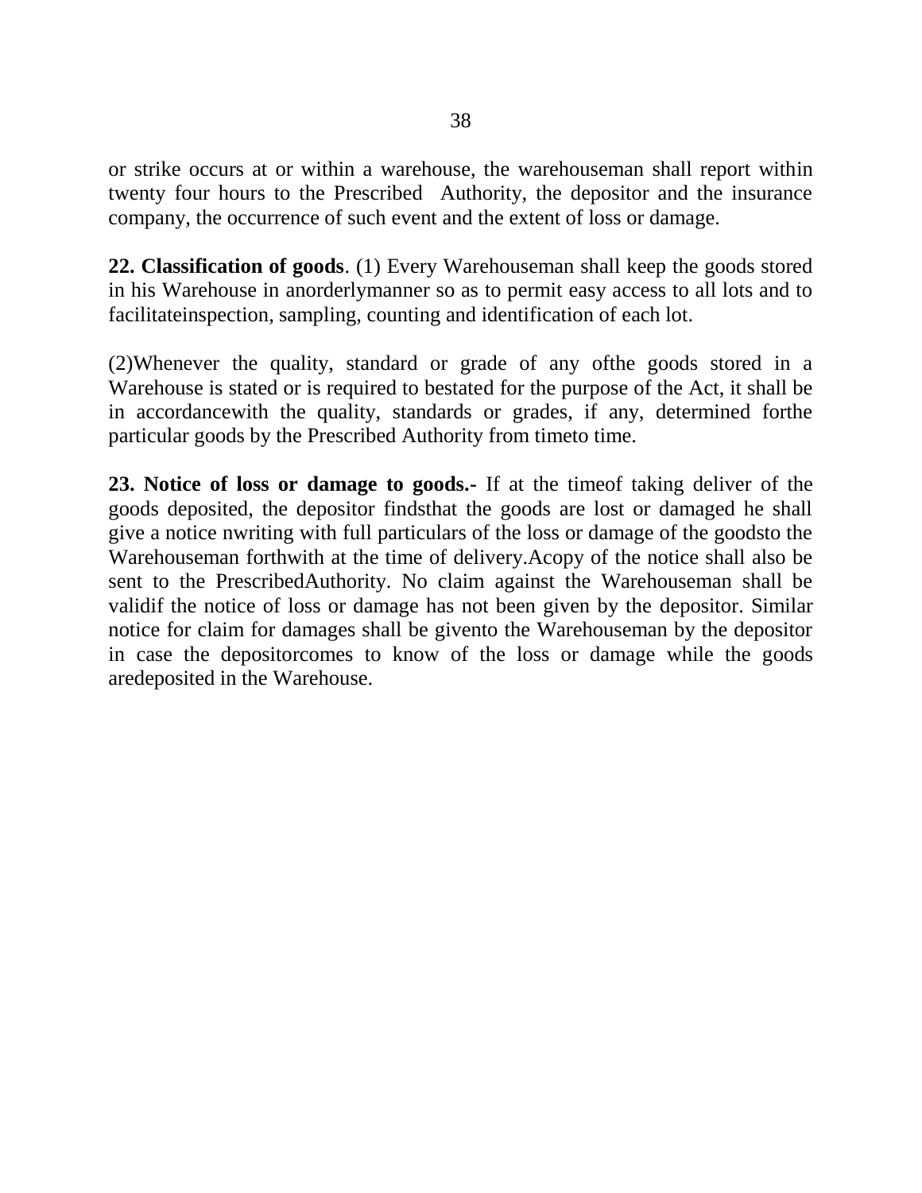or strike occurs at or within a warehouse, the warehouseman shall report within twenty four hours to the Prescribed Authority, the depositor and the insurance company, the occurrence of such event and the extent of loss or damage.

**22. Classification of goods**. (1) Every Warehouseman shall keep the goods stored in his Warehouse in anorderlymanner so as to permit easy access to all lots and to facilitateinspection, sampling, counting and identification of each lot.

(2)Whenever the quality, standard or grade of any ofthe goods stored in a Warehouse is stated or is required to bestated for the purpose of the Act, it shall be in accordancewith the quality, standards or grades, if any, determined forthe particular goods by the Prescribed Authority from timeto time.

**23. Notice of loss or damage to goods.-** If at the timeof taking deliver of the goods deposited, the depositor findsthat the goods are lost or damaged he shall give a notice nwriting with full particulars of the loss or damage of the goodsto the Warehouseman forthwith at the time of delivery.Acopy of the notice shall also be sent to the PrescribedAuthority. No claim against the Warehouseman shall be validif the notice of loss or damage has not been given by the depositor. Similar notice for claim for damages shall be givento the Warehouseman by the depositor in case the depositorcomes to know of the loss or damage while the goods aredeposited in the Warehouse.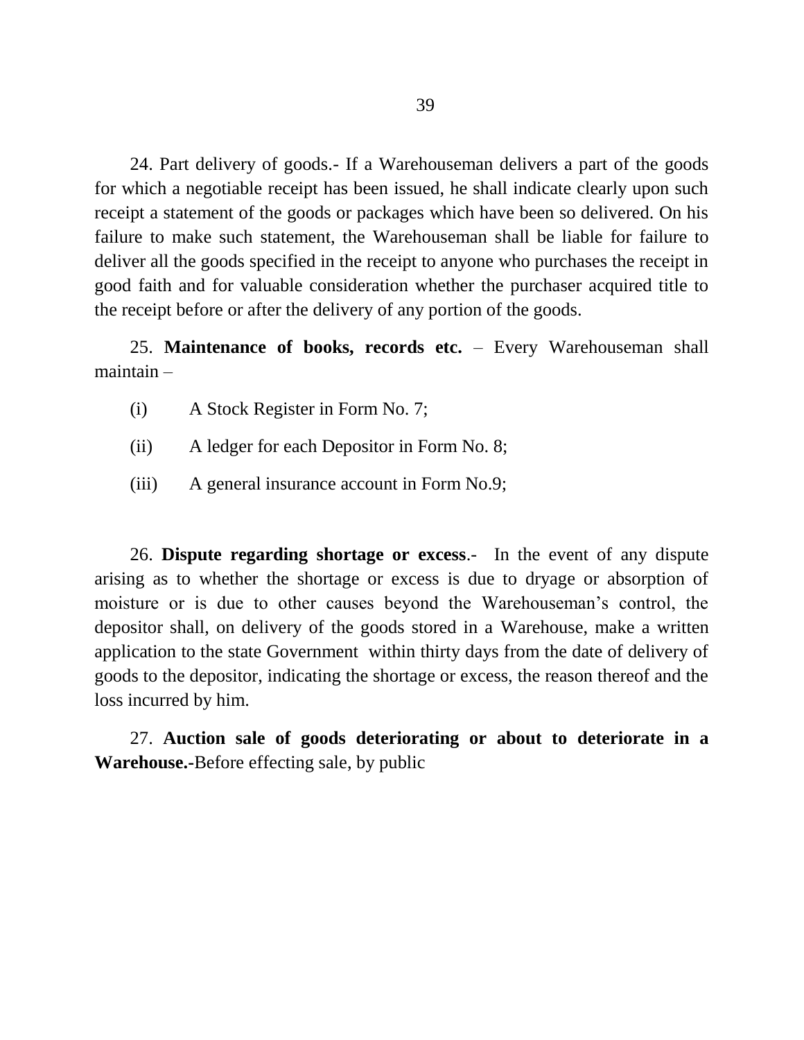24. Part delivery of goods.- If a Warehouseman delivers a part of the goods for which a negotiable receipt has been issued, he shall indicate clearly upon such receipt a statement of the goods or packages which have been so delivered. On his failure to make such statement, the Warehouseman shall be liable for failure to deliver all the goods specified in the receipt to anyone who purchases the receipt in good faith and for valuable consideration whether the purchaser acquired title to the receipt before or after the delivery of any portion of the goods.

25. **Maintenance of books, records etc.** – Every Warehouseman shall maintain –

(i) A Stock Register in Form No. 7;

(ii) A ledger for each Depositor in Form No. 8;

(iii) A general insurance account in Form No.9;

26. **Dispute regarding shortage or excess**.- In the event of any dispute arising as to whether the shortage or excess is due to dryage or absorption of moisture or is due to other causes beyond the Warehouseman's control, the depositor shall, on delivery of the goods stored in a Warehouse, make a written application to the state Government within thirty days from the date of delivery of goods to the depositor, indicating the shortage or excess, the reason thereof and the loss incurred by him.

27. **Auction sale of goods deteriorating or about to deteriorate in a Warehouse.-**Before effecting sale, by public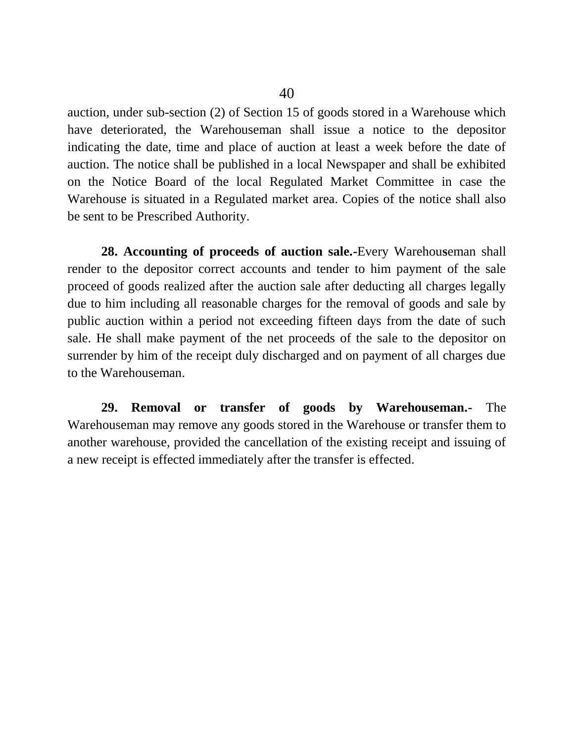auction, under sub-section (2) of Section 15 of goods stored in a Warehouse which have deteriorated, the Warehouseman shall issue a notice to the depositor indicating the date, time and place of auction at least a week before the date of auction. The notice shall be published in a local Newspaper and shall be exhibited on the Notice Board of the local Regulated Market Committee in case the Warehouse is situated in a Regulated market area. Copies of the notice shall also be sent to be Prescribed Authority.

**28. Accounting of proceeds of auction sale.-**Every Warehouseman shall render to the depositor correct accounts and tender to him payment of the sale proceed of goods realized after the auction sale after deducting all charges legally due to him including all reasonable charges for the removal of goods and sale by public auction within a period not exceeding fifteen days from the date of such sale. He shall make payment of the net proceeds of the sale to the depositor on surrender by him of the receipt duly discharged and on payment of all charges due to the Warehouseman.

**29. Removal or transfer of goods by Warehouseman.-** The Warehouseman may remove any goods stored in the Warehouse or transfer them to another warehouse, provided the cancellation of the existing receipt and issuing of a new receipt is effected immediately after the transfer is effected.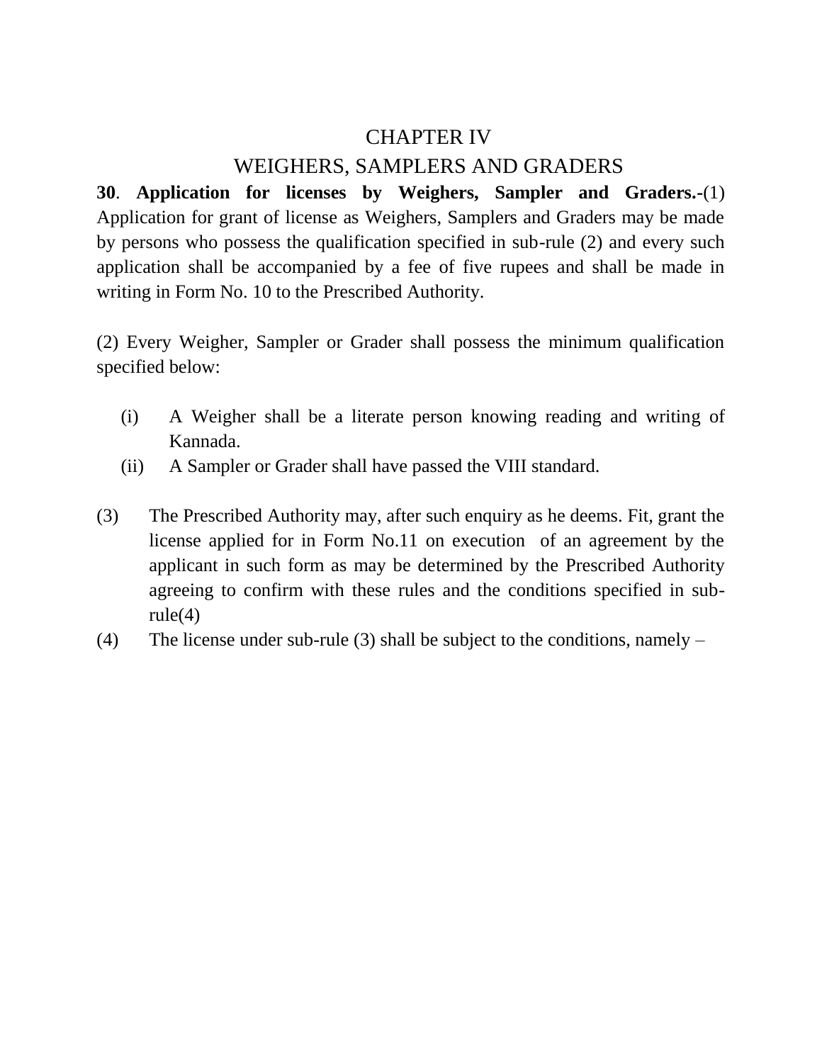# CHAPTER IV

## WEIGHERS, SAMPLERS AND GRADERS

**30**. **Application for licenses by Weighers, Sampler and Graders.**-(1) Application for grant of license as Weighers, Samplers and Graders may be made by persons who possess the qualification specified in sub-rule (2) and every such application shall be accompanied by a fee of five rupees and shall be made in writing in Form No. 10 to the Prescribed Authority.

(2) Every Weigher, Sampler or Grader shall possess the minimum qualification specified below:

(i) A Weigher shall be a literate person knowing reading and writing of Kannada.

(ii) A Sampler or Grader shall have passed the VIII standard.

(3) The Prescribed Authority may, after such enquiry as he deems. Fit, grant the license applied for in Form No.11 on execution of an agreement by the applicant in such form as may be determined by the Prescribed Authority agreeing to confirm with these rules and the conditions specified in sub-rule(4)

(4) The license under sub-rule (3) shall be subject to the conditions, namely –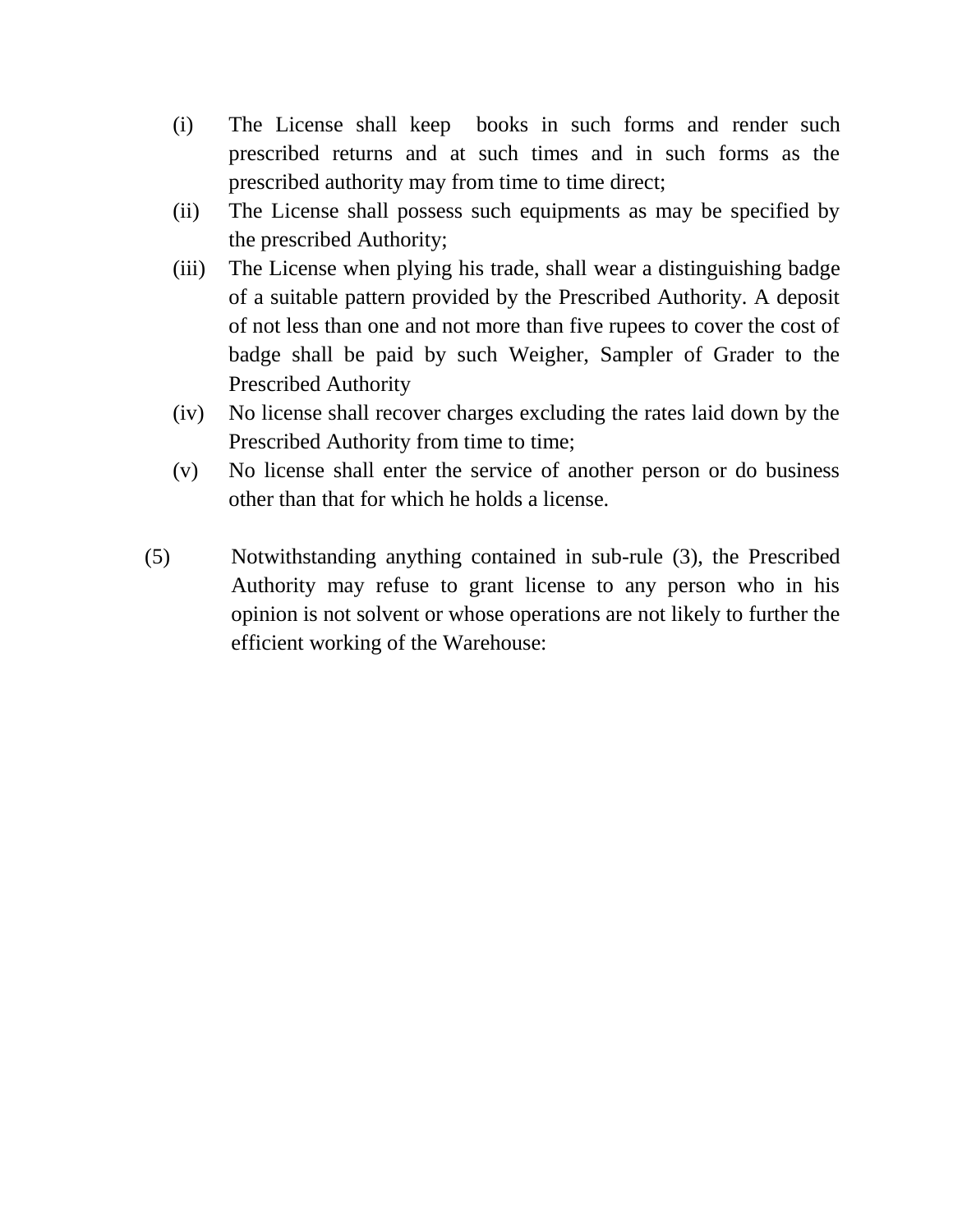(i) The License shall keep books in such forms and render such prescribed returns and at such times and in such forms as the prescribed authority may from time to time direct;

(ii) The License shall possess such equipments as may be specified by the prescribed Authority;

(iii) The License when plying his trade, shall wear a distinguishing badge of a suitable pattern provided by the Prescribed Authority. A deposit of not less than one and not more than five rupees to cover the cost of badge shall be paid by such Weigher, Sampler of Grader to the Prescribed Authority

(iv) No license shall recover charges excluding the rates laid down by the Prescribed Authority from time to time;

(v) No license shall enter the service of another person or do business other than that for which he holds a license.

(5) Notwithstanding anything contained in sub-rule (3), the Prescribed Authority may refuse to grant license to any person who in his opinion is not solvent or whose operations are not likely to further the efficient working of the Warehouse: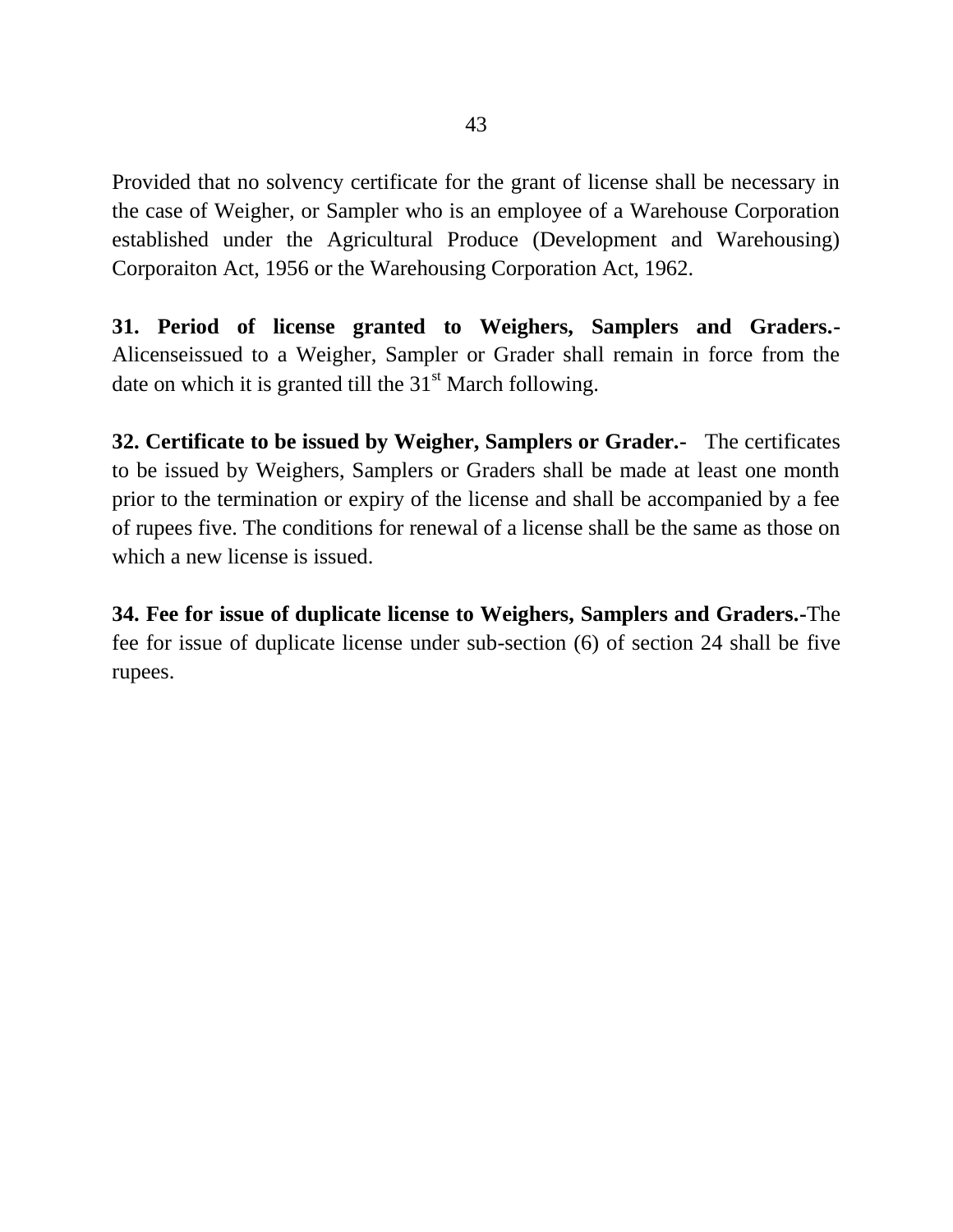Provided that no solvency certificate for the grant of license shall be necessary in the case of Weigher, or Sampler who is an employee of a Warehouse Corporation established under the Agricultural Produce (Development and Warehousing) Corporaiton Act, 1956 or the Warehousing Corporation Act, 1962.

**31. Period of license granted to Weighers, Samplers and Graders.-** Alicenseissued to a Weigher, Sampler or Grader shall remain in force from the date on which it is granted till the 31st March following.

**32. Certificate to be issued by Weigher, Samplers or Grader.-** The certificates to be issued by Weighers, Samplers or Graders shall be made at least one month prior to the termination or expiry of the license and shall be accompanied by a fee of rupees five. The conditions for renewal of a license shall be the same as those on which a new license is issued.

**34. Fee for issue of duplicate license to Weighers, Samplers and Graders.-**The fee for issue of duplicate license under sub-section (6) of section 24 shall be five rupees.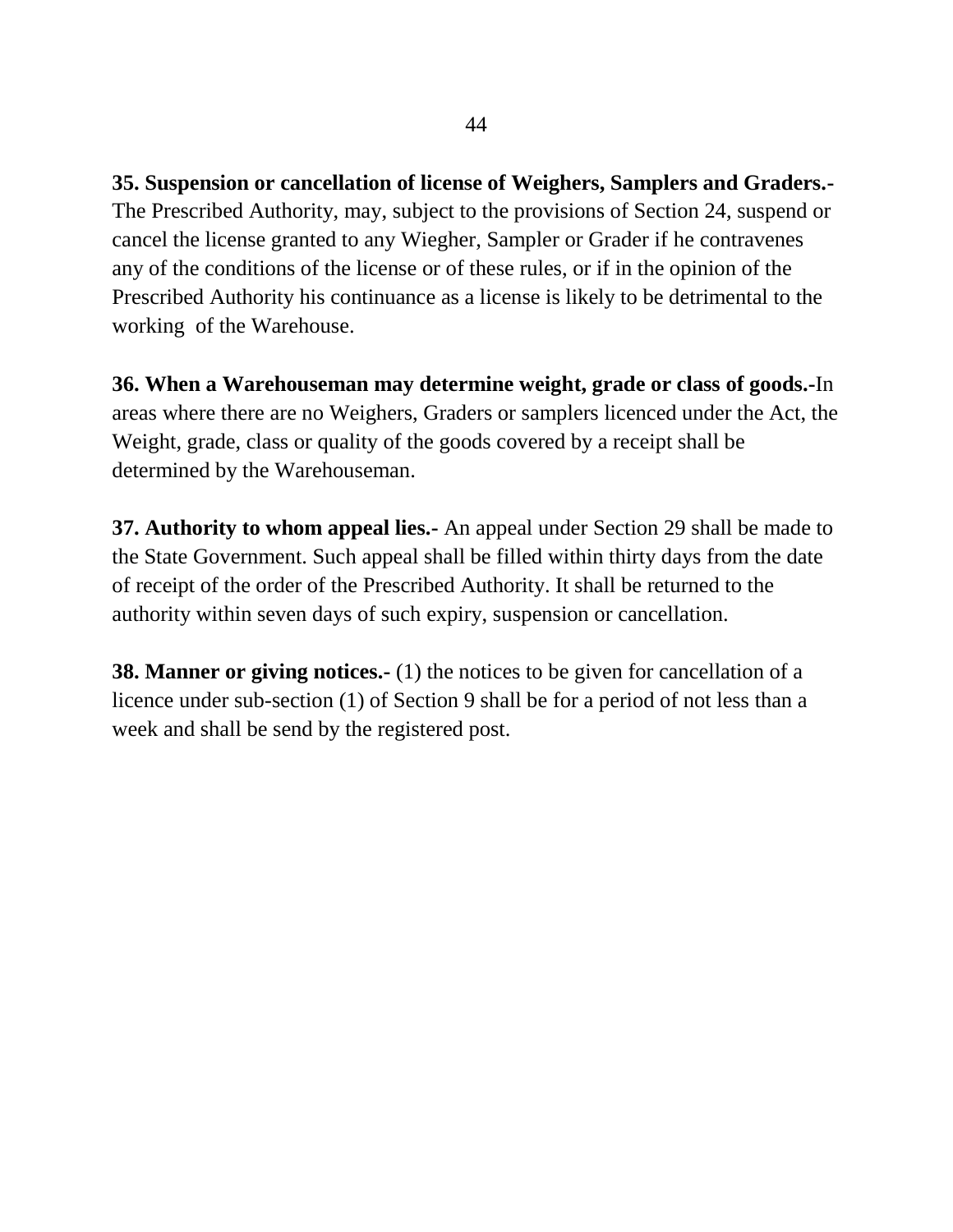**35. Suspension or cancellation of license of Weighers, Samplers and Graders.-** The Prescribed Authority, may, subject to the provisions of Section 24, suspend or cancel the license granted to any Wiegher, Sampler or Grader if he contravenes any of the conditions of the license or of these rules, or if in the opinion of the Prescribed Authority his continuance as a license is likely to be detrimental to the working of the Warehouse.

**36. When a Warehouseman may determine weight, grade or class of goods.-**In areas where there are no Weighers, Graders or samplers licenced under the Act, the Weight, grade, class or quality of the goods covered by a receipt shall be determined by the Warehouseman.

**37. Authority to whom appeal lies.-** An appeal under Section 29 shall be made to the State Government. Such appeal shall be filled within thirty days from the date of receipt of the order of the Prescribed Authority. It shall be returned to the authority within seven days of such expiry, suspension or cancellation.

**38. Manner or giving notices.-** (1) the notices to be given for cancellation of a licence under sub-section (1) of Section 9 shall be for a period of not less than a week and shall be send by the registered post.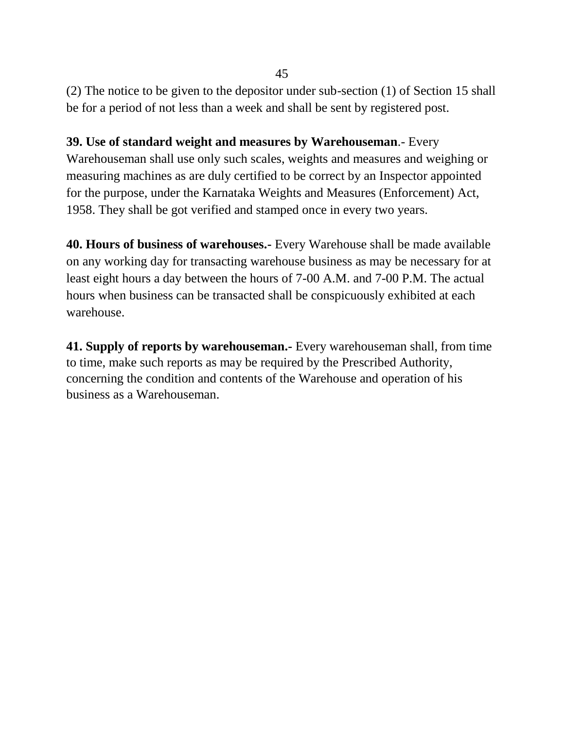(2) The notice to be given to the depositor under sub-section (1) of Section 15 shall be for a period of not less than a week and shall be sent by registered post.

**39. Use of standard weight and measures by Warehouseman**.- Every Warehouseman shall use only such scales, weights and measures and weighing or measuring machines as are duly certified to be correct by an Inspector appointed for the purpose, under the Karnataka Weights and Measures (Enforcement) Act, 1958. They shall be got verified and stamped once in every two years.

**40. Hours of business of warehouses.-** Every Warehouse shall be made available on any working day for transacting warehouse business as may be necessary for at least eight hours a day between the hours of 7-00 A.M. and 7-00 P.M. The actual hours when business can be transacted shall be conspicuously exhibited at each warehouse.

**41. Supply of reports by warehouseman.-** Every warehouseman shall, from time to time, make such reports as may be required by the Prescribed Authority, concerning the condition and contents of the Warehouse and operation of his business as a Warehouseman.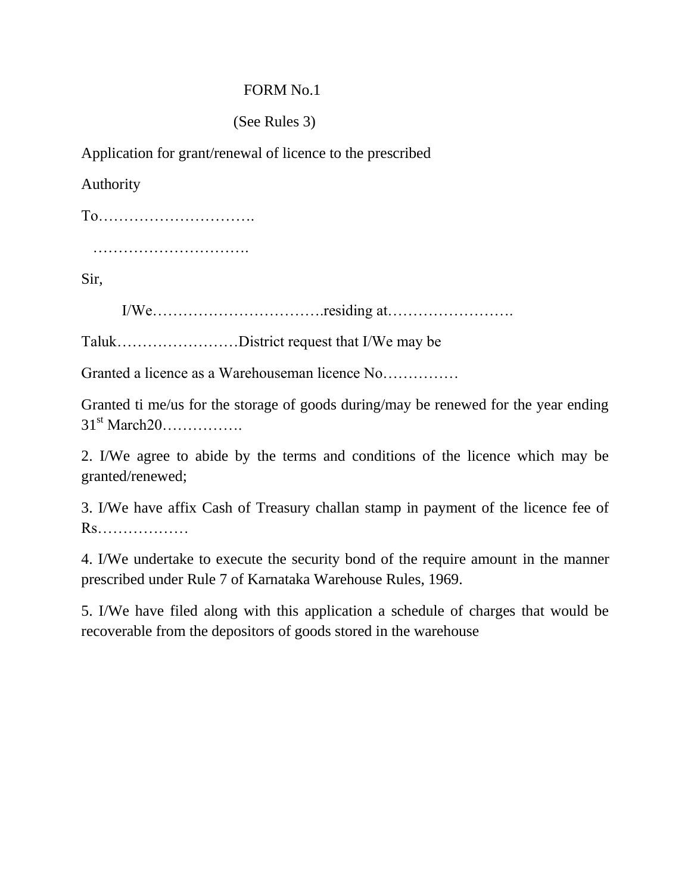FORM No.1

(See Rules 3)

Application for grant/renewal of licence to the prescribed

Authority

To………………………….

………………………….

Sir,

I/We…………………………….residing at…………………….

Taluk……………………District request that I/We may be

Granted a licence as a Warehouseman licence No……………

Granted ti me/us for the storage of goods during/may be renewed for the year ending 31st March20…………….

2. I/We agree to abide by the terms and conditions of the licence which may be granted/renewed;

3. I/We have affix Cash of Treasury challan stamp in payment of the licence fee of Rs………………

4. I/We undertake to execute the security bond of the require amount in the manner prescribed under Rule 7 of Karnataka Warehouse Rules, 1969.

5. I/We have filed along with this application a schedule of charges that would be recoverable from the depositors of goods stored in the warehouse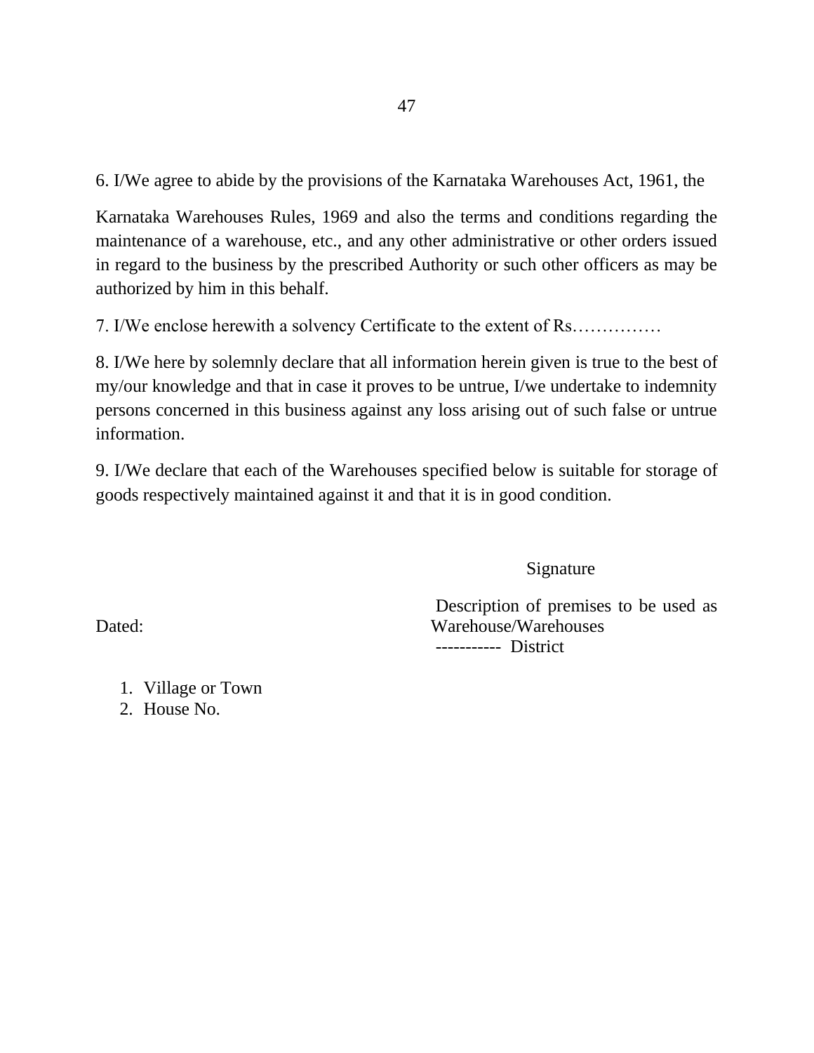6. I/We agree to abide by the provisions of the Karnataka Warehouses Act, 1961, the

Karnataka Warehouses Rules, 1969 and also the terms and conditions regarding the maintenance of a warehouse, etc., and any other administrative or other orders issued in regard to the business by the prescribed Authority or such other officers as may be authorized by him in this behalf.

7. I/We enclose herewith a solvency Certificate to the extent of Rs……………

8. I/We here by solemnly declare that all information herein given is true to the best of my/our knowledge and that in case it proves to be untrue, I/we undertake to indemnity persons concerned in this business against any loss arising out of such false or untrue information.

9. I/We declare that each of the Warehouses specified below is suitable for storage of goods respectively maintained against it and that it is in good condition.

Signature

Dated:

Description of premises to be used as Warehouse/Warehouses
----------- District

1. Village or Town
2. House No.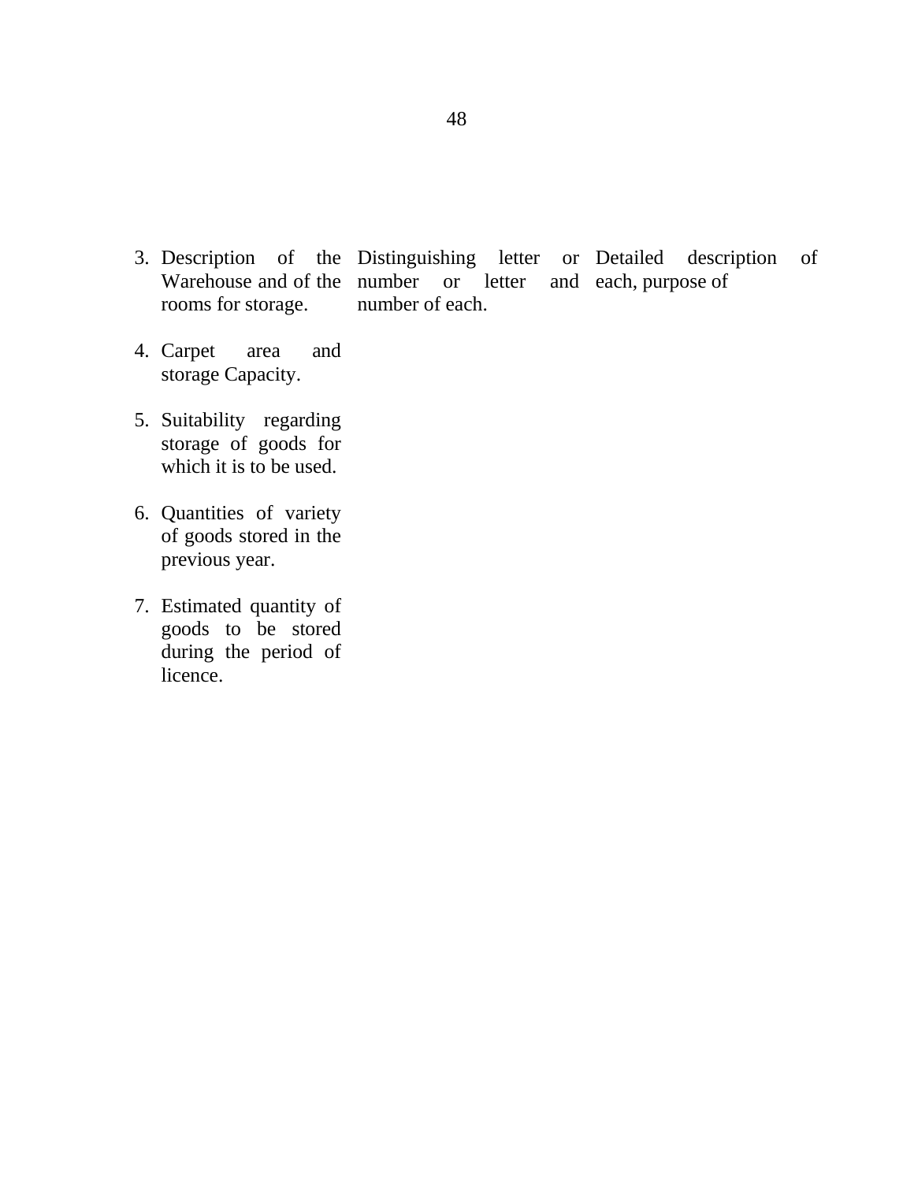| | | |
|---|---|---|
| 3. Description of the Warehouse and of the rooms for storage. | Distinguishing letter or number or letter and number of each. | Detailed description of each, purpose of |
| 4. Carpet area and storage Capacity. | | |
| 5. Suitability regarding storage of goods for which it is to be used. | | |
| 6. Quantities of variety of goods stored in the previous year. | | |
| 7. Estimated quantity of goods to be stored during the period of licence. | | |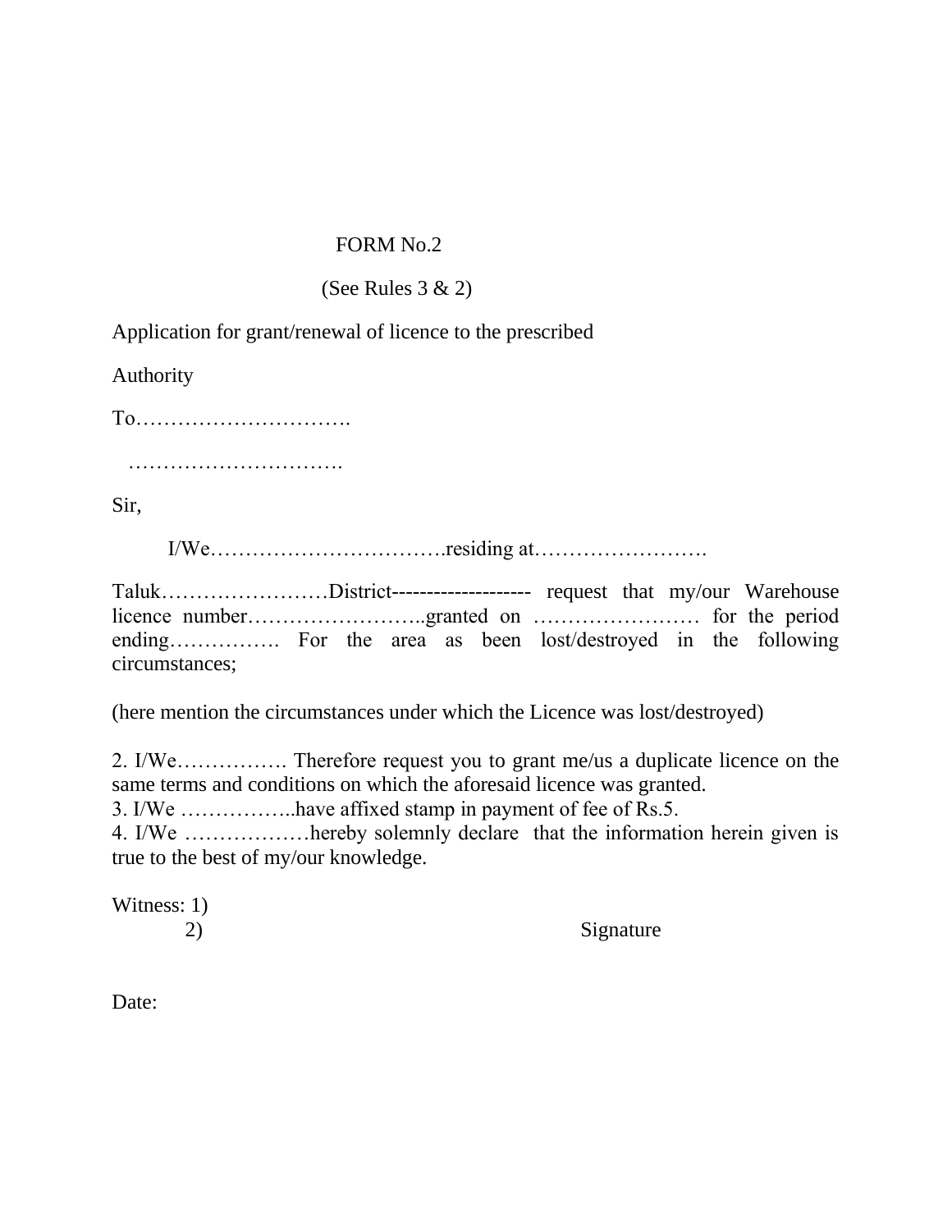FORM No.2

(See Rules 3 & 2)

Application for grant/renewal of licence to the prescribed

Authority

To………………………….

………………………….

Sir,

I/We…………………………….residing at…………………….

Taluk……………………District-------------------- request that my/our Warehouse licence number……………………..granted on …………………… for the period ending……………. For the area as been lost/destroyed in the following circumstances;

(here mention the circumstances under which the Licence was lost/destroyed)

2. I/We……………. Therefore request you to grant me/us a duplicate licence on the same terms and conditions on which the aforesaid licence was granted.
3. I/We ……………..have affixed stamp in payment of fee of Rs.5.
4. I/We ………………hereby solemnly declare that the information herein given is true to the best of my/our knowledge.

Witness: 1)
2) Signature

Date: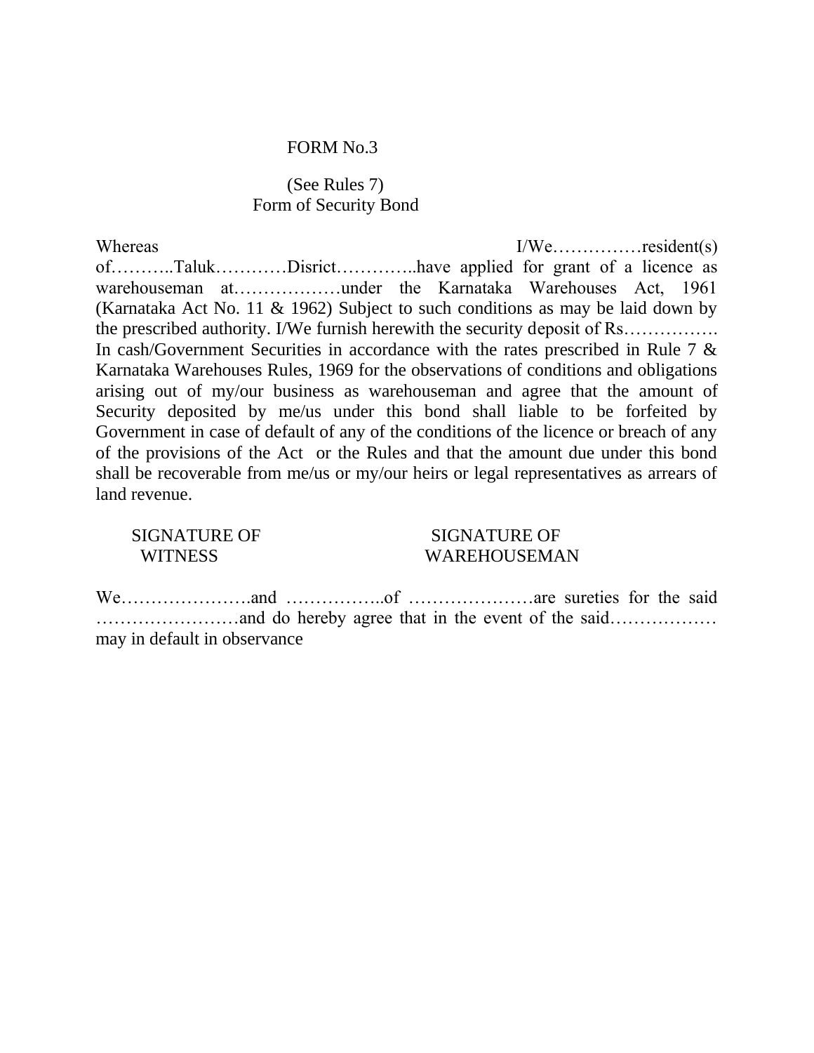FORM No.3

(See Rules 7)
Form of Security Bond

Whereas I/We……………resident(s) of………..Taluk…………Disrict…………..have applied for grant of a licence as warehouseman at………………under the Karnataka Warehouses Act, 1961 (Karnataka Act No. 11 & 1962) Subject to such conditions as may be laid down by the prescribed authority. I/We furnish herewith the security deposit of Rs……………. In cash/Government Securities in accordance with the rates prescribed in Rule 7 & Karnataka Warehouses Rules, 1969 for the observations of conditions and obligations arising out of my/our business as warehouseman and agree that the amount of Security deposited by me/us under this bond shall liable to be forfeited by Government in case of default of any of the conditions of the licence or breach of any of the provisions of the Act or the Rules and that the amount due under this bond shall be recoverable from me/us or my/our heirs or legal representatives as arrears of land revenue.

SIGNATURE OF WITNESS

SIGNATURE OF WAREHOUSEMAN

We………………….and ……………..of …………………are sureties for the said ……………………and do hereby agree that in the event of the said……………… may in default in observance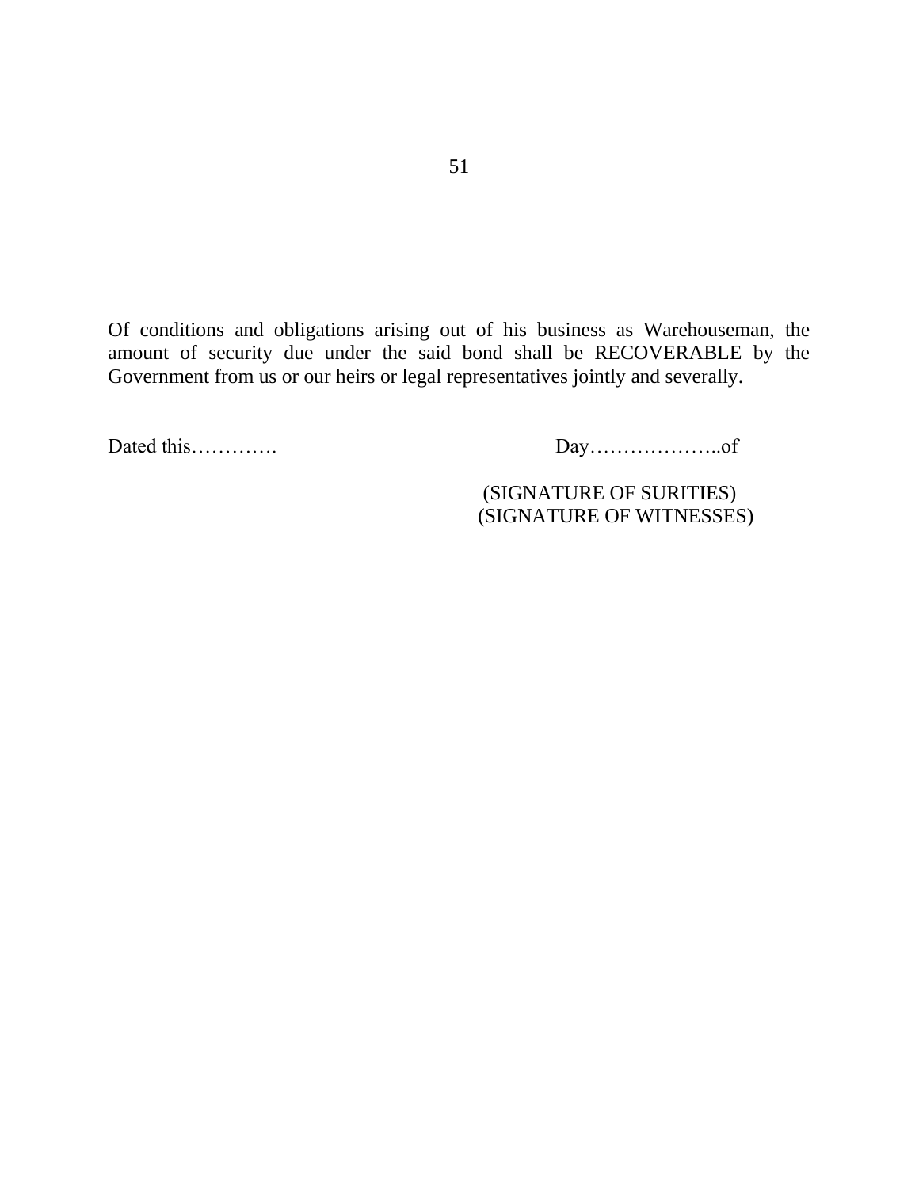Of conditions and obligations arising out of his business as Warehouseman, the amount of security due under the said bond shall be RECOVERABLE by the Government from us or our heirs or legal representatives jointly and severally.

Dated this…………. Day………………..of

(SIGNATURE OF SURITIES)
(SIGNATURE OF WITNESSES)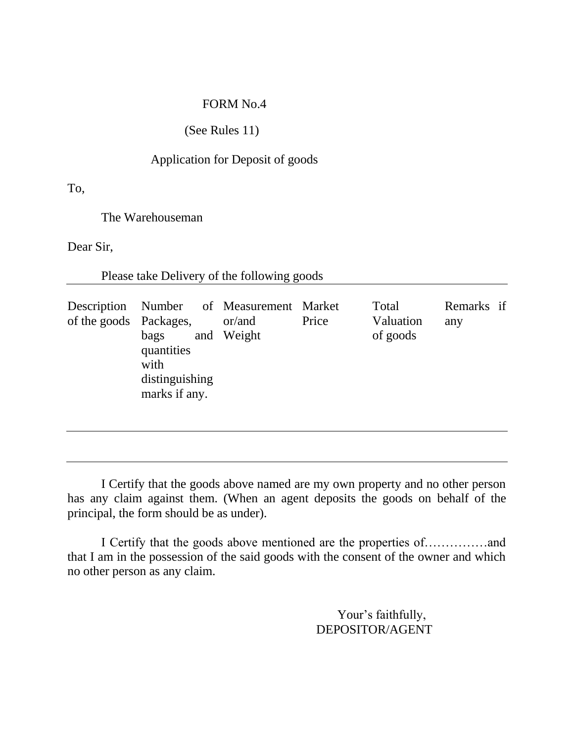FORM No.4

(See Rules 11)

Application for Deposit of goods

To,

The Warehouseman

Dear Sir,

Please take Delivery of the following goods

| Description of the goods | Number of Packages, bags and quantities with distinguishing marks if any. | Measurement or/and Weight | Market Price | Total Valuation of goods | Remarks if any |
|---|---|---|---|---|---|
| | | | | | |

I Certify that the goods above named are my own property and no other person has any claim against them. (When an agent deposits the goods on behalf of the principal, the form should be as under).

I Certify that the goods above mentioned are the properties of……………and that I am in the possession of the said goods with the consent of the owner and which no other person as any claim.

Your's faithfully,
DEPOSITOR/AGENT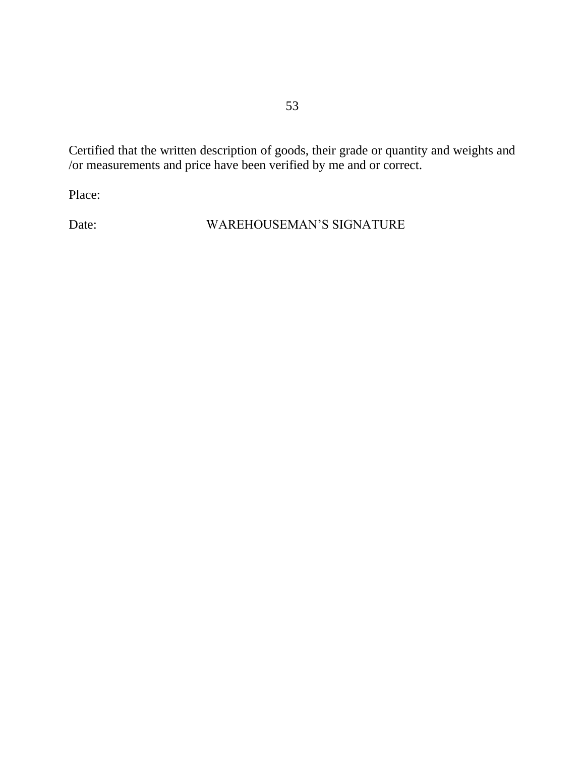Certified that the written description of goods, their grade or quantity and weights and /or measurements and price have been verified by me and or correct.

Place:

Date: WAREHOUSEMAN'S SIGNATURE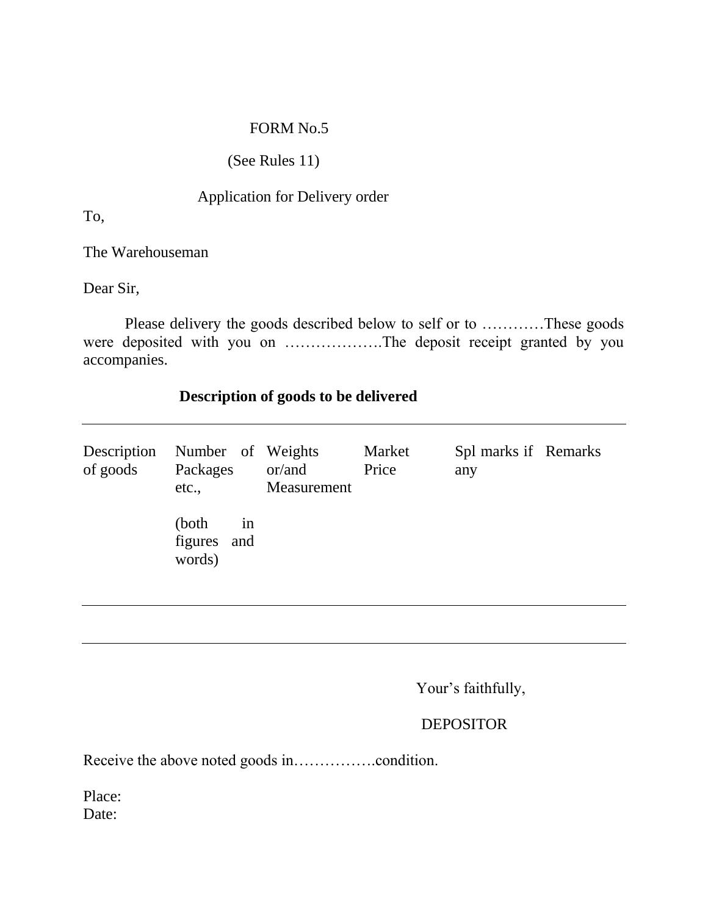FORM No.5

(See Rules 11)

Application for Delivery order

To,

The Warehouseman

Dear Sir,

Please delivery the goods described below to self or to …………These goods were deposited with you on ……………….The deposit receipt granted by you accompanies.

**Description of goods to be delivered**

| Description of goods | Number of Packages etc., (both in figures and words) | Weights or/and Measurement | Market Price | Spl marks if any | Remarks |
|---|---|---|---|---|---|
| | | | | | |

Your's faithfully,

DEPOSITOR

Receive the above noted goods in…………….condition.

Place:
Date: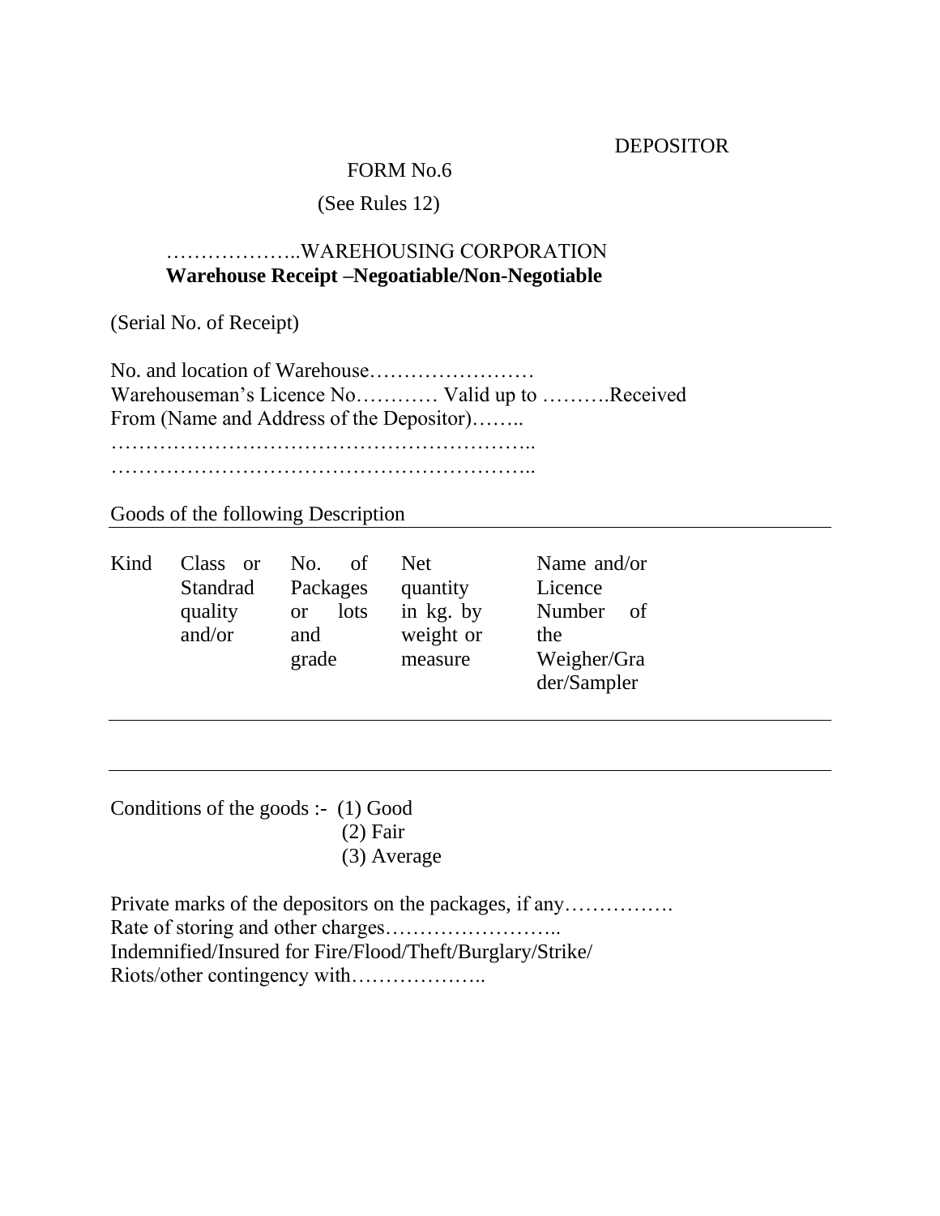DEPOSITOR

FORM No.6

(See Rules 12)

………………..WAREHOUSING CORPORATION
**Warehouse Receipt –Negoatiable/Non-Negotiable**

(Serial No. of Receipt)

No. and location of Warehouse……………………
Warehouseman's Licence No………… Valid up to ……….Received From (Name and Address of the Depositor)……..
……………………………………………………..
……………………………………………………..

Goods of the following Description

| Kind | Class or Standrad quality and/or | No. of Packages or lots and grade | Net quantity in kg. by weight or measure | Name and/or Licence Number of the Weigher/Grader/Sampler |
|---|---|---|---|---|
| | | | | |

Conditions of the goods :- (1) Good
(2) Fair
(3) Average

Private marks of the depositors on the packages, if any…………….
Rate of storing and other charges……………………..
Indemnified/Insured for Fire/Flood/Theft/Burglary/Strike/ Riots/other contingency with………………..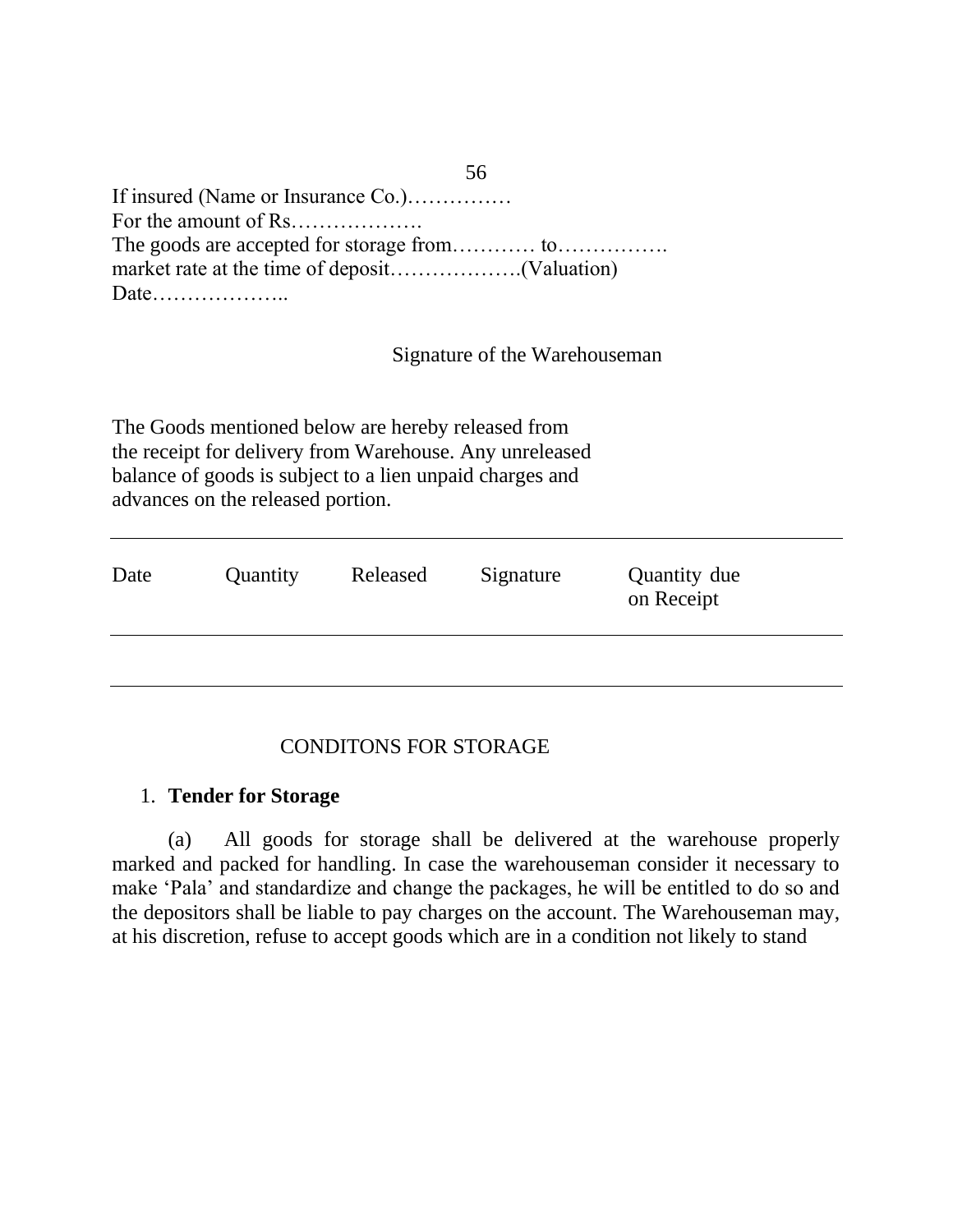If insured (Name or Insurance Co.)……………
For the amount of Rs……………….
The goods are accepted for storage from………… to…………….
market rate at the time of deposit……………….(Valuation)
Date………………..

Signature of the Warehouseman

The Goods mentioned below are hereby released from the receipt for delivery from Warehouse. Any unreleased balance of goods is subject to a lien unpaid charges and advances on the released portion.

| Date | Quantity | Released | Signature | Quantity due on Receipt |
|---|---|---|---|---|
| | | | | |

CONDITONS FOR STORAGE

1. **Tender for Storage**

(a) All goods for storage shall be delivered at the warehouse properly marked and packed for handling. In case the warehouseman consider it necessary to make 'Pala' and standardize and change the packages, he will be entitled to do so and the depositors shall be liable to pay charges on the account. The Warehouseman may, at his discretion, refuse to accept goods which are in a condition not likely to stand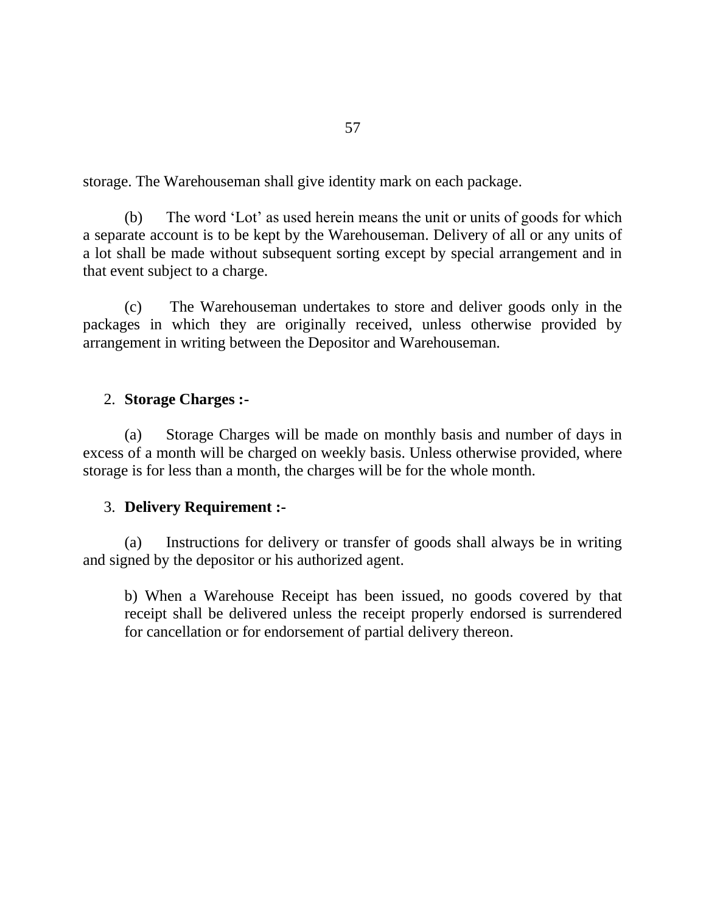storage. The Warehouseman shall give identity mark on each package.

(b) The word ‘Lot’ as used herein means the unit or units of goods for which a separate account is to be kept by the Warehouseman. Delivery of all or any units of a lot shall be made without subsequent sorting except by special arrangement and in that event subject to a charge.

(c) The Warehouseman undertakes to store and deliver goods only in the packages in which they are originally received, unless otherwise provided by arrangement in writing between the Depositor and Warehouseman.

2. **Storage Charges :-**

(a) Storage Charges will be made on monthly basis and number of days in excess of a month will be charged on weekly basis. Unless otherwise provided, where storage is for less than a month, the charges will be for the whole month.

3. **Delivery Requirement :-**

(a) Instructions for delivery or transfer of goods shall always be in writing and signed by the depositor or his authorized agent.

b) When a Warehouse Receipt has been issued, no goods covered by that receipt shall be delivered unless the receipt properly endorsed is surrendered for cancellation or for endorsement of partial delivery thereon.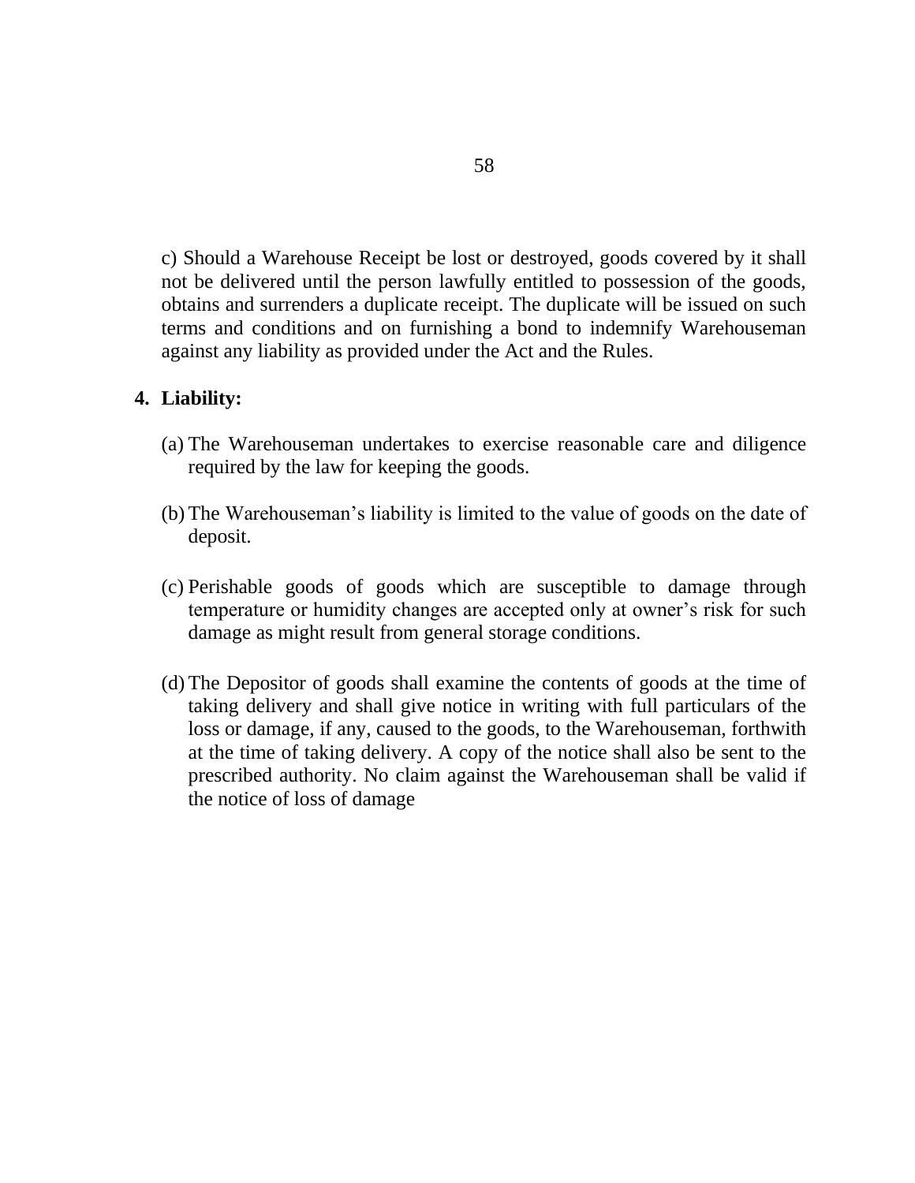c) Should a Warehouse Receipt be lost or destroyed, goods covered by it shall not be delivered until the person lawfully entitled to possession of the goods, obtains and surrenders a duplicate receipt. The duplicate will be issued on such terms and conditions and on furnishing a bond to indemnify Warehouseman against any liability as provided under the Act and the Rules.

4. **Liability:**

(a) The Warehouseman undertakes to exercise reasonable care and diligence required by the law for keeping the goods.

(b) The Warehouseman's liability is limited to the value of goods on the date of deposit.

(c) Perishable goods of goods which are susceptible to damage through temperature or humidity changes are accepted only at owner's risk for such damage as might result from general storage conditions.

(d) The Depositor of goods shall examine the contents of goods at the time of taking delivery and shall give notice in writing with full particulars of the loss or damage, if any, caused to the goods, to the Warehouseman, forthwith at the time of taking delivery. A copy of the notice shall also be sent to the prescribed authority. No claim against the Warehouseman shall be valid if the notice of loss of damage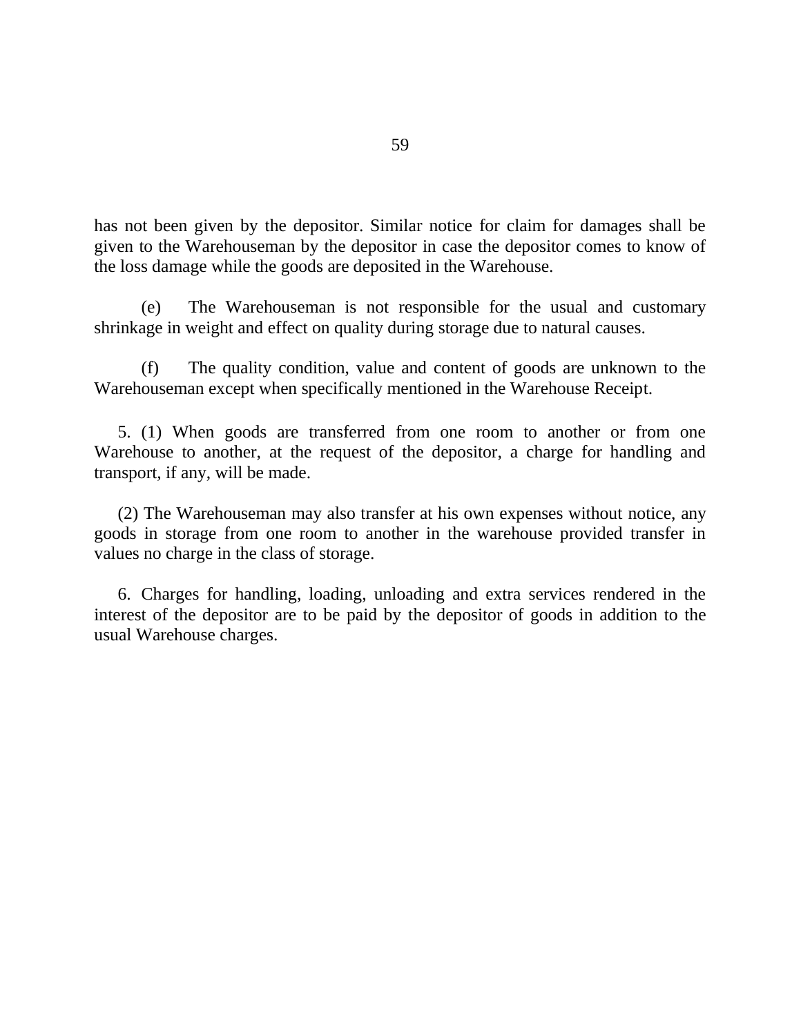has not been given by the depositor. Similar notice for claim for damages shall be given to the Warehouseman by the depositor in case the depositor comes to know of the loss damage while the goods are deposited in the Warehouse.

(e) The Warehouseman is not responsible for the usual and customary shrinkage in weight and effect on quality during storage due to natural causes.

(f) The quality condition, value and content of goods are unknown to the Warehouseman except when specifically mentioned in the Warehouse Receipt.

5. (1) When goods are transferred from one room to another or from one Warehouse to another, at the request of the depositor, a charge for handling and transport, if any, will be made.

(2) The Warehouseman may also transfer at his own expenses without notice, any goods in storage from one room to another in the warehouse provided transfer in values no charge in the class of storage.

6. Charges for handling, loading, unloading and extra services rendered in the interest of the depositor are to be paid by the depositor of goods in addition to the usual Warehouse charges.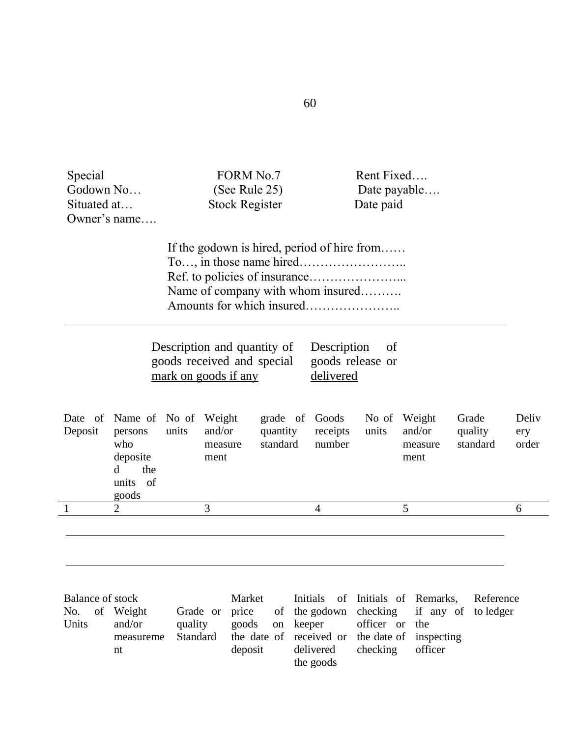Special
Godown No…
Situated at…
Owner's name….

FORM No.7
(See Rule 25)
Stock Register

Rent Fixed….
Date payable….
Date paid

If the godown is hired, period of hire from……
To…, in those name hired……………………..
Ref. to policies of insurance…………………...
Name of company with whom insured……….
Amounts for which insured…………………..

| | | Description and quantity of goods received and special <u>mark on goods if any</u> | | | Description of goods release or <u>delivered</u> | | | | |
|---|---|---|---|---|---|---|---|---|---|
| Date of Deposit | Name of persons who deposited the units of goods | No of units | Weight and/or measurement | grade of quantity standard | Goods receipts number | No of units | Weight and/or measurement | Grade quality standard | Delivery order |
| 1 | 2 | | 3 | | 4 | | 5 | | 6 |

| Balance of stock | | | | | | | |
|---|---|---|---|---|---|---|---|
| No. of Units | Weight and/or measurement | Grade or quality Standard | Market price of goods on the date of deposit | Initials of the godown keeper received or delivered the goods | Initials of checking officer or the date of checking | Remarks, if any of the inspecting officer | Reference to ledger |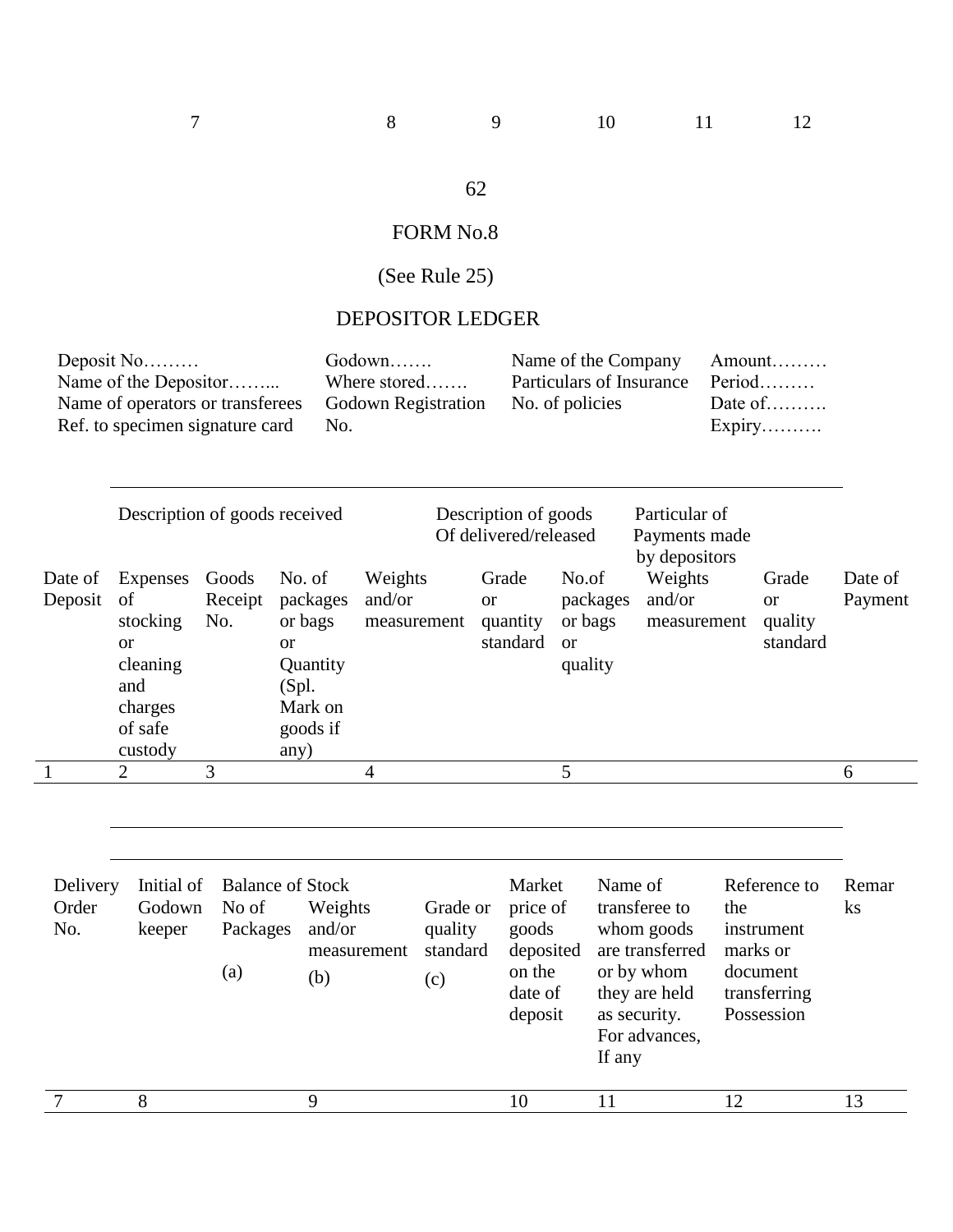| 7 | 8 | 9 | 10 | 11 | 12 |
|---|---|---|---|---|---|

# FORM No.8

(See Rule 25)

## DEPOSITOR LEDGER

| | | | |
|---|---|---|---|
| Deposit No……… | Godown……. | Name of the Company | Amount……… |
| Name of the Depositor……... | Where stored……. | Particulars of Insurance | Period……… |
| Name of operators or transferees | Godown Registration | No. of policies | Date of………. |
| Ref. to specimen signature card | No. | | Expiry………. |

| | Description of goods received | | | | Description of goods Of delivered/released | | Particular of Payments made by depositors | | |
|---|---|---|---|---|---|---|---|---|---|
| Date of Deposit | Expenses of stocking or cleaning and charges of safe custody | Goods Receipt No. | No. of packages or bags or Quantity (Spl. Mark on goods if any) | Weights and/or measurement | Grade or quantity standard | No.of packages or bags or quality | Weights and/or measurement | Grade or quality standard | Date of Payment |
| 1 | 2 | 3 | | 4 | | 5 | | | 6 |

| Delivery Order No. | Initial of Godown keeper | Balance of Stock | | | Market price of goods deposited on the date of deposit | Name of transferee to whom goods are transferred or by whom they are held as security. For advances, If any | Reference to the instrument marks or document transferring Possession | Remarks |
|---|---|---|---|---|---|---|---|---|
| | | No of Packages (a) | Weights and/or measurement (b) | Grade or quality standard (c) | | | | |
| 7 | 8 | | 9 | | 10 | 11 | 12 | 13 |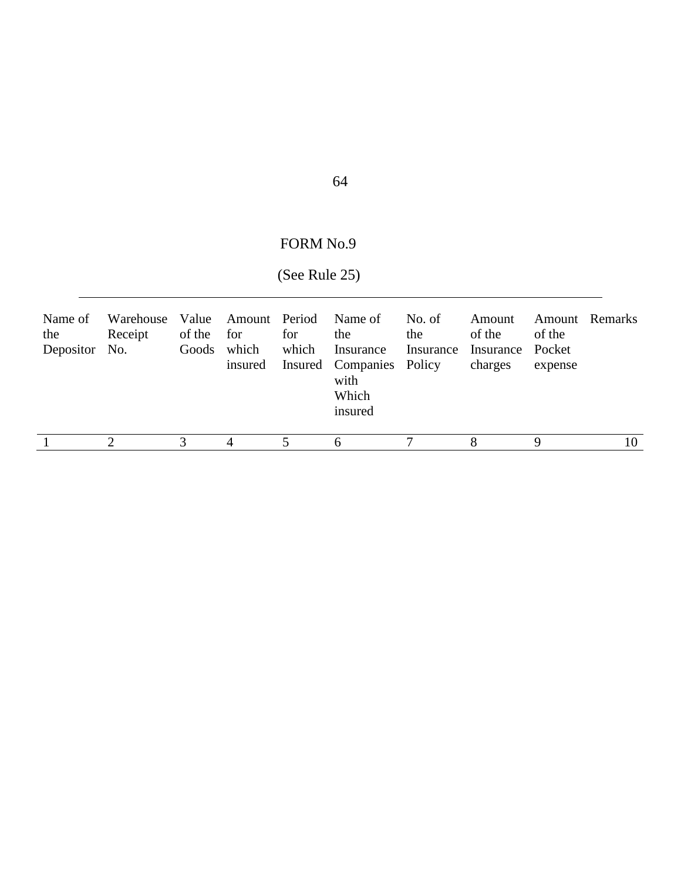# FORM No.9

(See Rule 25)

| Name of the Depositor | Warehouse Receipt No. | Value of the Goods | Amount for which insured | Period for which Insured | Name of the Insurance Companies with Which insured | No. of the Insurance Policy | Amount of the Insurance charges | Amount of the Pocket expense | Remarks |
|---|---|---|---|---|---|---|---|---|---|
| 1 | 2 | 3 | 4 | 5 | 6 | 7 | 8 | 9 | 10 |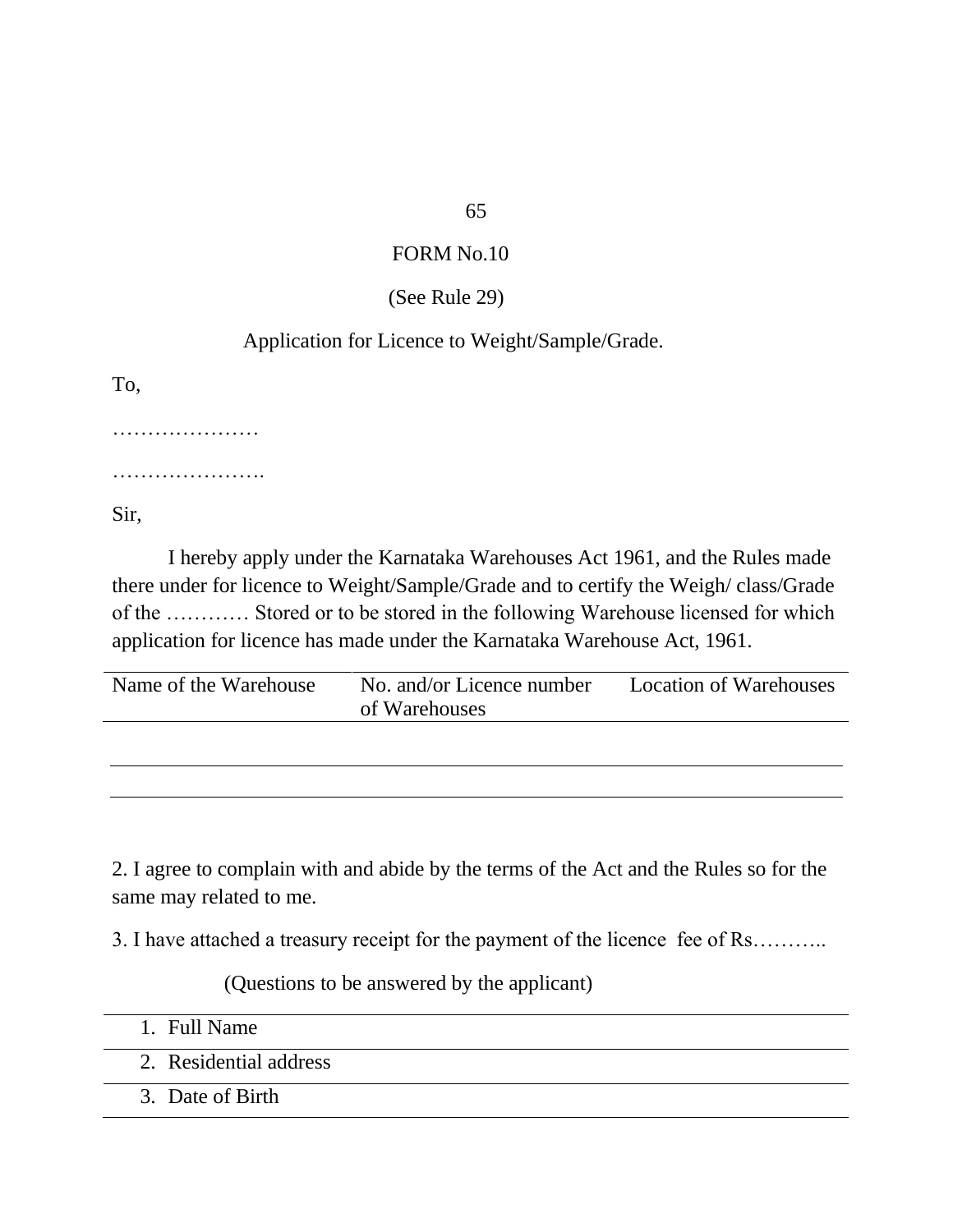# FORM No.10

(See Rule 29)

Application for Licence to Weight/Sample/Grade.

To,

…………………

………………….

Sir,

I hereby apply under the Karnataka Warehouses Act 1961, and the Rules made there under for licence to Weight/Sample/Grade and to certify the Weigh/ class/Grade of the ………… Stored or to be stored in the following Warehouse licensed for which application for licence has made under the Karnataka Warehouse Act, 1961.

| Name of the Warehouse | No. and/or Licence number of Warehouses | Location of Warehouses |
|---|---|---|
| | | |
| | | |

2. I agree to complain with and abide by the terms of the Act and the Rules so for the same may related to me.

3. I have attached a treasury receipt for the payment of the licence fee of Rs………..

(Questions to be answered by the applicant)

1. Full Name
2. Residential address
3. Date of Birth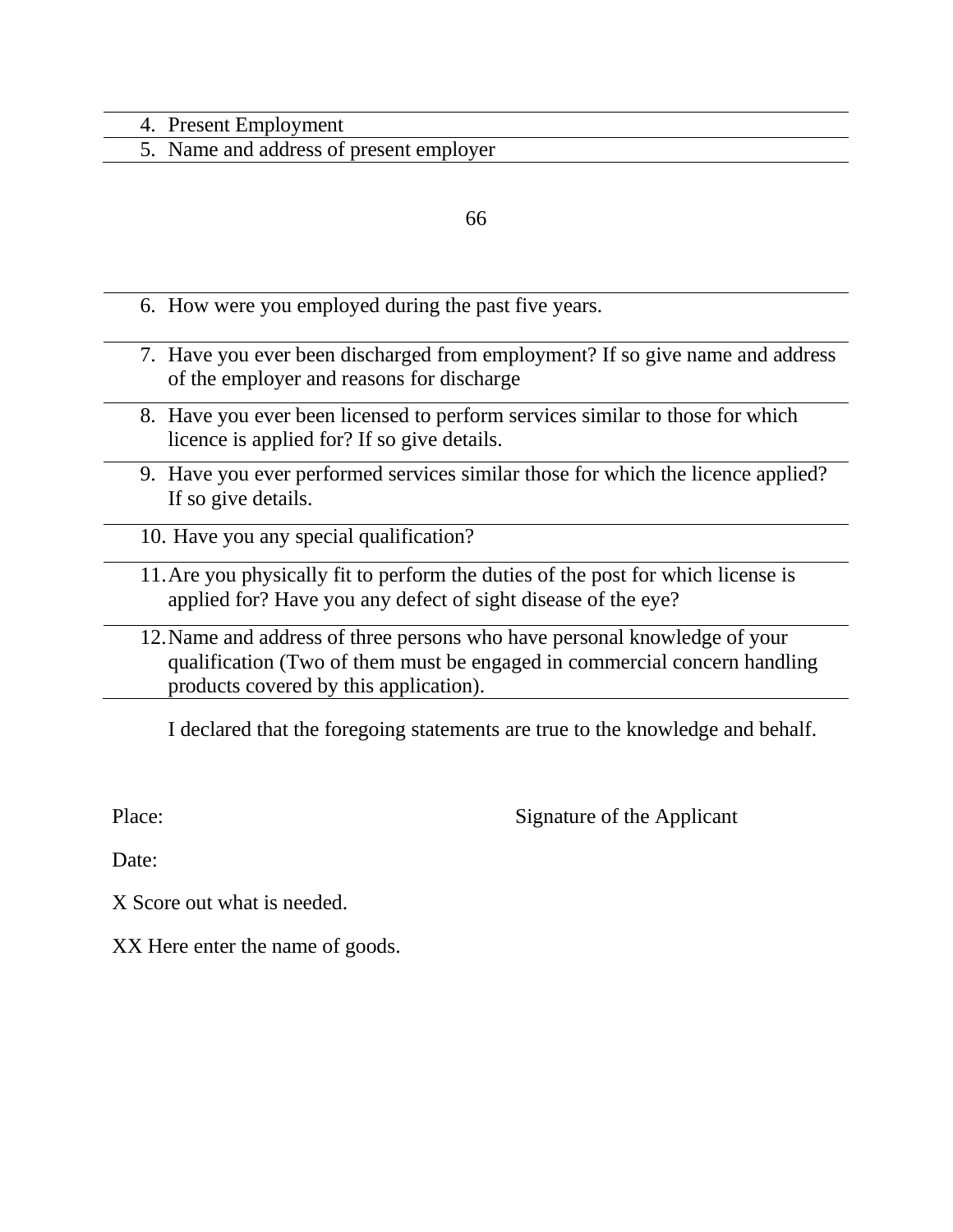4. Present Employment
5. Name and address of present employer

6. How were you employed during the past five years.
7. Have you ever been discharged from employment? If so give name and address of the employer and reasons for discharge
8. Have you ever been licensed to perform services similar to those for which licence is applied for? If so give details.
9. Have you ever performed services similar those for which the licence applied? If so give details.
10. Have you any special qualification?
11. Are you physically fit to perform the duties of the post for which license is applied for? Have you any defect of sight disease of the eye?
12. Name and address of three persons who have personal knowledge of your qualification (Two of them must be engaged in commercial concern handling products covered by this application).

I declared that the foregoing statements are true to the knowledge and behalf.

Place: Signature of the Applicant

Date:

X Score out what is needed.

XX Here enter the name of goods.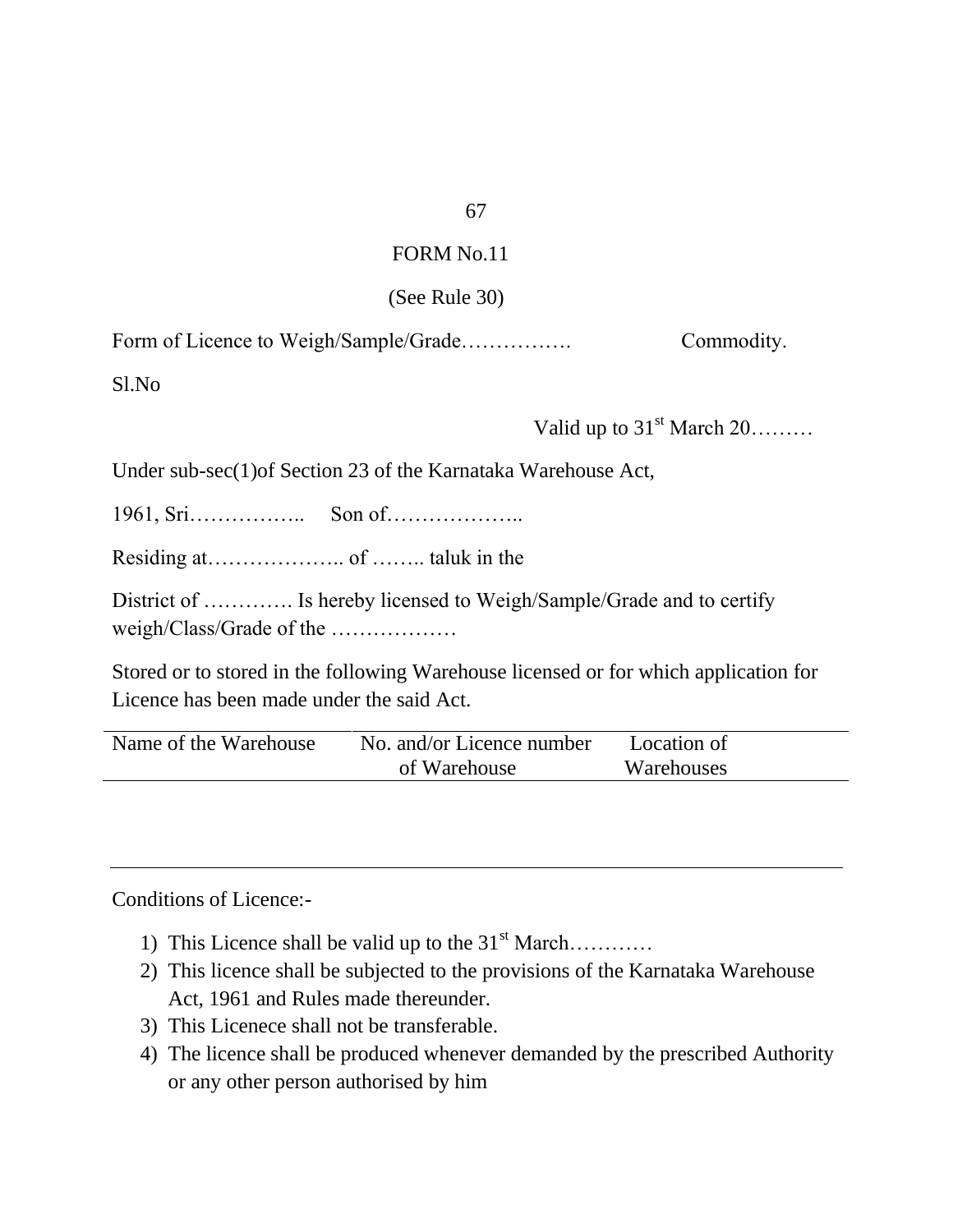# FORM No.11

(See Rule 30)

Form of Licence to Weigh/Sample/Grade……………. Commodity.

Sl.No

Valid up to 31st March 20………

Under sub-sec(1)of Section 23 of the Karnataka Warehouse Act,

1961, Sri…………….. Son of………………..

Residing at……………….. of …….. taluk in the

District of …………. Is hereby licensed to Weigh/Sample/Grade and to certify weigh/Class/Grade of the ………………

Stored or to stored in the following Warehouse licensed or for which application for Licence has been made under the said Act.

| Name of the Warehouse | No. and/or Licence number of Warehouse | Location of Warehouses |
|---|---|---|
| | | |

Conditions of Licence:-

1) This Licence shall be valid up to the 31st March…………
2) This licence shall be subjected to the provisions of the Karnataka Warehouse Act, 1961 and Rules made thereunder.
3) This Licenece shall not be transferable.
4) The licence shall be produced whenever demanded by the prescribed Authority or any other person authorised by him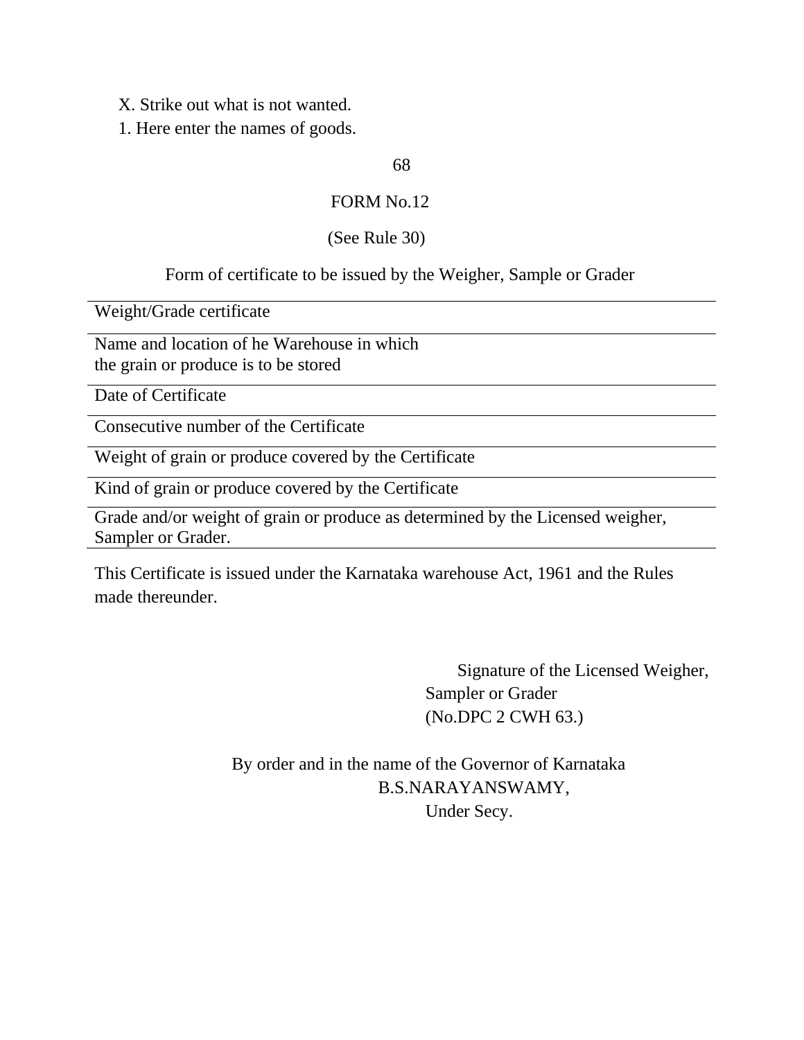X. Strike out what is not wanted.

1. Here enter the names of goods.

68

## FORM No.12

(See Rule 30)

Form of certificate to be issued by the Weigher, Sample or Grader

| |
|---|
| Weight/Grade certificate |
| Name and location of he Warehouse in which the grain or produce is to be stored |
| Date of Certificate |
| Consecutive number of the Certificate |
| Weight of grain or produce covered by the Certificate |
| Kind of grain or produce covered by the Certificate |
| Grade and/or weight of grain or produce as determined by the Licensed weigher, Sampler or Grader. |

This Certificate is issued under the Karnataka warehouse Act, 1961 and the Rules made thereunder.

Signature of the Licensed Weigher,
Sampler or Grader
(No.DPC 2 CWH 63.)

By order and in the name of the Governor of Karnataka
B.S.NARAYANSWAMY,
Under Secy.